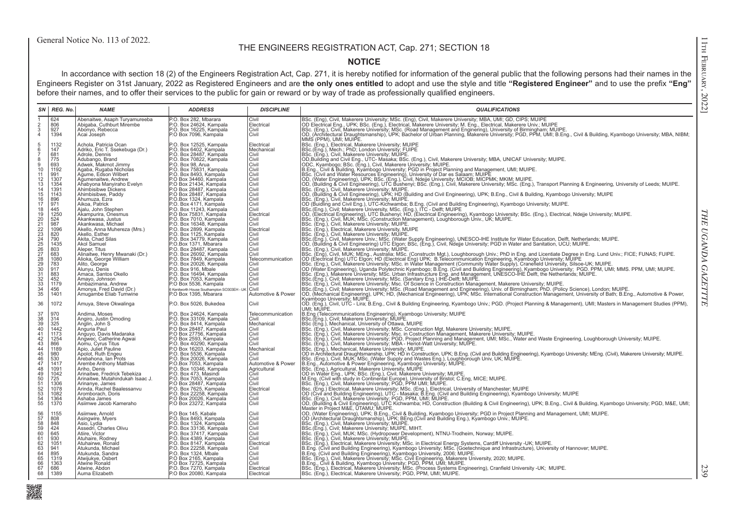General Notice No. 113 of 2022.

## THE ENGINEERS REGISTRATION ACT, Cap. 271; SECTION 18

### NOTICE

In accordance with section 18 (2) of the Engineers Registration Act, Cap. 271, it is hereby notified for information of the general public that the following persons had their names in the Engineers Register on 31st January, 2022 as Registered Engineers and are **the only ones entitled** to adopt and use the style and title **"Registered Engineer"** and to use the prefix **"Eng"** before their names, and to offer their services to the public for gain or reward or by way of trade as professionally qualified engineers.

| SN | REG. No. | NAME | ADDRESS | DISCIPLINE | QUALIFICATIONS |
|---|---|---|---|---|---|
| 1 | 624 | Abenaitwe, Asaph Turyamureeba | P.O. Box 282, Mbarara | Civil | BSc. (Eng), Civil, Makerere University; MSc. (Eng), Civil, Makerere University; MBA, UMI; GD, CIPS; MUIPE |
| 2 | 806 | Abigaba, Cuthburt Mirembe | P.O. Box 24624, Kampala | Electrical | OD Electrical Eng., UPK; BSc. (Eng.), Electrical, Makerere University; M. Eng., Electrical, Makerere Univ.; MUIPE |
| 3 | 927 | Abonyo, Rebecca | P.O. Box 16225, Kampala | Civil | BSc. (Eng.), Civil, Makerere University; MSc. (Road Management and Engineering), University of Birmingham; MUIPE. |
| 4 | 1394 | Acai Joseph | P.O Box 7096, Kampala | Civil | OD. (Architectural Draughtsmanship), UPK; Bachelor of Urban Planning, Makerere University; PGD, PPM, UMI; B.Eng., Civil & Building, Kyambogo University; MBA, NIBM; MMS (PPM), UMI; MUIPE. |
| 5 | 1132 | Achola, Patricia Ocan | P.O. Box 12525, Kampala | Electrical | BSc. (Eng.), Electrical, Makerere University; MUIPE |
| 6 | 147 | Adriko, Eric T. Ssekebuga (Dr.) | P.O. Box 6402, Kampala | Mechanical | BSc.(Eng.), Mech.; PhD; London University; FUIPE |
| 7 | 681 | Adrole, Dennis | P.O. Box 28487, Kampala | Civil | BSc. (Eng.), Civil, Makerere University; MUIPE. |
| 8 | 775 | Adubango, Brand | P.O. Box 70822, Kampala | Civil | OD,Building and Civil Eng., UTC- Masaka; BSc. (Eng.), Civil, Makerere University; MBA, UNICAF University; MUIPE. |
| 9 | 693 | Adwek, Makmot Jimmy | P.O. Box 98, Arua | Civil | ODC, Kyambogo; BSc. (Eng.), Civil, Makerere University; MUIPE. |
| 10 | 1192 | Agaba, Rugaba Nicholas | P.O. Box 75831, Kampala | Civil | B.Eng., Civil & Building, Kyambogo University; PGD in Project Planning and Management, UMI; MUIPE. |
| 11 | 991 | Agume, Edson Wilbert | P.O. Box 8493, Kampala | Civil | BSc. (Civil and Water Resources Engineering), University of Dar es Salaam; MUIPE |
| 12 | 1307 | Agumenaitwe, Andrew | P.O Box 34460, Kampala | Civil | OD, (Water Engineering), UPK; BSc. (Eng.), Civil, Ndejje University; MCIOB; MICPMK; MKIM; MUIPE. |
| 13 | 1354 | Ahabyona Manyiraho Evelyn | P.O Box 21434, Kampala | Civil | OD, (Building & Civil Engineering), UTC Bushenyi; BSc. (Eng.), Civil, Makerere University; MSc. (Eng.), Transport Planning & Engineering, University of Leeds; MUIPE. |
| 14 | 1391 | Ahimbisibwe Dickens | P.O Box 28487, Kampala | Civil | BSc. (Eng.), Civil, Makerere University; MUIPE. |
| 15 | 1143 | Ahimbisibwe, Paddy | P.O Box 28487, Kampala | Civil | OD, (Building & Civil Engineering), UPK; HD (Building and Civil Engineering), UPK; B.Eng., Civil & Building, Kyambogo University; MUIPE |
| 16 | 896 | Ahumuza, Ezra | P.O.Box 1324, Kampala | Civil | BSc. (Eng.), Civil, Makerere University; MUIPE. |
| 17 | 971 | Aikoa, Patrick | P.O. Box 4171, Kampala | Civil | OD (Building and Civil Eng.), UTC-Kichwamba; B.Eng. (Civil and Building Engineering), Kyambogo University; MUIPE. |
| 18 | 445 | Ajalu, John Stephen | P.O. Box 11243, Kampala | Civil | BSc.(Eng.), Civil; Makerere University, MSc. (Eng.), ITC - Delft; MUIPE |
| 19 | 1250 | Akampurira, Onesmus | P.O Box 75831, Kampala | Electrical | OD, (Electrical Engineering), UTC Bushenyi; HD, (Electrical Engineering), Kyambogo University; BSc. (Eng.), Electrical, Ndejje University; MUIPE. |
| 20 | 524 | Akankwasa, Justus | P.O. Box 7010, Kampala | Civil | BSc. (Eng.), Civil, MUK; MSc. (Construction Management), Loughborough Univ., UK; MUIPE. |
| 21 | 987 | Akankwasa, Michael | P.O. Box 16348, Kampala | Civil | BSc. (Eng.), Civil, Makerere University; MUIPE. |
| 22 | 1096 | Akello, Anna Muhereza (Mrs.) | P.O. Box 2899, Kampala | Electrical | BSc. (Eng.), Electrical, Makerere University, MUIPE |
| 23 | 820 | Akello, Esther | P.O. Box 1125, Kampala | Civil | BSc. (Eng.), Civil, Makerere University; MUIPE. |
| 24 | 790 | Akita, Chad Silas | P.O. Box 34779, Kampala | Civil | BSc.(Eng.), Civil, Makerere Univ.; MSc. (Water Supply Engineering), UNESCO-IHE Institute for Water Education, Delft, Netherlands; MUIPE. |
| 25 | 1435 | Akol Samuel | P.O.Box 1371, Mbarara | Civil | OD, (Building & Civil Engineering) UTC Elgon; BSc, (Eng.), Civil, Ndejje University; PGD in Water and Sanitation, UCU; MUIPE. |
| 26 | 803 | Aleper, Titus | P.O. Box 28487, Kampala | Civil | BSc. (Eng.), Civil, Makerere University; MUIPE. |
| 27 | 683 | Alinaitwe, Henry Mwanaki (Dr.) | P.O. Box 26092, Kampala | Civil | BSc. (Eng), Civil, MUK; MEng., Australia; MSc. (Constructn Mgt.), Loughborough Univ.; PhD in Eng. and Licentiate Degree in Eng. Lund Univ.; FICE; FUNAS; FUIPE. |
| 28 | 1080 | Alioka, George William | P.O. Box 7849, Kampala | Telecommunication | OD (Electrical Eng) UTC Elgon; HD (Electrical Eng) UPK; B.Telecommunication Engineering, Kyambogo University; MUIPE |
| 29 | 783 | Alito, George | P.O. Box 20026, Kampala | Civil | BSc. (Eng.), Civil, Makerere University; MSc. in Water Management (Community Water Supply), Cranfield University, Silsoe-UK; MUIPE. |
| 30 | 917 | Alunyu, Denis | P.O. Box 916, Mbale | Civil | OD (Water Engineering), Uganda Polytechnic Kyambogo; B.Eng. (Civil and Building Engineering), Kyambogo University; PGD. PPM, UMI; MMS. PPM, UMI; MUIPE. |
| 31 | 883 | Amaca, Santos Okello | P.O. Box 16494, Kampala | Civil | BSc. (Eng.), Makerere University; MSc. Urban Infrastructure Eng. and Management, UNESCO-IHE Delft, the Netherlands; MUIPE. |
| 32 | 452 | Amayo, Johnson | P.O. Box 7053, Kampala | Civil | BSc.(Eng.), Civil; Makerere University; MSc. (Sanitary Eng.) IHE-Delft; MUIPE. |
| 33 | 1179 | Ambazimana, Andrew | P.O Box 5536, Kampala | Civil | BSc. (Eng.), Civil, Makerere University; MSc. Of Science in Construction Management, Makerere University; MUIPE. |
| 34 | 456 | Amonya, Fred David (Dr.) | 6 Kenilworth House Southampton SO303EH - UK | Civil | BSc.(Eng.), Civil; Makerere University; MSc. (Road Management and Engineering), Univ. of Birmingham; PhD. (Policy Science), London; MUIPE. |
| 35 | 1401 | Amugambe Eliab Tumwine | P.O Box 1395, Mbarara | Automotive & Power | OD, (Mechanical Engineering), UPK; HD, (Mechanical Engineering), UPK; MSc. International Construction Management, University of Bath; B.Eng., Automotive & Power, Kyambogo University; MUIPE. |
| 36 | 1072 | Amuya, Steve Okwalinga | P.O. Box 5026, Bukedea | Civil | OD. (Eng.), Civil, UTC - Lira; B.Eng., Civil & Building Engineering, Kyambogo Univ.; PGD. (Project Planning & Management), UMI; Masters in Management Studies (PPM), UMI; MUIPE. |
| 37 | 970 | Andima, Moses | P.O. Box 24624, Kampala | Telecommunication | B.Eng (Telecommunications Engineering), Kyambogo University; MUIPE |
| 38 | 314 | Angiro, Justin Omoding | P.O. Box 33109, Kampala | Civil | BSc.(Eng.), Civil; Makerere University; MUIPE. |
| 39 | 325 | Anglin, John S | P.O. Box 8414, Kampala | Mechanical | BSc (Eng.), Mechanical, University of Ottawa, MUIPE |
| 40 | 1442 | Anguria Paul | P.O Box 28487, Kampala | Civil | BSc. (Eng.), Civil, Makerere University; MSc. Construction Mgt, Makerere University; MUIPE. |
| 41 | 1173 | Anguyo, Davis Madaraka | P.O Box 27756, Kampala | Civil | BSc. (Eng.), Civil, Makerere University; Msc. in Costruction Management, Makerere University; MUIPE. |
| 42 | 1254 | Angwec, Catherine Agwai | P.O Box 2593, Kampala | Civil | BSc. (Eng.), Civil, Makerere University; PGD, Project Planning and Management, UMI; MSc., Water and Waste Engineering, Loughborough University; MUIPE. |
| 43 | 866 | Aomu, Cyrus Titus | P.O. Box 40290, Kampala | Civil | BSc. (Eng.), Civil, Makerere University; MBA - Heriot-Watt University; MUIPE. |
| 44 | 1189 | Apio, Juliet Pauline | P.O Box 16203, Kampala | Mechanical | BSc. (Eng.), Mechanical, Makerere University; MUIPE. |
| 45 | 980 | Apolot, Ruth Engeu | P.O. Box 5536, Kampala | Civil | OD in Architectural Draughtsmanship, UPK; HD in Construction, UPK; B.Eng. (Civil and Building Engineering), Kyambogo University; MEng. (Civil), Makerere University; MUIPE. |
| 46 | 530 | Arebahona, Ian Prots | P.O. Box 20026, Kampala | Civil | BSc. (Eng.), Civil, MUK; MSc. (Water Supply and Wastes Eng.), Loughborough Univ, UK; MUIPE. |
| 47 | 1417 | Arembe Anthony Mathias | P.O.Box 7053, Kampala | Automotive & Power | B.Eng., Automotive & Power Engineering, Kyambogo University; MUIPE. |
| 48 | 1091 | Ariho, Denis | P.O. Box 10346, Kampala | Agricultural | BSc. (Eng.), Agricultural, Makerere University, MUIPE |
| 49 | 1042 | Arinaitwe, Fredrick Tebekiza | P.O. Box 473, Masindi | Civil | OD in Water Eng., UPK; BSc. (Eng.), Civil, Makerere University; MUIPE. |
| 50 | 725 | Arinaitwe, Mutahindukah Isaac J. | P.O. Box 7053, Kampala | Civil | M.Eng. (Civil with study in Continental Europe), University of Bristol; C.Eng, MICE; MUIPE. |
| 51 | 1306 | Arinanye, James | P.O Box 28487, Kampala | Civil | BSc. (Eng.), Civil, Makerere University; PGD, PPM UMI; MUIPE. |
| 52 | 1078 | Arinda, Rachel Baalessanvu | P.O. Box 7625, Kampala | Electrical | Bsc. (Eng.) Electrical, Makarere University; MSc. (Eng.), Electrical, University of Manchester; MUIPE |
| 53 | 1082 | Aromborach, Doris | P.O. Box 22258, Kampala | Civil | OD (Civil and Building Engineering), UTC - Masaka; B.Eng. (Civil and Building Engineering), Kyambogo University; MUIPE |
| 54 | 1364 | Ashaba James | P.O Box 20026, Kampala | Civil | BSc. (Eng.), Civil, Makerere University; PGD, PPM, UMI; MUIPE. |
| 55 | 1370 | Asiimwe Jacob Kameraho | P.O Box 23272, Kampala | Civil | OD, (Building & Civil Engineering), UTC Kichwamba; HD, Construction (Building & Civil Engineering), UPK; B.Eng., Civil & Building, Kyambogo University; PGD, M&E, UMI; Master in Project M&E, UTAMU; MUIPE. |
| 56 | 1155 | Asiimwe, Arnold | P.O Box 145, Kabale | Civil | OD. (Water Engineering), UPK; B.Eng., Civil & Building, Kyambogo University; PGD in Project Planning and Management, UMI; MUIPE. |
| 57 | 808 | Asingwire, Myers | P.O. Box 8493, Kampala | Civil | OD (Architectural Draughtsmanship), UPK; BEng.(Civil and Building Eng.), Kyambogo Univ.; MUIPE. |
| 58 | 848 | Asio, Lydia | P.O. Box 1324, Kampala | Civil | BSc. (Eng.), Civil, Makerere University; MUIPE. |
| 59 | 424 | Assedri, Charles Olivu | P.O. Box 33136, Kampala | Civil | BSc.(Eng.), Civil; Makerere University; MUIPE, MIHT. |
| 60 | 645 | Atiire, Victor | P.O. Box 37417, Kampala | Civil | BSc. (Eng.), Civil, MUK; MSc. (Hydropower Development), NTNU-Trodheim, Norway; MUIPE. |
| 61 | 930 | Atuhaire, Rodney | P.O. Box 4389, Kampala | Civil | BSc. (Eng.), Civil, Makerere University; MUIPE. |
| 62 | 1051 | Atuhairwe, Ronald | P.O. Box 8147, Kampala | Electrical | BSc. (Eng.), Electrical, Makerere University; MSc. in Electrical Energy Systems, Cardiff University -UK; MUIPE. |
| 63 | 941 | Atukunda, Michael | P.O. Box 22258, Kampala | Civil | B.Eng. (Civil and Building Engineering), Kyambogo University; MSc. (Geotechnique and Infrastructure), University of Hannover; MUIPE. |
| 64 | 895 | Atukunda, Sandra | P.O. Box 1324, Mbale | Civil | B.Eng. (Civil and Building Engineering), Kyambogo University, 2006; MUIPE. |
| 65 | 1319 | Atwijukye, Osbert | P.O Box 2165, Kampala | Civil | BSc. (Eng.), Civil, Makerere University; MSc. Civil Engineering, Makerere University, 2020; MUIPE. |
| 66 | 1363 | Atwine Ronald | P.O Box 72725, Kampala | Civil | B.Eng., Civil & Building, Kyambogo University; PGD, PPM, UMI; MUIPE. |
| 67 | 686 | Atwine, Abdon | P.O. Box 7270, Kampala | Electrical | BSc. (Eng.), Electrical, Makerere University; MSc. (Process Systems Engineering), Cranfield University -UK; MUIPE. |
| 68 | 1389 | Auma Elizabeth | P.O Box 20080, Kampala | Electrical | BSc. (Eng.), Electrical, Makerere University; PGD, PPM, UMI; MUIPE. |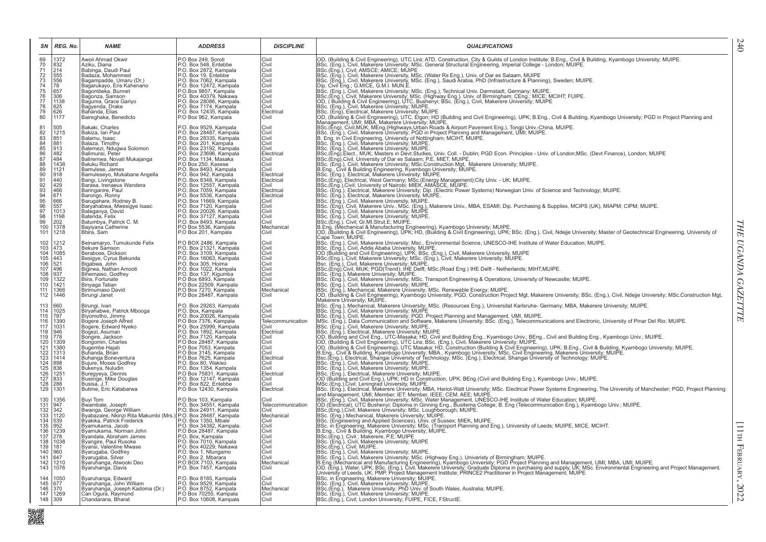| SN | REG. No. | NAME | ADDRESS | DISCIPLINE | QUALIFICATIONS |
|---|---|---|---|---|---|
| 69 | 1372 | Awoii Ahmad Okwir | P.O Box 249, Soroti | Civil | OD, (Building & Civil Engineering), UTC Lira; ATD, Construction, City & Guilds of London Institute; B.Eng., Civil & Building, Kyambogo University; MUIPE. |
| 70 | 832 | Aziku, Diana | P.O. Box 548, Entebbe | Civil | BSc. (Eng.), Civil, Makerere University; MSc. General Structural Engineering, Imperial College - London; MUIPE. |
| 71 | 214 | Babinga, Daudi Paul | P.O. Box 2872, Kampala | Civil | BSc.(Eng.), Civil; AMSCE; AMICE; MUIPE |
| 72 | 555 | Badaza, Mohammed | P.O. Box 19, Entebbe | Civil | BSc. (Eng.), Civil, Makerere University, MSc. (Water Rs Eng.), Univ. of Dar es Salaam, MUIPE |
| 73 | 556 | Bagampadde, Umaru (Dr.) | P.O. Box 7062, Kampala | Civil | BSc. (Eng.), Civil, Makerere University, MSc. (Eng.), Saudi Arabia, PhD (Infrastructure & Planning), Sweden; MUIPE. |
| 74 | 78 | Bagarukayo, Eris Kahenano | P.O. Box 12472, Kampala | Civil | Dip. Civil Eng.; G.MICE, G.M.I. MUN.E. |
| 75 | 657 | Bagombeka, Bunnet | P.O.Box 9857, Kampala | Civil | BSc. (Eng.), Civil, Makerere University; MSc. (Eng.), Technical Univ. Darmstadt, Germany; MUIPE. |
| 76 | 306 | Bagonza, Samson | P.O. Box 40379, Nakawa | Civil | BSc.(Eng.), Civil; Makerere University; MSc. (Highway Eng.), Univ. of Birmingham; CEng.; MICE; MCIHT; FUIPE. |
| 77 | 1138 | Baguma, Grace Gariyo | P.O. Box 28086, Kampala. | Civil | OD, ( Building & Civil Engineering), UTC, Bushenyi; BSc. (Eng.), Civil, Makerere University; MUIPE |
| 78 | 825 | Bagyenda, Drake | P.O. Box 7174, Kampala | Civil | BSc. (Eng.), Civil, Makerere University; MUIPE. |
| 79 | 626 | Bahanda, Elias | P.O. Box 12435, Kampala | Electrical | BSc. (Eng), Electrical, Makerere University; MUIPE |
| 80 | 1177 | Baireghaka, Benedicto | P.O Box 962, Kampala | Civil | OD, (Building & Civil Engineering), UTC, Elgon; HD (Building and Civil Engineering), UPK; B.Eng., Civil & Building, Kyambogo University; PGD in Project Planning and Management, UMI; MBA, Makerere University; MUIPE. |
| 81 | 505 | Bakaki, Charles | P.O. Box 9529, Kampala | Civil | BSc.(Eng), Civil,MUK; MEng.(Highways,Urban Roads & Airport Pavement Eng.), Tongji Univ.-China, MUIPE. |
| 82 | 1215 | Bakiza, Ian Paul | P.O. Box 28487, Kampala | Civil | BSc. (Eng.), Civil, Makerere University; PGD in Project Planning and Management, UMI; MUIPE. |
| 83 | 851 | Balamu, Isaac | P.O. Box 28335, Kampala | Civil | B. Eng. in Civil Engineering, University of Nottingham; MCIHT, MUIPE. |
| 84 | 881 | Balaza, Timothy | P.O. Box 201, Kampala | Civil | BSc. (Eng.), Civil, Makerere University; MUIPE. |
| 85 | 913 | Balemezi, Ndugwa Solomon | P.O. Box 23192, Kampala | Civil | BSc. (Eng.), Civil, Makerere University; MUIPE. |
| 86 | 482 | Balimunsi, Peter | P.O. Box 23696, Kampala | Electrical | BSc.(Eng),Elect., MUK; Masters in Devt.Studies, Univ. Coll. - Dublin; PGD Econ. Principles - Univ. of London;MSc. (Devt Finance), London; MUIPE |
| 87 | 484 | Baliremwa, Novati Mukajanga | P.O. Box 1134, Masaka | Civil | BSc.(Eng),Civil, University of Dar es Salaam; P.E, MIET, MUIPE. |
| 88 | 1438 | Baluku Richard | P.O Box 250, Kasese | Civil | BSc. (Eng.), Civil, Makerere University; MSc.Construction Mgt, Makerere University; MUIPE. |
| 89 | 1121 | Bamulese, James | P.O. Box 8493, Kampala | Civil | B.Eng., Civil & Building Engineering, Kyambogo University; MUIPE. |
| 90 | 918 | Bamuleseyo, Mukabane Angella | P.O. Box 942, Kampala | Electrical | BSc. (Eng.), Electrical, Makerere University; MUIPE. |
| 91 | 440 | Bangi, Livingstone | P.O. Box 8348, Kampala | Electrical | BSc.(Eng), Electrical, West Germany; MSc.(Energy Management);City Univ. - UK; MUIPE. |
| 92 | 429 | Barasa, Irenaeus Wandera | P.O. Box 12557, Kampala | Civil | BSc.(Eng.),Civil; University of Nairobi; MIEK, AMASCE, MUIPE. |
| 93 | 466 | Baringanire, Paul | P.O. Box 7059, Kampala | Electrical | BSc. (Eng.), Electrical, Makerere University; Dip. (Electric Power Systems) Norwegian Univ. of Science and Technology; MUIPE. |
| 94 | 671 | Barongo, Ronny | P.O. Box 5536, Kampala | Electrical | BSc. (Eng.), Electrical, Makerere University, MUIPE. |
| 95 | 666 | Barugahare, Rodney B. | P.O. Box 11669, Kampala | Civil | BSc. (Eng.), Civil, Makerere University, MUIPE. |
| 96 | 557 | Baryahabwa, Mwesigye Isaac | P.O. Box 7120, Kampala | Civil | BSc. (Eng.), Civil, Makerere Univ., MSc. (Eng.), Makerere Univ., MBA, ESAMI; Dip. Purchasing & Supplies, MCIPS (UK), MIAPM; CIPM; MUIPE. |
| 97 | 1013 | Bateganya, David | P.O. Box 20026, Kampala | Civil | BSc. (Eng.), Civil, Makerere University; MUIPE |
| 98 | 1198 | Batenda, Felix | P.O. Box 37127, Kampala | Civil | BSc. (Eng.), Civil, Makerere University; MUIPE. |
| 99 | 202 | Batumbya, Patrick C. M. | P.O. Box 8493, Kampala | Civil | BSc.(Eng.), Civil; Gr.MI.Strut.E; MUIPE. |
| 100 | 1378 | Bayiyana Catherine | P.O Box 5536, Kampala | Mechanical | B.Eng. (Mechanical & Manufacturing Engineering), Kyambogo University; MUIPE. |
| 101 | 1218 | Bbira, Sam | P.O Box 201, Kampala | Civil | OD, (Building & Civil Engineering), UPK; HD, (Building & Civil Engineering), UPK; BSc. (Eng.), Civil, Ndejje University; Master of Geotechnical Engineering, University of Cape Town; MUIPE. |
| 102 | 1212 | Beinamaryo, Tumukunde Felix | P.O BOX 2486, Kampala | Civil | BSc. (Eng.), Civil, Makerere University; MSc., Environmental Science, UNESCO-IHE Institute of Water Education; MUIPE. |
| 103 | 473 | Bekure Samson | P.O. Box 21321, Kampala | Civil | BSc. (Eng.), Civil, Addis Ababa University, MUIPE. |
| 104 | 1085 | Berabose, Dickson | P.O. Box 3109, Kampala | Civil | OD (Building and Civil Engineering), UPK; BSc. (Eng.), Civil, Makerere University, MUIPE |
| 105 | 443 | Besigye, Cyrus Bekunda | P.O. Box 16063, Kampala | Civil | BSc. (Eng.), Civil; Makerere University; MSc. (Eng.), Civil; Makerere University; MUIPE. |
| 106 | 521 | Bigabwa, John | P.O. Box 305, Hoima | Civil | Bsc. (Eng.), Civil, Makerere University; MUIPE. |
| 107 | 496 | Bigirwa, Nathan Amooti | P.O. Box 1022, Kampala | Civil | BSc.(Eng),Civil, MUK; PGD(Trend); IHE Delft; MSc.(Road Eng.) IHE Delft - Netherlands; MIHT,MUIPE. |
| 108 | 937 | Bihemaiso, Godfrey | P.O. Box 137, Kigumba | Civil | BSc. (Eng.), Makerere University; MUIPE. |
| 109 | 1322 | Biira, Fortunate | P.O Box 6893, Kampala | Civil | BSc. (Eng.), Civil, Makerere University; MSc. Transport Engineering & Operations, University of Newcastle; MUIPE. |
| 110 | 1421 | Binyaga Tatian | P.O. Box 22509, Kampala | Civil | BSc. (Eng.), Civil, Makerere University; MUIPE. |
| 111 | 1366 | Birimumaso David | P.O Box 7270, Kampala | Mechanical | BSc. (Eng.), Mechanical, Makerere University; MSc. Renewable Energy; MUIPE. |
| 112 | 1446 | Birungi Janet | P.O Box 28487, Kampala | Civil | OD, (Building & Civil Engineering), Kyambogo University; PGD, Construction Project Mgt, Makerere University; BSc, (Eng.), Civil, Ndejje University; MSc.Construction Mgt, Makerere University; MUIPE. |
| 113 | 660 | Birungi, Ivan | P.O. Box 29263, Kampala | Civil | BSc. (Eng.), Mechanical, Makerere University; MSc. (Resources Eng.), Universitat Karlsruhe- Germany; MBA, Makerere University; MUIPE. |
| 114 | 1025 | Biryahabwe, Patrick Mbooga | P.O. Box, Kampala | Civil | BSc. (Eng.), Civil, Makerere University; MUIPE |
| 115 | 787 | Biyomotho, Jimmy | P.O. Box 20026, Kampala | Civil | BSc. (Eng.), Civil, Makerere University; PGD. Project Planning and Management, UMI, MUIPE. |
| 116 | 1390 | Bogere Joseph Alfred | P.O Box 7376, Kampala | Telecommunication | MSc. (Eng.), Data Communication and Software, Makerere University; BSc. (Eng.), Telecommunications and Electronic, University of Pinar Del Rio; MUIPE. |
| 117 | 1031 | Bogere, Edward Nyeko | P.O. Box 25999, Kampala | Civil | BSc. (Eng.), Civil, Makerere University; MUIPE. |
| 118 | 946 | Bogezi, Asuman | P.O. Box 1892, Kampala | Electrical | BSc. (Eng.), Electrical, Makerere University; MUIPE |
| 119 | 778 | Bongire, Jackson | P.O. Box 7120, Kampala | Civil | OD, Building and Civil Eng., UTC-Masaka; HD, Civil and Building Eng., Kyambogo Univ.; BEng., Civil and Building Eng., Kyambogo Univ.; MUIPE. |
| 120 | 1309 | Bongomin, Charles | P.O. Box 28487, Kampala | Civil | OD, (Building & Civil Engineering), UTC Lira; BSc. (Eng.), Civil, Makerere University; MUIPE. |
| 121 | 1380 | Bugembe Hajab | P.O Box 7053, Kampala | Civil | OD, (Building & Civil Engineering), UTC Masaka; HD, Construction (Building & Civil Engineering), UPK; B.Eng., Civil & Building, Kyambogo University; MUIPE. |
| 122 | 1313 | Buhanda, Brian | P.O Box 3145, Kampala | Civil | B.Eng., Civil & Building, Kyambogo University; MBA., Kyambogo University; MSc. Civil Engineering, Makerere University; MUIPE. |
| 123 | 1414 | Buhanga Boneventura | P.O.Box 7625, Kampala | Electrical | Bsc.(Eng.), Electrical, Shangai University of Technology; MSc. (Eng.), Electrical, Shangai University of Technology; MUIPE. |
| 124 | 898 | Bujure, Moses Godfrey | P.O. Box 80, Wakiso | Civil | BSc. (Eng.), Civil, Makerere University; MUIPE. |
| 125 | 836 | Bukenya, Nuludin | P.O. Box 1354, Kampala | Civil | BSc. (Eng.), Civil, Makerere University; MUIPE. |
| 126 | 1251 | Buregyeya, Dennis | P.O Box 75831, Kampala | Electrical | BSc. (Eng.), Electrical, Makerere University; MUIPE. |
| 127 | 833 | Busiinge, Mike Douglas | P.O. Box 12147, Kampala | Civil | OD (Building and Civil Eng.), UPK; HD in Construction, UPK; BEng.(Civil and Building Eng.), Kyambogo Univ.; MUIPE. |
| 128 | 288 | Busisa, J.T. | P.O. Box 822, Entebbe | Civil | MSc.(Eng.),Civil; Leningrad University, MUIPE. |
| 129 | 1301 | Butime, Eric Katabarwa | P.O Box 12430, Kampala | Electrical | BSc. (Eng.), Electrical, Makerere University; MBA, Heriot-Watt University; MSc. Electrical Power Systems Engineering, The University of Manchester; PGD, Project Planning and Management, UMI; Member, IET; Member, IEEE; CEM, AEE; MUIPE. |
| 130 | 1356 | Buyi Tom | P.O Box 103, Kampala | Civil | BSc. (Eng.), Civil, Makerere University; MSc. Water Management, UNESCO-IHE Institute of Water Education; MUIPE. |
| 131 | 947 | Bwambale, Joseph | P.O. Box 34551, Kampala | Telecommunication | OD (Electrical), UTC Bushenyi; Diploma in Ginning Eng., Busitema College; B. Eng (Telecommunication Eng.), Kyambogo Univ.; MUIPE. |
| 132 | 342 | Bwanga, George William | P.O. Box 24911, Kampala | Civil | BSc.(Eng.),Civil; Makerere University; MSc. Loughborough; MUIPE. |
| 133 | 1120 | Byabazaire, Nkinzi Rita Makumbi (Mrs.) | P.O. Box 28487, Kampala | Mechanical | BSc. (Eng.) Mechanical, Makerere University; MUIPE. |
| 134 | 539 | Byakika, Patrick Frederick | P.O. Box 1350, Mbale | Civil | BSc. (Engineering and Applied Sciences), Univ. of Sussex; MIEK, MUIPE. |
| 135 | 952 | Byamukama, Jacob | P.O. Box 34382, Kampala. | Civil | BSc. in Engineering, Makerere University; MSc. (Transport Planning and Eng.), University of Leeds; MUIPE, MICE, MCIHT. |
| 136 | 1239 | Byamukama, Norman John | P.O Box 28487, Kampala | Civil | B.Eng., Civil & Building, Kyambogo University; MUIPE. |
| 137 | 278 | Byandala, Abraham James | P.O. Box, Kampala | Civil | BSc.(Eng.), Civil ; Makerere, P.E; MUIPE |
| 138 | 1038 | Byangire, Paul Rusoke | P.O. Box 7010, Kampala | Civil | BSc. (Eng.), Civil, Makerere University; MUIPE |
| 139 | 181 | Byansi, Valentine Mwase | P.O. Box 40229, Nakawa | Civil | BSc.(Eng.), Civil; MUIPE. |
| 140 | 960 | Byarugaba, Godfrey | P.O. Box 1, Ntungamo | Civil | BSc. (Eng.), Civil, Makerere University; MUIPE. |
| 141 | 647 | Byarugaba, Silver | P.O. Box 2, Mbarara | Civil | BSc. (Eng.), Civil, Makerere University; MSc. (Highway Eng.), Univeristy of Birmingham; MUIPE. |
| 142 | 1210 | Byaruhanga, Atwooki Deo | P.O BOX 7103, Kampala | Mechanical | B.Eng (Mechanical and Manufacturing Engineering), Kyambogo University; PGD Project Planning and Management, UMI; MBA, UMI; MUIPE. |
| 143 | 1076 | Byaruhanga, Davis | P.O. Box 7457, Kampala | Civil | OD. (Eng.), Water, UPK; BSc. (Eng.), Civil, Makerere University; Graduate Diploma in purchasing and supply, UK; MSc. Environmental Engineering and Project Management, University of Leeds, UK; PMP, Project Management Institute; PRINCE2 Practitioner in Project Management; MUIPE |
| 144 | 1050 | Byaruhanga, Edward | P.O. Box 8185, Kampala | Civil | BSc. in Engineering, Makerere University; MUIPE. |
| 145 | 677 | Byaruhanga, John William | P.O. Box 9529, Kampala | Civil | BSc. (Eng.), Civil, Makerere University; MUIPE. |
| 146 | 370 | Byaruhanga, Joseph Kadoma (Dr.) | P.O. Box 8752, Kampala | Mechanical | BSc.(Eng.), Makerere University; PhD Univ. of South Wales, Australia; MUIPE. |
| 147 | 1269 | Can Ogura, Raymond | P.O Box 70255, Kampala | Civil | BSc. (Eng.), Civil, Makerere University; MUIPE. |
| 148 | 309 | Chandarana, Bharat | P.O. Box 10608, Kampala | Civil | BSc.(Eng.), Civil; London University; FUIPE, FICE, FStructE. |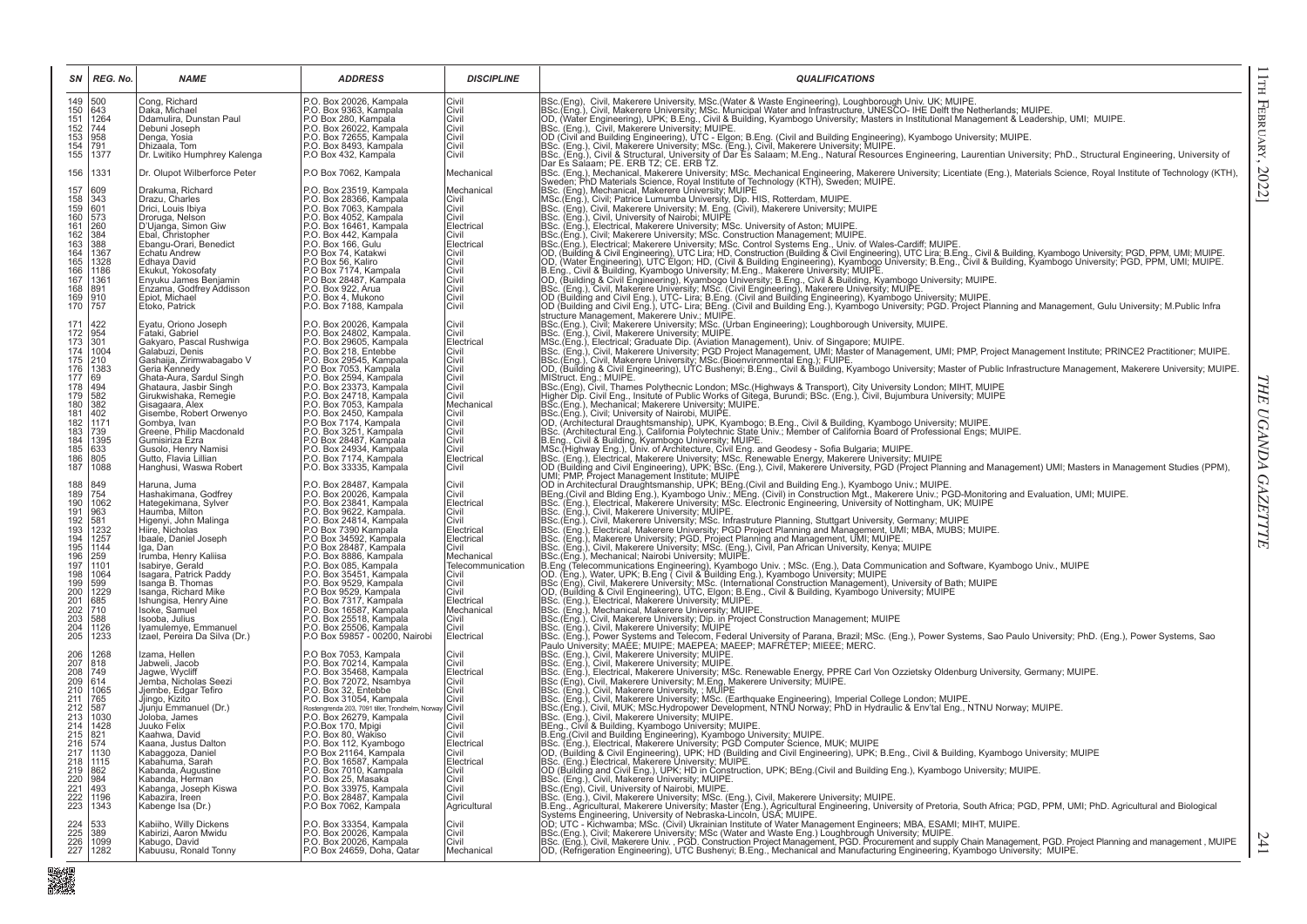| SN | REG. No. | NAME | ADDRESS | DISCIPLINE | QUALIFICATIONS |
|---|---|---|---|---|---|
| 149 | 500 | Cong, Richard | P.O. Box 20026, Kampala | Civil | BSc.(Eng), Civil, Makerere University, MSc.(Water & Waste Engineering), Loughborough Univ. UK; MUIPE. |
| 150 | 643 | Daka, Michael | P.O. Box 9363, Kampala | Civil | BSc.(Eng.), Civil, Makerere University; MSc. Municipal Water and Infrastructure, UNESCO- IHE Delft the Netherlands; MUIPE. |
| 151 | 1264 | Ddamulira, Dunstan Paul | P.O Box 280, Kampala | Civil | OD, (Water Engineering), UPK; B.Eng., Civil & Building, Kyambogo University; Masters in Institutional Management & Leadership, UMI; MUIPE. |
| 152 | 744 | Debuni Joseph | P.O. Box 26022, Kampala | Civil | BSc. (Eng.), Civil, Makerere University; MUIPE. |
| 153 | 958 | Denga, Yosia | P.O. Box 72655, Kampala | Civil | OD (Civil and Building Engineering), UTC - Elgon; B.Eng. (Civil and Building Engineering), Kyambogo University; MUIPE. |
| 154 | 791 | Dhizaala, Tom | P.O. Box 8493, Kampala | Civil | BSc. (Eng.), Civil, Makerere University; MSc. (Eng.), Civil, Makerere University; MUIPE. |
| 155 | 1377 | Dr. Lwitiko Humphrey Kalenga | P.O Box 432, Kampala | Civil | BSc. (Eng.), Civil & Structural, University of Dar Es Salaam; M.Eng., Natural Resources Engineering, Laurentian University; PhD., Structural Engineering, University of Dar Es Salaam; PE. ERB TZ; CE. ERB TZ. |
| 156 | 1331 | Dr. Olupot Wilberforce Peter | P.O Box 7062, Kampala | Mechanical | BSc. (Eng.), Mechanical, Makerere University; MSc. Mechanical Engineering, Makerere University; Licentiate (Eng.), Materials Science, Royal Institute of Technology (KTH), Sweden; PhD Materials Science, Royal Institute of Technology (KTH), Sweden; MUIPE. |
| 157 | 609 | Drakuma, Richard | P.O. Box 23519, Kampala | Mechanical | BSc. (Eng), Mechanical, Makerere University; MUIPE |
| 158 | 343 | Drazu, Charles | P.O. Box 28366, Kampala | Civil | MSc.(Eng.), Civil; Patrice Lumumba University, Dip. HIS, Rotterdam, MUIPE. |
| 159 | 601 | Drici, Louis Ibiya | P.O. Box 7063, Kampala | Civil | BSc. (Eng), Civil, Makerere University; M. Eng. (Civil), Makerere University; MUIPE |
| 160 | 573 | Droruga, Nelson | P.O. Box 4052, Kampala | Civil | BSc. (Eng.), Civil, University of Nairobi; MUIPE |
| 161 | 260 | D'Ujanga, Simon Giw | P.O. Box 16461, Kampala | Electrical | BSc. (Eng.), Electrical, Makerere University; MSc. University of Aston; MUIPE. |
| 162 | 384 | Ebal, Christopher | P.O. Box 442, Kampala | Civil | BSc.(Eng.), Civil; Makerere University; MSc. Construction Management; MUIPE. |
| 163 | 388 | Ebangu-Orari, Benedict | P.O. Box 166, Gulu | Electrical | BSc.(Eng.), Electrical; Makerere University; MSc. Control Systems Eng., Univ. of Wales-Cardiff; MUIPE. |
| 164 | 1367 | Echatu Andrew | P.O Box 74, Katakwi | Civil | OD, (Building & Civil Engineering), UTC Lira; HD, Construction (Building & Civil Engineering), UTC Lira; B.Eng., Civil & Building, Kyambogo University; PGD, PPM, UMI; MUIPE. |
| 165 | 1328 | Edhaya David | P.O Box 56, Kaliro | Civil | OD, (Water Engineering), UTC Elgon; HD, (Civil & Building Engineering), Kyambogo University; B.Eng., Civil & Building, Kyambogo University; PGD, PPM, UMI; MUIPE. |
| 166 | 1186 | Ekukut, Yokosofaty | P.O Box 7174, Kampala | Civil | B.Eng., Civil & Building, Kyambogo University; M.Eng., Makerere University; MUIPE. |
| 167 | 1361 | Enyuku James Benjamin | P.O Box 28487, Kampala | Civil | OD, (Building & Civil Engineering), Kyambogo University; B.Eng., Civil & Building, Kyambogo University; MUIPE. |
| 168 | 891 | Enzama, Godfrey Addisson | P.O. Box 922, Arua | Civil | BSc. (Eng.), Civil, Makerere University; MSc. (Civil Engineering), Makerere University; MUIPE. |
| 169 | 910 | Epiot, Michael | P.O. Box 4, Mukono | Civil | OD (Building and Civil Eng.), UTC- Lira; B.Eng. (Civil and Building Engineering), Kyambogo University; MUIPE. |
| 170 | 757 | Etoko, Patrick | P.O. Box 7188, Kampala | Civil | OD (Building and Civil Eng.), UTC- Lira; BEng. (Civil and Building Eng.), Kyambogo University; PGD. Project Planning and Management, Gulu University; M.Public Infra structure Management, Makerere Univ.; MUIPE. |
| 171 | 422 | Eyatu, Oriono Joseph | P.O. Box 20026, Kampala | Civil | BSc.(Eng.), Civil; Makerere University; MSc. (Urban Engineering); Loughborough University, MUIPE. |
| 172 | 954 | Fataki, Gabriel | P.O. Box 24802, Kampala. | Civil | BSc. (Eng.), Civil, Makerere University; MUIPE. |
| 173 | 301 | Gakyaro, Pascal Rushwiga | P.O. Box 29605, Kampala | Electrical | MSc.(Eng.), Electrical; Graduate Dip. (Aviation Management), Univ. of Singapore; MUIPE. |
| 174 | 1004 | Galabuzi, Denis | P.O. Box 218, Entebbe | Civil | BSc. (Eng.), Civil, Makerere University; PGD Project Management, UMI; Master of Management, UMI; PMP, Project Management Institute; PRINCE2 Practitioner; MUIPE. |
| 175 | 210 | Gashaija, Zirimwabagabo V | P.O. Box 29545, Kampala | Civil | BSc.(Eng.), Civil, Makerere University; MSc.(Bioenvironmental Eng.); FUIPE. |
| 176 | 1383 | Geria Kennedy | P.O Box 7053, Kampala | Civil | OD, (Building & Civil Engineering), UTC Bushenyi; B.Eng., Civil & Building, Kyambogo University; Master of Public Infrastructure Management, Makerere University; MUIPE. |
| 177 | 69 | Ghata-Aura, Sardul Singh | P.O. Box 2594, Kampala | Civil | MIStruct. Eng.; MUIPE. |
| 178 | 494 | Ghataura, Jasbir Singh | P.O. Box 23373, Kampala | Civil | BSc.(Eng), Civil, Thames Polythecnic London; MSc.(Highways & Transport), City University London; MIHT, MUIPE |
| 179 | 582 | Girukwishaka, Remegie | P.O. Box 24718, Kampala | Civil | Higher Dip. Civil Eng., Insitute of Public Works of Gitega, Burundi; BSc. (Eng.), Civil, Bujumbura University; MUIPE |
| 180 | 382 | Gisagaara, Alex | P.O. Box 7053, Kampala | Mechanical | BSc.(Eng.), Mechanical; Makerere University; MUIPE. |
| 181 | 402 | Gisembe, Robert Orwenyo | P.O. Box 2450, Kampala | Civil | BSc.(Eng.), Civil; University of Nairobi, MUIPE. |
| 182 | 1171 | Gombya, Ivan | P.O. Box 7174, Kampala | Civil | OD, (Architectural Draughtsmanship), UPK, Kyambogo; B.Eng., Civil & Building, Kyambogo University; MUIPE. |
| 183 | 739 | Greene, Philip Macdonald | P.O. Box 3251, Kampala | Civil | BSc. (Architectural Eng.), California Polytechnic State Univ.; Member of California Board of Professional Engs; MUIPE. |
| 184 | 1395 | Gumisiriza Ezra | P.O Box 28487, Kampala | Civil | B.Eng., Civil & Building, Kyambogo University; MUIPE. |
| 185 | 633 | Gusolo, Henry Namisi | P.O. Box 24934, Kampala | Civil | MSc.(Highway Eng.), Univ. of Architecture, Civil Eng. and Geodesy - Sofia Bulgaria; MUIPE. |
| 186 | 805 | Gutto, Flavia Lillian | P.O. Box 7174, Kampala | Electrical | BSc. (Eng.), Electrical, Makerere University; MSc. Renewable Energy, Makerere University; MUIPE |
| 187 | 1088 | Hanghusi, Waswa Robert | P.O. Box 33335, Kampala | Civil | OD (Building and Civil Engineering), UPK; BSc. (Eng.), Civil, Makerere University, PGD (Project Planning and Management) UMI; Masters in Management Studies (PPM), UMI; PMP, Project Management Institute; MUIPE |
| 188 | 849 | Haruna, Juma | P.O. Box 28487, Kampala | Civil | OD in Architectural Draughtsmanship, UPK; BEng.(Civil and Building Eng.), Kyambogo Univ.; MUIPE. |
| 189 | 754 | Hashakimana, Godfrey | P.O. Box 20026, Kampala | Civil | BEng.(Civil and Blding Eng.), Kyambogo Univ.; MEng. (Civil) in Construction Mgt., Makerere Univ.; PGD-Monitoring and Evaluation, UMI; MUIPE. |
| 190 | 1062 | Hategekimana, Sylver | P.O. Box 23841, Kampala | Electrical | BSc. (Eng.), Electrical, Makerere University; MSc. Electronic Engineering, University of Nottingham, UK; MUIPE |
| 191 | 963 | Haumba, Milton | P.O. Box 9622, Kampala. | Civil | BSc. (Eng.), Civil, Makerere University; MUIPE. |
| 192 | 581 | Higenyi, John Malinga | P.O. Box 24814, Kampala | Civil | BSc.(Eng.), Civil, Makerere University; MSc. Infrastructure Planning, Stuttgart University, Germany; MUIPE |
| 193 | 1232 | Hiire, Nicholas | P.O Box 7390 Kampala | Electrical | BSc. (Eng.), Electrical, Makerere University; PGD Project Planning and Management, UMI; MBA, MUBS; MUIPE. |
| 194 | 1257 | Ibaale, Daniel Joseph | P.O Box 34592, Kampala | Electrical | BSc. (Eng.), Makerere University; PGD, Project Planning and Management, UMI; MUIPE. |
| 195 | 1144 | Iga, Dan | P.O Box 28487, Kampala | Civil | BSc. (Eng.), Civil, Makerere University; MSc. (Eng.), Civil, Pan African University, Kenya; MUIPE |
| 196 | 259 | Irumba, Henry Kaliisa | P.O. Box 8886, Kampala | Mechanical | BSc.(Eng.), Mechanical; Nairobi University; MUIPE. |
| 197 | 1101 | Isabirye, Gerald | P.O. Box 085, Kampala | Telecommunication | B.Eng (Telecommunications Engineering), Kyambogo Univ. ; MSc. (Eng.), Data Communication and Software, Kyambogo Univ., MUIPE |
| 198 | 1064 | Isagara, Patrick Paddy | P.O. Box 35451, Kampala | Civil | OD. (Eng.), Water, UPK; B.Eng ( Civil & Building Eng.), Kyambogo University; MUIPE |
| 199 | 599 | Isanga B. Thomas | P.O. Box 9529, Kampala | Civil | BSc (Eng), Civil, Makerere University; MSc. (International Construction Management), University of Bath; MUIPE |
| 200 | 1229 | Isanga, Richard Mike | P.O Box 9529, Kampala | Civil | OD, (Building & Civil Engineering), UTC, Elgon; B.Eng., Civil & Building, Kyambogo University; MUIPE |
| 201 | 685 | Ishungisa, Henry Aine | P.O. Box 7317, Kampala | Electrical | BSc. (Eng.), Electrical, Makerere University; MUIPE. |
| 202 | 710 | Isoke, Samuel | P.O. Box 16587, Kampala | Mechanical | BSc. (Eng.), Mechanical, Makerere University; MUIPE. |
| 203 | 588 | Isooba, Julius | P.O. Box 25518, Kampala | Civil | BSc.(Eng.), Civil, Makerere University; Dip. in Project Construction Management; MUIPE |
| 204 | 1126 | Iyamulemye, Emmanuel | P.O. Box 25506, Kampala | Civil | BSc. (Eng.), Civil, Makerere University; MUIPE |
| 205 | 1233 | Izael, Pereira Da Silva (Dr.) | P.O Box 59857 - 00200, Nairobi | Electrical | BSc. (Eng.), Power Systems and Telecom, Federal University of Parana, Brazil; MSc. (Eng.), Power Systems, Sao Paulo University; PhD. (Eng.), Power Systems, Sao Paulo University; MAEE; MUIPE; MAEPEA; MAEEP; MAFRETEP; MIEEE; MERC. |
| 206 | 1268 | Izama, Hellen | P.O Box 7053, Kampala | Civil | BSc. (Eng.), Civil, Makerere University; MUIPE. |
| 207 | 818 | Jabweli, Jacob | P.O. Box 70214, Kampala | Civil | BSc. (Eng.), Civil, Makerere University; MUIPE. |
| 208 | 749 | Jagwe, Wycliff | P.O. Box 35468, Kampala | Electrical | BSc. (Eng.), Electrical, Makerere University; MSc. Renewable Energy, PPRE Carl Von Ozzietsky Oldenburg University, Germany; MUIPE. |
| 209 | 614 | Jemba, Nicholas Seezi | P.O. Box 72072, Nsambya | Civil | BSc (Eng), Civil, Makerere University; M.Eng, Makerere University; MUIPE. |
| 210 | 1065 | Jjembe, Edgar Tefiro | P.O. Box 32, Entebbe | Civil | BSc. (Eng.), Civil, Makerere University, ; MUIPE |
| 211 | 765 | Jjingo, Kizito | P.O. Box 31054, Kampala | Civil | BSc. (Eng.), Civil, Makerere University; MSc. (Earthquake Engineering), Imperial College London; MUIPE. |
| 212 | 587 | Jjunju Emmanuel (Dr.) | Rostengrenda 203, 7091 tiller, Trondheim, Norway | Civil | BSc.(Eng.), Civil, MUK; MSc.Hydropower Development, NTNU Norway; PhD in Hydraulic & Env'tal Eng., NTNU Norway; MUIPE. |
| 213 | 1030 | Joloba, James | P.O. Box 26279, Kampala | Civil | BSc. (Eng.), Civil, Makerere University; MUIPE. |
| 214 | 1428 | Juuko Felix | P.O.Box 170, Mpigi | Civil | BEng., Civil & Building, Kyambogo University; MUIPE. |
| 215 | 821 | Kaahwa, David | P.O. Box 80, Wakiso | Civil | B.Eng.(Civil and Building Engineering), Kyambogo University; MUIPE. |
| 216 | 574 | Kaana, Justus Dalton | P.O. Box 112, Kyambogo | Electrical | BSc. (Eng.), Electrical, Makerere University; PGD Computer Science, MUK; MUIPE |
| 217 | 1130 | Kabaggoza, Daniel | P.O Box 21164, Kampala | Civil | OD, (Building & Civil Engineering), UPK; HD (Building and Civil Engineering), UPK; B.Eng., Civil & Building, Kyambogo University; MUIPE |
| 218 | 1115 | Kabahuma, Sarah | P.O. Box 16587, Kampala | Electrical | BSc. (Eng.) Electrical, Makerere University; MUIPE. |
| 219 | 862 | Kabanda, Augustine | P.O. Box 7010, Kampala | Civil | OD (Building and Civil Eng.), UPK; HD in Construction, UPK; BEng.(Civil and Building Eng.), Kyambogo University; MUIPE. |
| 220 | 984 | Kabanda, Herman | P.O. Box 25, Masaka | Civil | BSc. (Eng.), Civil, Makerere University; MUIPE. |
| 221 | 493 | Kabanga, Joseph Kiswa | P.O. Box 33975, Kampala | Civil | BSc.(Eng), Civil, University of Nairobi, MUIPE. |
| 222 | 1196 | Kabazira, Ireen | P.O. Box 28487, Kampala | Civil | BSc. (Eng.), Civil, Makerere University; MSc. (Eng.), Civil, Makerere University; MUIPE. |
| 223 | 1343 | Kabenge Isa (Dr.) | P.O Box 7062, Kampala | Agricultural | B.Eng., Agricultural, Makerere University; Master (Eng.), Agricultural Engineering, University of Pretoria, South Africa; PGD, PPM, UMI; PhD. Agricultural and Biological Systems Engineering, University of Nebraska-Lincoln, USA; MUIPE. |
| 224 | 533 | Kabiiho, Willy Dickens | P.O. Box 33354, Kampala | Civil | OD; UTC - Kichwamba; MSc. (Civil) Ukrainian Institute of Water Management Engineers; MBA, ESAMI; MIHT, MUIPE. |
| 225 | 389 | Kabirizi, Aaron Mwidu | P.O. Box 20026, Kampala | Civil | BSc.(Eng.), Civil; Makerere University; MSc (Water and Waste Eng.) Loughborough University; MUIPE. |
| 226 | 1099 | Kabugo, David | P.O. Box 20026, Kampala | Civil | BSc. (Eng.), Civil, Makerere Univ. , PGD. Construction Project Management, PGD. Procurement and supply Chain Management, PGD. Project Planning and management , MUIPE |
| 227 | 1282 | Kabuusu, Ronald Tonny | P.O Box 24659, Doha, Qatar | Mechanical | OD, (Refrigeration Engineering), UTC Bushenyi; B.Eng., Mechanical and Manufacturing Engineering, Kyambogo University; MUIPE. |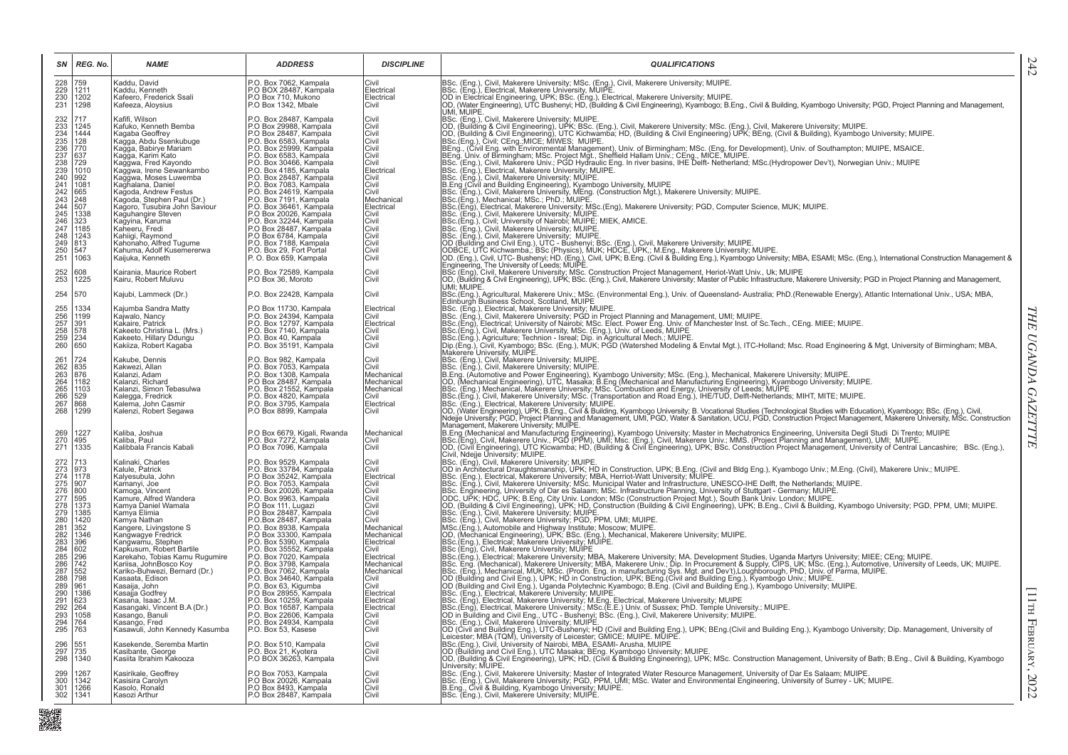| SN | REG. No. | NAME | ADDRESS | DISCIPLINE | QUALIFICATIONS |
|---|---|---|---|---|---|
| 228 | 759 | Kaddu, David | P.O. Box 7062, Kampala | Civil | BSc. (Eng.), Civil, Makerere University; MSc. (Eng.), Civil, Makerere University; MUIPE. |
| 229 | 1211 | Kaddu, Kenneth | P.O BOX 28487, Kampala | Electrical | BSc. (Eng.), Electrical, Makerere University, MUIPE. |
| 230 | 1202 | Kafeero, Frederick Ssali | P.O Box 710, Mukono | Electrical | OD in Electrical Engineering, UPK; BSc. (Eng.), Electrical, Makerere University; MUIPE. |
| 231 | 1298 | Kafeeza, Aloysius | P.O Box 1342, Mbale | Civil | OD, (Water Engineering), UTC Bushenyi; HD, (Building & Civil Engineering), Kyambogo; B.Eng., Civil & Building, Kyambogo University; PGD, Project Planning and Management, UMI, MUIPE. |
| 232 | 717 | Kafifi, Wilson | P.O. Box 28487, Kampala | Civil | BSc. (Eng.), Civil, Makerere University; MUIPE. |
| 233 | 1245 | Kafuko, Kenneth Bemba | P.O. Box 29988, Kampala | Civil | OD, (Building & Civil Engineering), UPK; BSc. (Eng.), Civil, Makerere University; MSc. (Eng.), Civil, Makerere University; MUIPE. |
| 234 | 1444 | Kagaba Geoffrey | P.O Box 28487, Kampala | Civil | OD, (Building & Civil Engineering), UTC Kichwamba; HD, (Building & Civil Engineering) UPK; BEng, (Civil & Building), Kyambogo University; MUIPE. |
| 235 | 128 | Kagga, Abdu Ssenkubuge | P.O. Box 6583, Kampala | Civil | BSc.(Eng.), Civil; CEng.;MICE; MIWES; MUIPE. |
| 236 | 770 | Kagga, Babirye Mariam | P.O. Box 25099, Kampala | Civil | BEng., (Civil Eng. with Environmental Management), Univ. of Birmingham; MSc. (Eng. for Development), Univ. of Southampton; MUIPE, MSAICE. |
| 237 | 637 | Kagga, Karim Kato | P.O. Box 6583, Kampala | Civil | BEng. Univ. of Birmingham; MSc. Project Mgt., Sheffield Hallam Univ.; CEng., MICE, MUIPE. |
| 238 | 729 | Kaggwa, Fred Kayondo | P.O. Box 30466, Kampala | Civil | BSc. (Eng.), Civil, Makerere Univ.; PGD Hydraulic Eng. In river basins, IHE Delft- Netherland; MSc.(Hydropower Dev't), Norwegian Univ.; MUIPE |
| 239 | 1010 | Kaggwa, Irene Sewankambo | P.O. Box 4185, Kampala | Electrical | BSc. (Eng.), Electrical, Makerere University; MUIPE. |
| 240 | 992 | Kaggwa, Moses Luwemba | P.O. Box 28487, Kampala | Civil | BSc. (Eng.), Civil, Makerere University; MUIPE. |
| 241 | 1081 | Kaghalana, Daniel | P.O. Box 7083, Kampala | Civil | B.Eng (Civil and Building Engineering), Kyambogo University, MUIPE |
| 242 | 665 | Kagoda, Andrew Festus | P.O. Box 24619, Kampala | Civil | BSc. (Eng.), Civil, Makerere University, MEng. (Construction Mgt.), Makerere University; MUIPE. |
| 243 | 248 | Kagoda, Stephen Paul (Dr.) | P.O. Box 7191, Kampala | Mechanical | BSc.(Eng.), Mechanical; MSc.; PhD.; MUIPE. |
| 244 | 507 | Kagoro, Tusubira John Saviour | P.O. Box 36461, Kampala | Electrical | BSc.(Eng), Electrical, Makerere University; MSc.(Eng), Makerere University; PGD, Computer Science, MUK; MUIPE. |
| 245 | 1338 | Kaguhangire Steven | P.O Box 20026, Kampala | Civil | BSc. (Eng.), Civil, Makerere University; MUIPE. |
| 246 | 323 | Kagyina, Karuma | P.O. Box 32244, Kampala | Civil | BSc.(Eng.), Civil; University of Nairobi; MUIPE; MIEK, AMICE. |
| 247 | 1185 | Kaheeru, Fredi | P.O Box 28487, Kampala | Civil | BSc. (Eng.), Civil, Makerere University; MUIPE. |
| 248 | 1243 | Kahiigi, Raymond | P.O Box 6784, Kampala | Civil | BSc. (Eng.), Civil, Makerere University; MUIPE. |
| 249 | 813 | Kahonaho, Alfred Tugume | P.O. Box 7188, Kampala | Civil | OD (Building and Civil Eng.), UTC - Bushenyi; BSc. (Eng.), Civil, Makerere University; MUIPE. |
| 250 | 547 | Kahuma, Adolf Kusemererwa | P.O. Box 29, Fort Portal | Civil | ODBCE, UTC Kichwamba,; BSc (Physics), MUK; HDCE, UPK,; M.Eng., Makerere University; MUIPE. |
| 251 | 1063 | Kaijuka, Kenneth | P. O. Box 659, Kampala | Civil | OD. (Eng.), Civil, UTC- Bushenyi; HD. (Eng.), Civil, UPK; B.Eng. (Civil & Building Eng.), Kyambogo University; MBA, ESAMI; MSc. (Eng.), International Construction Management & Engineering, The University of Leeds; MUIPE. |
| 252 | 608 | Kairania, Maurice Robert | P.O. Box 72589, Kampala | Civil | BSc (Eng), Civil, Makerere University; MSc. Construction Project Management, Heriot-Watt Univ., Uk; MUIPE |
| 253 | 1225 | Kairu, Robert Muluvu | P.O Box 36, Moroto | Civil | OD, (Building & Civil Engineering), UPK; BSc. (Eng.), Civil, Makerere University; Master of Public Infrastructure, Makerere University; PGD in Project Planning and Management, UMI; MUIPE. |
| 254 | 570 | Kajubi, Lammeck (Dr.) | P.O. Box 22428, Kampala | Civil | BSc.(Eng.), Agricultural, Makerere Univ.; MSc. (Environmental Eng.), Univ. of Queensland- Australia; PhD.(Renewable Energy), Atlantic International Univ., USA; MBA, Edinburgh Business School, Scotland, MUIPE |
| 255 | 1334 | Kajumba Sandra Matty | P.O Box 11730, Kampala | Electrical | BSc. (Eng.), Electrical, Makerere University; MUIPE. |
| 256 | 1199 | Kajwalo, Nancy | P.O. Box 24394, Kampala | Civil | BSc. (Eng.), Civil, Makerere University; PGD in Project Planning and Management, UMI; MUIPE. |
| 257 | 391 | Kakaire, Patrick | P.O. Box 12797, Kampala | Electrical | BSc.(Eng), Electrical; University of Nairobi; MSc. Elect. Power Eng. Univ. of Manchester Inst. of Sc.Tech., CEng. MIEE; MUIPE. |
| 258 | 578 | Kakeeto Christina L. (Mrs.) | P.O. Box 7140, Kampala | Civil | BSc.(Eng.), Civil, Makerere University, MSc. (Eng.), Univ. of Leeds, MUIPE |
| 259 | 234 | Kakeeto, Hillary Ddungu | P.O. Box 40, Kampala | Civil | BSc.(Eng.), Agriculture; Technion - Isreal; Dip. in Agricultural Mech.; MUIPE. |
| 260 | 650 | Kakiiza, Robert Kagaba | P.O. Box 35191, Kampala | Civil | Dip.(Eng.), Civil, Kyambogo; BSc. (Eng.), MUK; PGD (Watershed Modeling & Envtal Mgt.), ITC-Holland; Msc. Road Engineering & Mgt, University of Birmingham; MBA, Makerere University, MUIPE. |
| 261 | 724 | Kakube, Dennis | P.O. Box 982, Kampala | Civil | BSc. (Eng.), Civil, Makerere University; MUIPE. |
| 262 | 835 | Kakwezi, Allan | P.O. Box 7053, Kampala | Civil | BSc. (Eng.), Civil, Makerere University; MUIPE. |
| 263 | 876 | Kalanzi, Adam | P.O. Box 1308, Kampala | Mechanical | B.Eng. (Automotive and Power Engineering), Kyambogo University; MSc. (Eng.), Mechanical, Makerere University; MUIPE. |
| 264 | 1182 | Kalanzi, Richard | P.O Box 28487, Kampala | Mechanical | OD, (Mechanical Engineering), UTC, Masaka; B.Eng (Mechanical and Manufacturing Engineering), Kyambogo University; MUIPE. |
| 265 | 1103 | Kalanzi, Simon Tebasulwa | P.O. Box 21552, Kampala | Mechanical | BSc. (Eng.) Mechanical, Makerere University; MSc. Combustion and Energy, University of Leeds; MUIPE |
| 266 | 529 | Kalegga, Fredrick | P.O. Box 4820, Kampala | Civil | BSc.(Eng.), Civil, Makerere University; MSc. (Transportation and Road Eng.), IHE/TUD, Delft-Netherlands; MIHT, MITE; MUIPE. |
| 267 | 868 | Kalema, John Casmir | P.O. Box 3795, Kampala | Electrical | BSc. (Eng.), Electrical, Makerere University; MUIPE. |
| 268 | 1299 | Kalenzi, Robert Segawa | P.O Box 8899, Kampala | Civil | OD, (Water Engineering), UPK; B.Eng., Civil & Building, Kyambogo University; B. Vocational Studies (Technological Studies with Education), Kyambogo; BSc. (Eng.), Civil, Ndejje University; PGD, Project Planning and Management, UMI, PGD, Water & Sanitation, UCU, PGD, Construction Project Management, Makerere University, MSc. Construction Management, Makerere University; MUIPE. |
| 269 | 1227 | Kaliba, Joshua | P.O Box 6679, Kigali, Rwanda | Mechanical | B.Eng (Mechanical and Manufacturing Engineering), Kyambogo University; Master in Mechatronics Engineering, Universita Degli Studi Di Trento; MUIPE |
| 270 | 495 | Kaliba, Paul | P.O. Box 7272, Kampala | Civil | BSc.(Eng), Civil, Makerere Univ., PGD (PPM), UMI; Msc. (Eng.), Civil, Makerere Univ.; MMS. (Project Planning and Management), UMI; MUIPE. |
| 271 | 1335 | Kalibbala Francis Kabali | P.O Box 7096, Kampala | Civil | OD. (Civil Engineering), UTC Kicwamba; HD, (Building & Civil Engineering), UPK; BSc. Construction Project Management, University of Central Lancashire; BSc. (Eng.), Civil, Ndejje University; MUIPE. |
| 272 | 713 | Kalinaki, Charles | P.O. Box 9529, Kampala | Civil | BSc. (Eng), Civil, Makerere University; MUIPE. |
| 273 | 973 | Kalule, Patrick | P.O. Box 33784, Kampala | Civil | OD in Architectural Draughtsmanship, UPK; HD in Construction, UPK; B.Eng. (Civil and Bldg Eng.), Kyambogo Univ.; M.Eng. (Civil), Makerere Univ.; MUIPE. |
| 274 | 1178 | Kalyesubula, John | P.O Box 35242, Kampala | Electrical | BSc. (Eng.), Electrical, Makerere University; MBA, Herriot-Watt University; MUIPE. |
| 275 | 907 | Kamanyi, Joe | P.O. Box 7053, Kampala | Civil | BSc. (Eng.), Civil, Makerere University; MSc. Municipal Water and Infrastructure, UNESCO-IHE Delft, the Netherlands; MUIPE. |
| 276 | 800 | Kamoga, Vincent | P.O. Box 20026, Kampala | Civil | BSc. Engineering, University of Dar es Salaam; MSc. Infrastructure Planning, University of Stuttgart - Germany; MUIPE. |
| 277 | 595 | Kamure, Alfred Wandera | P.O. Box 9963, Kampala | Civil | ODC, UPK; HDC, UPK; B.Eng, City Univ. London; MSc (Construction Project Mgt.), South Bank Univ. London; MUIPE. |
| 278 | 1373 | Kamya Daniel Wamala | P.O Box 111, Lugazi | Civil | OD, (Building & Civil Engineering), UPK; HD, Construction (Building & Civil Engineering), UPK; B.Eng., Civil & Building, Kyambogo University; PGD, PPM, UMI; MUIPE. |
| 279 | 1385 | Kamya Elimia | P.O Box 28487, Kampala | Civil | BSc. (Eng.), Civil, Makerere University; MUIPE. |
| 280 | 1420 | Kamya Nathan | P.O.Box 28487, Kampala | Civil | BSc. (Eng.), Civil, Makerere University; PGD, PPM, UMI; MUIPE. |
| 281 | 352 | Kangere, Livingstone S | P.O. Box 8938, Kampala | Mechanical | MSc.(Eng.), Automobile and Highway Institute; Moscow; MUIPE. |
| 282 | 1346 | Kangwagye Fredrick | P.O. Box 33300, Kampala | Mechanical | OD, (Mechanical Engineering), UPK; BSc. (Eng.), Mechanical, Makerere University; MUIPE. |
| 283 | 396 | Kangwamu, Stephen | P.O. Box 5390, Kampala | Electrical | BSc.(Eng.), Electrical; Makerere University; MUIPE. |
| 284 | 602 | Kapkusum, Robert Bartile | P.O. Box 35552, Kampala | Civil | BSc (Eng), Civil, Makerere University; MUIPE |
| 285 | 296 | Karekaho, Tobias Kamu Rugumire | P.O. Box 7020, Kampala | Electrical | BSc.(Eng.), Electrical; Makerere University; MBA, Makerere University; MA. Development Studies, Uganda Martyrs University; MIEE; CEng; MUIPE. |
| 286 | 742 | Kariisa, JohnBosco Koy | P.O. Box 3798, Kampala | Mechanical | BSc. Eng. (Mechanical), Makerere University; MBA, Makerere Univ.; Dip. In Procurement & Supply, CIPS, UK; MSc. (Eng.), Automotive, University of Leeds, UK; MUIPE. |
| 287 | 552 | Kariko-Buhwezi, Bernard (Dr.) | P.O. Box 7062, Kampala | Mechanical | BSc. (Eng.), Mechanical, MUK; MSc. (Prodn. Eng. in manufacturing Sys. Mgt. and Dev't),Loughborough, PhD, Univ. of Parma, MUIPE. |
| 288 | 798 | Kasaata, Edison | P.O. Box 34640, Kampala | Civil | OD (Building and Civil Eng.), UPK; HD in Construction, UPK; BEng.(Civil and Building Eng.), Kyambogo Univ.; MUIPE. |
| 289 | 961 | Kasaija, John | P.O. Box 63, Kigumba | Civil | OD (Building and Civil Eng.), Uganda Polytechnic Kyambogo; B.Eng. (Civil and Building Eng.), Kyambogo University; MUIPE. |
| 290 | 1386 | Kasajja Godfrey | P.O Box 28955, Kampala | Electrical | BSc. (Eng.), Electrical, Makerere University; MUIPE. |
| 291 | 623 | Kasana, Isaac J.M. | P.O. Box 10259, Kampala | Electrical | BSc. (Eng), Electrical, Makerere University; M.Eng. Electrical, Makerere University; MUIPE |
| 292 | 264 | Kasangaki, Vincent B.A (Dr.) | P.O. Box 16587, Kampala | Electrical | BSc.(Eng), Electrical, Makerere University.; MSc.(E.E.) Univ. of Sussex; PhD. Temple University.; MUIPE. |
| 293 | 1058 | Kasango, Banuli | P.O. Box 22606, Kampala | Civil | OD in Building and Civil Eng., UTC - Bushenyi; BSc. (Eng.), Civil, Makerere University; MUIPE. |
| 294 | 764 | Kasango, Fred | P.O. Box 24934, Kampala | Civil | BSc. (Eng.), Civil, Makerere University; MUIPE. |
| 295 | 763 | Kasawuli, John Kennedy Kasumba | P.O. Box 53, Kasese | Civil | OD (Civil and Building Eng.), UTC-Bushenyi; HD (Civil and Building Eng.), UPK; BEng.(Civil and Building Eng.), Kyambogo University; Dip. Management, University of Leicester; MBA (TQM), University of Leicester; GMICE; MUIPE. MUIPE. |
| 296 | 551 | Kasekende, Seremba Martin | P.O. Box 510, Kampala | Civil | BSc.(Eng.), Civil, University of Nairobi, MBA, ESAMI- Arusha, MUIPE |
| 297 | 735 | Kasibante, George | P.O. Box 21, Kyotera | Civil | OD (Building and Civil Eng.), UTC Masaka; BEng. Kyambogo University; MUIPE. |
| 298 | 1340 | Kasiita Ibrahim Kaooza | P.O BOX 36263, Kampala | Civil | OD, (Building & Civil Engineering), UPK; HD, (Civil & Building Engineering), UPK; MSc. Construction Management, University of Bath; B.Eng., Civil & Building, Kyambogo University; MUIPE. |
| 299 | 1267 | Kasirikale, Geoffrey | P.O Box 7053, Kampala | Civil | BSc. (Eng.), Civil, Makerere University; Master of Integrated Water Resource Management, University of Dar Es Salaam; MUIPE. |
| 300 | 1342 | Kasisira Carolyn | P.O Box 20026, Kampala | Civil | BSc. (Eng.), Civil, Makerere University; PGD, PPM, UMI; MSc. Water and Environmental Engineering, University of Surrey - UK; MUIPE. |
| 301 | 1266 | Kasolo, Ronald | P.O Box 8493, Kampala | Civil | B.Eng., Civil & Building, Kyambogo University; MUIPE. |
| 302 | 1341 | Kasozi Arthur | P.O Box 28487, Kampala | Civil | BSc. (Eng.), Civil, Makerere University; MUIPE. |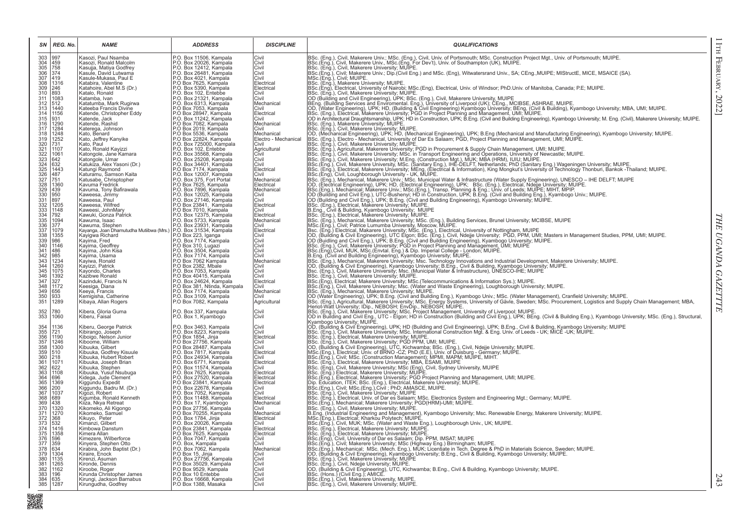| SN | REG. No. | NAME | ADDRESS | DISCIPLINE | QUALIFICATIONS |
|---|---|---|---|---|---|
| 303 | 997 | Kasozi, Paul Nsamba | P.O. Box 11506, Kampala | Civil | BSc. (Eng.), Civil, Makerere Univ.; MSc. (Eng.), Civil, Univ. of Portsmouth; MSc. Construction Project Mgt., Univ. of Portsmouth; MUIPE. |
| 304 | 459 | Kasozi, Ronald Malcolm | P.O. Box 20026, Kampala | Civil | BSc.(Eng.), Civil, Makerere Univ., MSc.(Eng. For Dev't), Univ. of Southampton (UK), MUIPE. |
| 305 | 758 | Kasujja, Matiya Godfrey | P.O. Box 12412, Kampala | Civil | BSc. (Eng.), Civil, Makerere University; MUIPE. |
| 306 | 374 | Kasule, David Lutwama | P.O. Box 26481, Kampala | Civil | BSc.(Eng.), Civil; Makerere Univ.; Dip.(Civil Eng.) and MSc. (Eng), Witwatersrand Univ., SA; CEng.,MUIPE; MIStructE, MICE, MSAICE (SA). |
| 307 | 419 | Kasule-Mukasa, Paul E | P.O. Box 4021, Kampala | Civil | MSc.(Eng.), Civil; MUIPE. |
| 308 | 1316 | Katabira, Valentine | P.O Box 7625, Kampala | Electrical | BSc. (Eng.), Makerere University; MUIPE. |
| 309 | 246 | Katahoire, Abel M.S (Dr.) | P.O. Box 5390, Kampala | Electrical | BSc.(Eng), Electrical, University of Nairobi; MSc.(Eng), Electrical, Univ. of Windsor; PhD.Univ. of Manitoba, Canada; P.E; MUIPE. |
| 310 | 893 | Katalo, Ronald | P.O. Box 102, Entebbe | Civil | BSc. (Eng.), Civil, Makerere University; MUIPE. |
| 311 | 1083 | Katamba, Ivan | P.O. Box 21321, Kampala | Civil | OD (Building and Civil Engineering), UPK; BSc. (Eng.), Civil, Makerere University, MUIPE |
| 312 | 512 | Katatumba, Mark Rugirwa | P.O. Box 6313, Kampala | Mechanical | BEng. (Building Services and Enviromental Eng.), University of Liverpool (UK); CEng., MCIBSE, ASHRAE, MUIPE. |
| 313 | 1440 | Kateeba Francis Divine | P.O. Box 7053, Kampala | Civil | OD, (Water Engineering), UPK; HD, (Building & Civil Engineering) Kyambogo University; BEng, (Civil & Building), Kyambogo University; MBA, UMI; MUIPE. |
| 314 | 1156 | Katende, Christopher Eddy | P.O Box 28947, Kampala | Electrical | BSc. (Eng.), Electrical, Makerere University; PGD in Project Planning and Management, UMI; MUIPE. |
| 315 | 931 | Katende, Jack | P.O. Box 11242, Kampala | Civil | OD in Architectural Draughtsmanship, UPK; HD in Construction, UPK; B.Eng. (Civil and Building Engineering), Kyambogo University; M. Eng. (Civil), Makerere University; MUIPE. |
| 316 | 1290 | Katende, Rashid | P.O Box 7082, Kampala | Mechanical | BSc. (Eng.), Makerere University; MUIPE. |
| 317 | 1284 | Katerega, Johnson | P.O Box 2019, Kampala | Civil | BSc. (Eng.), Civil, Makerere University; MUIPE. |
| 318 | 1248 | Kato, Benard | P.O Box 5536, Kampala | Mechanical | OD, (Mechanical Engineering), UPK; HD, (Mechanical Engineering), UPK; B.Eng (Mechanical and Manufacturing Engineering), Kyambogo University; MUIPE. |
| 319 | 1252 | Kato, Jeffrey Kanyike | P.O Box 22824, Kampala | Electro - Mechanical | BSc. (Eng.), Electro - Mechanical, University of Dar Es Salaam; PGD, Project Planning and Management, UMI; MUIPE. |
| 320 | 731 | Kato, Paul | P.O. Box 725000, Kampala | Civil | BSc. (Eng.), Civil, Makerere University; MUIPE. |
| 321 | 1107 | Kato, Ronald Kayizzi | P.O. Box 102, Entebbe | Agricultural | BSc. (Eng.), Agricultural, Makerere University; PGD in Procurement & Supply Chain Management, UMI; MUIPE. |
| 322 | 1061 | Katongole, Jane Kamara | P.O. Box 35568, Kampala | Civil | BSc. (Eng.), Civil, Makerere University; MSc. in Transport Engineering and Operations, University of Newcastle; MUIPE. |
| 323 | 642 | Katongole, Umar | P.O. Box 25208, Kampala | Civil | BSc. (Eng.), Civil, Makerere University; M.Eng. (Construction Mgt.), MUK; MBA (HRM), IUIU; MUIPE. |
| 324 | 632 | Katukiza, Alex Yasoni (Dr.) | P.O. Box 34401, Kampala | Civil | BSc.(Eng.), Civil, Makerere University, MSc. (Sanitary Eng.), IHE-DELFT, Netherlands; PhD (Sanitary Eng.) Wageningen University; MUIPE. |
| 325 | 1443 | Katungi Raymond | P.O Box 7174, Kampala | Electrical | BSc. (Eng.), Electrical, Makerere University; MEng, (Electrical & Information), King Mongkut's University of Technology Thonburi, Bankok -Thailand; MUIPE. |
| 326 | 487 | Katuramu, Samson Kaita | P.O. Box 12007, Kampala | Civil | BSc.(Eng), Civil, Loughborough University - UK, MUIPE. |
| 327 | 751 | Katusabe, Chrisptopher | P.O. Box 375, Fort Portal | Mechanical | BSc. (Eng.), Mechanical, Makerere Univ.; MSc. Municipal Water & Infrastructure (Water Supply Engineering), UNESCO – IHE DELFT; MUIPE |
| 328 | 1360 | Kavuma Fredrick | P.O Box 7625, Kampala | Electrical | OD, (Electrical Engineering), UPK; HD, (Electrical Engineering), UPK; BSc. (Eng.), Electrical, Ndejje University; MUIPE. |
| 329 | 439 | Kavuma, Tony Bafirawala | P.O. Box 7896, Kampala | Mechanical | BSc.(Eng.), Mechanical; Makerere Univ.; MSc.(Eng.), Transp. Planning & Eng.; Univ. of Leeds; MUIPE; MIHT, MPIP. |
| 330 | 950 | Kaweesa, Jimmy | P.O. Box 12025, Kampala | Civil | OD (Building and Civil Eng.), UTC-Bushenyi; HD in Construction, UPK; B.Eng. (Civil and Building Eng.), Kyambogo Univ.; MUIPE. |
| 331 | 897 | Kaweesa, Paul | P.O. Box 27146, Kampala | Civil | OD (Building and Civil Eng.), UPK; B.Eng. (Civil and Building Engineering), Kyambogo University; MUIPE. |
| 332 | 1205 | Kaweesa, Wilfred | P.O Box 23841, Kampala | Electrical | BSc. (Eng.), Electrical, Makerere University; MUIPE. |
| 333 | 1148 | Kaweesi, JohnMary | P.O Box 7010, Kampala | Civil | B.Eng., Civil & Building, Kyambogo University; MUIPE |
| 334 | 792 | Kawuki, Gonza Patrick | P.O. Box 12375, Kampala | Electrical | BSc. (Eng.), Electrical, Makerere University; MUIPE. |
| 335 | 1094 | Kawuma, Isaac | P.O. Box 5733, Kampala | Mechanical | BSc. (Eng.), Mechanical, Makerere University; MSc. (Eng.), Building Services, Brunel University; MCIBSE, MUIPE |
| 336 | 377 | Kawuma, Stephen | P.O. Box 23931, Kampala | Civil | MSc.(Eng.), Civil; Patrice Lumumba University, Moscow, MUIPE. |
| 337 | 1079 | Kayanga, Joan Dhamutudha Mutiibwa (Mrs.) | P.O. Box 31534, Kampala | Electrical | Bsc. (Eng.) Electrical, Makerere University; MSc. (Eng.), Electrical, University of Nottingham, MUIPE |
| 338 | 1355 | Kayigwa Richard | P.O Box 223, Iganga | Civil | OD, (Building & Civil Engineering), UTC Elgon; BSc. (Eng.), Civil, Ndejje University; PGD, PPM, UMI; Masters in Management Studies, PPM, UMI; MUIPE. |
| 339 | 986 | Kayima, Fred | P.O. Box 7174, Kampala | Civil | OD (Building and Civil Eng.), UPK; B.Eng. (Civil and Building Engineering), Kyambogo University; MUIPE. |
| 340 | 1146 | Kayima, Geoffrey | P.O Box 310, Lugazi | Civil | BSc. (Eng.), Civil, Makerere University; PGD in Project Planning and Management, UMI; MUIPE |
| 341 | 486 | Kayima, John Kisa | P.O. Box 3504, Kampala | Civil | BSc.(Eng),Civil, MUK, MSc.(Envtal. Eng.) & Dip. Imperial College - London; MUIPE. |
| 342 | 985 | Kayima, Usama | P.O. Box 7174, Kampala | Civil | B.Eng. (Civil and Building Engineering), Kyambogo University; MUIPE. |
| 343 | 1234 | Kayiwa, Ronald | P.O Box 7062 Kampala | Mechanical | BSc. (Eng.), Mechanical, Makerere University; MSc. Technology Innovations and Industrial Development, Makerere University; MUIPE. |
| 344 | 1260 | Kayizzi, Patrick | P.O Box 2382, Mbale | Civil | OD, (Building & Civil Engineering), Kyambogo University; B.Eng., Civil & Building, Kyambogo University; MUIPE. |
| 345 | 1075 | Kayondo, Charles | P.O. Box 7053, Kampala | Civil | Bsc. (Eng.), Civil, Makerere University; Msc. (Municipal Water & Infrastructure), UNESCO-IHE; MUIPE |
| 346 | 1392 | Kazibwe Ronald | P.O Box 40415, Kampala | Civil | BSc. (Eng.), Civil, Makerere University; MUIPE. |
| 347 | 327 | Kazinduki, Francis N | P.O. Box 24624, Kampala | Electrical | BSc.(Eng), Electrical; Makerere University; MSc.(Telecommunications & Information Sys.); MUIPE. |
| 348 | 1172 | Keesiga, Diana | P.O Box 381, Ntinda, Kampala | Civil | BSc.(Eng.), Civil, Makerere University; Msc. (Water and Waste Engineering), Loughborough University; MUIPE. |
| 349 | 656 | Keeya, Francis | P.O. Box 7174, Kampala | Mechanical | BSc. (Eng.), Mechanical, Makerere University; MUIPE. |
| 350 | 933 | Kemigisha, Catherine | P.O. Box 3109, Kampala | Civil | OD (Water Engineering), UPK; B.Eng. (Civil and Building Eng.), Kyambogo Univ.; MSc. (Water Management), Cranfield University; MUIPE. |
| 351 | 1289 | Kibaya, Allan Rogers | P.O Box 7082, Kampala | Agricultural | BSc. (Eng.), Agricultural, Makerere University; MSc. Energy Systems, University of Gävle, Sweden; MSc. Procurement, Logistics and Supply Chain Management; MBA, Heriot-Watt University; IDip., NEBOSH; EnvDip., NEBOSH; MUIPE. |
| 352 | 780 | Kibera, Gloria Guma | P.O. Box 337, Kampala | Civil | BSc. (Eng.), Civil, Makerere University; MSc. Project Management, University of Liverpool; MUIPE. |
| 353 | 1060 | Kiberu, Faisal | P.O. Box 1, Kyambogo | Civil | OD in Building and Civil Eng., UTC - Elgon; HD in Construction (Building and Civil Eng.), UPK; BEng. (Civil & Building Eng.), Kyambogo University; MSc. (Eng.), Structural, Kyambogo University; MUIPE. |
| 354 | 1136 | Kiberu, George Patrick | P.O. Box 3463, Kampala | Civil | OD, (Building & Civil Engineering), UPK; HD (Building and Civil Engineering), UPK; B.Eng., Civil & Building, Kyambogo University; MUIPE |
| 355 | 721 | Kibirango, Joseph | P.O. Box 8223, Kampala | Civil | BSc. (Eng.), Civil, Makerere University; MSc. International Construction Mgt. & Eng. Univ. of Leeds - UK; MICE -UK; MUIPE. |
| 356 | 1190 | Kiboigo, Nelson Junior | P.O Box 1854, Jinja | Electrical | BSc. (Eng.), Electrical, Makerere University; MUIPE. |
| 357 | 1246 | Kiboome, William | P.O Box 27756, Kampala | Civil | BSc. (Eng.), Civil, Makerere University; PGD PPM, UMI; MUIPE. |
| 358 | 1300 | Kibuuka, Gilbert | P.O Box 28487, Kampala | Civil | OD, (Building & Civil Engineering), UTC, Kichwamba; BSc. (Eng.), Civil, Ndejje University; MUIPE. |
| 359 | 510 | Kibuuka, Godfrey Kisuule | P.O. Box 7817, Kampala | Electrical | MSc.(Eng.), Electrical; Univ. of BRNO -CZ; PhD (E.E), Univ. of Duisburg - Germany; MUIPE. |
| 360 | 218 | Kibuuka, Hubert Robert | P.O. Box 24934, Kampala | Civil | BSc.(Eng.), Civil; MSc. (Construction Management); MPMI, MAPM; MUIPE, MIHT. |
| 361 | 1071 | Kibuuka, Joseph Brian | P.O. Box 6771, Kampala | Electrical | BSc. (Eng.), Electrical, Makerere University; MBA, ESAMI, MUIPE |
| 362 | 622 | Kibuuka, Stephen | P.O. Box 11574, Kampala | Civil | BSc. (Eng), Civil, Makerere University; MSc (Eng), Civil, Sydney University, MUIPE |
| 363 | 1108 | Kibuuka, Yusuf Nsubuga | P.O. Box 7625, Kampala | Electrical | BSc. (Eng.) Electrical, Makerere University; MUIPE. |
| 364 | 696 | Kidega, Jude Clement | P.O. Box 27520, Kampala | Electrical | BSc.(Eng.), Electrical, Makerere University; PGD Project Planning and Management, UMI; MUIPE. |
| 365 | 1369 | Kiggundu Expedit | P.O Box 23841, Kampala | Electrical | Dip. Education, ITEK; BSc. (Eng.), Electrical, Makerere University; MUIPE. |
| 366 | 200 | Kiggundu, Badru M. (Dr.) | P.O. Box 22678, Kampala | Civil | BSc.(Eng.), Civil; MSc.(Eng.),Civil ; PhD; AMASCE, MUIPE. |
| 367 | 1037 | Kigozi, Robert | P.O. Box 7052, Kampala | Civil | BSc. (Eng.), Civil, Makerere University; MUIPE |
| 368 | 689 | Kigumba, Ronald Kenneth | P.O. Box 11488, Kampala | Electrical | BSc. (Eng.), Electrical, Univ. of Dar es Salaam; MSc. Electronics System and Engineering Mgt.; Germany; MUIPE. |
| 369 | 438 | Kiiza, Nkya Retreat | P.O. Box 17, Kyambogo | Mechanical | BSc.(Eng.), Mechanical; Makerere University; PGD(HRM)-UMI; MUIPE. |
| 370 | 1320 | Kikomeko, Ali Kigongo | P.O Box 27756, Kampala | Civil | BSc. (Eng.), Civil, Makerere University; MUIPE. |
| 371 | 1270 | Kikomeko, Samuel | P.O Box 70255, Kampala | Mechanical | B.Eng. (Industrial Engineering and Management), Kyambogo University; Msc. Renewable Energy, Makerere University; MUIPE. |
| 372 | 368 | Kikuyo, Peter | P.O. Box 1784, Jinja | Electrical | MSc.(Eng.), Electrical; Kharkou Polytech; MUIPE. |
| 373 | 532 | Kimanzi, Gilbert | P.O. Box 20026, Kampala | Civil | BSc.(Eng.), Civil, MUK; MSc. (Water and Waste Eng.), Loughborough Univ., UK; MUIPE. |
| 374 | 1416 | Kimbowa Dansturn | P.O.Box 23841, Kampala | Electrical | BSc. (Eng.), Electrical, Makerere University; MUIPE. |
| 375 | 1358 | Kimera Allan | P.O Box 7625, Kampala | Electrical | BSc. (Eng.), Electrical, Makerere University; MUIPE. |
| 376 | 596 | Kimezere, Wilberforce | P.O. Box 7047, Kampala | Civil | BSc.(Eng), Civil, University of Dar es Salaam; Dip. PPM, IMSAT; MUIPE |
| 377 | 359 | Kinyera, Stephen Otto | P.O. Box, Kampala | Civil | BSc.(Eng.), Civil; Makerere University; MSc (Highway Eng.) Birmingham; MUIPE. |
| 378 | 634 | Kirabira, John Baptist (Dr.) | P.O. Box 7062, Kampala | Mechanical | BSc.(Eng.), Mechanical; MSc. (Mech. Eng.), MUK; Licentiate in Tech. Degree & PhD in Materials Science, Sweden; MUIPE. |
| 379 | 1304 | Kiraire, Enock | P.O Box 15, Jinja | Civil | OD, (Building & Civil Engineering), Kyambogo University; B.Eng., Civil & Building, Kyambogo University; MUIPE. |
| 380 | 1135 | Kirenzi, Asuman | P.O. Box 27756, Kampala | Civil | BSc. (Eng.), Civil, Makerere University; MUIPE |
| 381 | 1265 | Kironde, Dennis | P.O Box 35029, Kampala | Civil | BSc. (Eng.), Civil, Ndejje University; MUIPE. |
| 382 | 1162 | Kiroobe, Roger | P.O Box 9529, Kampala | Civil | OD, (Building & Civil Engineering), UTC, Kichwamba; B.Eng., Civil & Building, Kyambogo University; MUIPE. |
| 383 | 196 | Kirunda Christopher James | P.O Box 10 Entebbe | Civil | BSc. (Hons.) (Civil Eng.); AMICE. |
| 384 | 635 | Kirungi, Jackson Barnabus | P.O. Box 16668, Kampala | Civil | BSc.(Eng.), Civil, Makerere University, MUIPE. |
| 385 | 1287 | Kirungudha, Godfrey | P.O Box 1388, Masaka | Civil | BSc. (Eng.), Civil, Makerere University; MUIPE. |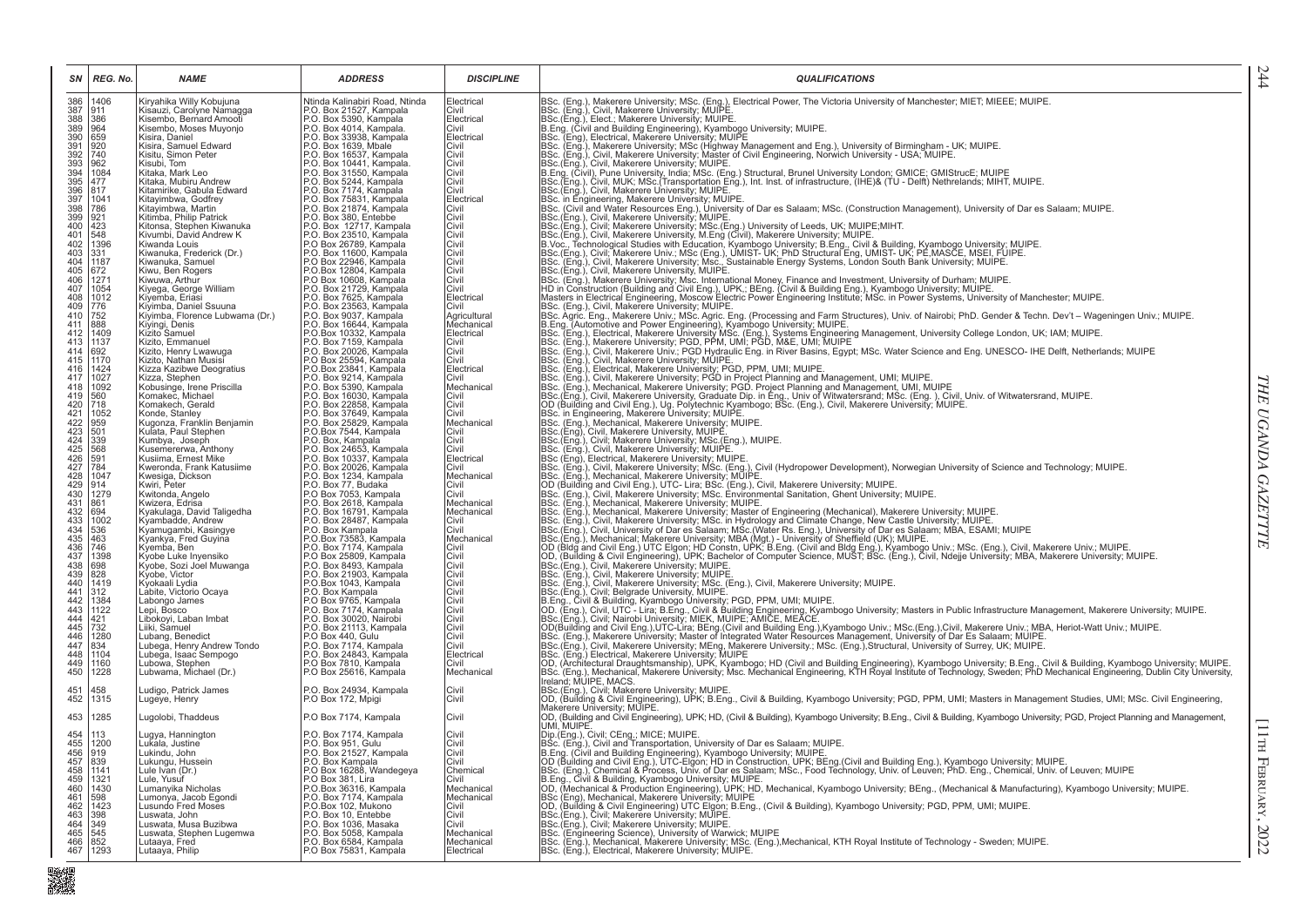| SN | REG. No. | NAME | ADDRESS | DISCIPLINE | QUALIFICATIONS |
|---|---|---|---|---|---|
| 386 | 1406 | Kiryahika Willy Kobujuna | Ntinda Kalinabiri Road, Ntinda | Electrical | BSc. (Eng.), Makerere University; MSc. (Eng.), Electrical Power, The Victoria University of Manchester; MIET; MIEEE; MUIPE. |
| 387 | 911 | Kisauzi, Carolyne Namagga | P.O. Box 21527, Kampala | Civil | BSc. (Eng.), Civil, Makerere University; MUIPE. |
| 388 | 386 | Kisembo, Bernard Amooti | P.O. Box 5390, Kampala | Electrical | BSc.(Eng.), Elect.; Makerere University; MUIPE. |
| 389 | 964 | Kisembo, Moses Muyonjo | P.O. Box 4014, Kampala. | Civil | B.Eng. (Civil and Building Engineering), Kyambogo University; MUIPE. |
| 390 | 659 | Kisira, Daniel | P.O. Box 33938, Kampala | Electrical | BSc. (Eng), Electrical, Makerere University; MUIPE |
| 391 | 920 | Kisira, Samuel Edward | P.O. Box 1639, Mbale | Civil | BSc. (Eng.), Makerere University; MSc (Highway Management and Eng.), University of Birmingham - UK; MUIPE. |
| 392 | 740 | Kisitu, Simon Peter | P.O. Box 16537, Kampala | Civil | BSc. (Eng.), Civil, Makerere University; Master of Civil Engineering, Norwich University - USA; MUIPE. |
| 393 | 962 | Kisubi, Tom | P.O. Box 10441, Kampala. | Civil | BSc.(Eng.), Civil, Makerere University; MUIPE. |
| 394 | 1084 | Kitaka, Mark Leo | P.O. Box 31550, Kampala | Civil | B.Eng. (Civil), Pune University, India; MSc. (Eng.) Structural, Brunel University London; GMICE; GMIStrucE; MUIPE |
| 395 | 477 | Kitaka, Mubiru Andrew | P.O. Box 5244, Kampala | Civil | BSc.(Eng.), Civil, MUK; MSc.(Transportation Eng.), Int. Inst. of infrastructure, (IHE)& (TU - Delft) Nethrelands; MIHT, MUIPE. |
| 396 | 817 | Kitamirike, Gabula Edward | P.O. Box 7174, Kampala | Civil | BSc.(Eng.), Civil, Makerere University; MUIPE. |
| 397 | 1041 | Kitayimbwa, Godfrey | P.O. Box 75831, Kampala | Electrical | BSc. in Engineering, Makerere University; MUIPE. |
| 398 | 786 | Kitayimbwa, Martin | P.O. Box 21874, Kampala | Civil | BSc. (Civil and Water Resources Eng.), University of Dar es Salaam; MSc. (Construction Management), University of Dar es Salaam; MUIPE. |
| 399 | 921 | Kitimba, Philip Patrick | P.O. Box 380, Entebbe | Civil | BSc.(Eng.), Civil, Makerere University; MUIPE. |
| 400 | 423 | Kitonsa, Stephen Kiwanuka | P.O. Box 12717, Kampala | Civil | BSc.(Eng.), Civil; Makerere University; MSc.(Eng.) University of Leeds, UK; MUIPE;MIHT. |
| 401 | 548 | Kivumbi, David Andrew K | P.O. Box 23510, Kampala | Civil | BSc.(Eng.), Civil, Makerere University, M.Eng (Civil), Makerere University; MUIPE. |
| 402 | 1396 | Kiwanda Louis | P.O Box 26789, Kampala | Civil | B.Voc., Technological Studies with Education, Kyambogo University; B.Eng., Civil & Building, Kyambogo University; MUIPE. |
| 403 | 331 | Kiwanuka, Frederick (Dr.) | P.O. Box 11600, Kampala | Civil | BSc.(Eng.), Civil; Makerere Univ.; MSc (Eng.), UMIST- UK; PhD Structural Eng, UMIST- UK; PE,MASCE, MSEI, FUIPE. |
| 404 | 1187 | Kiwanuka, Samuel | P.O Box 22946, Kampala | Civil | BSc. (Eng.), Civil, Makerere University; Msc., Sustainable Energy Systems, London South Bank University; MUIPE. |
| 405 | 672 | Kiwu, Ben Rogers | P.O.Box 12804, Kampala | Civil | BSc.(Eng.), Civil, Makerere University, MUIPE. |
| 406 | 1271 | Kiwuwa, Arthur | P.O Box 10608, Kampala | Civil | BSc. (Eng.), Makerere University; MSc. International Money, Finance and Investment, University of Durham; MUIPE. |
| 407 | 1054 | Kiyega, George William | P.O. Box 21729, Kampala | Civil | HD in Construction (Building and Civil Eng.), UPK,; BEng. (Civil & Building Eng.), Kyambogo University; MUIPE. |
| 408 | 1012 | Kiyemba, Eriasi | P.O. Box 7625, Kampala | Electrical | Masters in Electrical Engineering, Moscow Electric Power Engineering Institute; MSc. in Power Systems, University of Manchester; MUIPE. |
| 409 | 776 | Kiyimba, Daniel Ssuuna | P.O. Box 23563, Kampala | Civil | BSc. (Eng.), Civil, Makerere University; MUIPE. |
| 410 | 752 | Kiyimba, Florence Lubwama (Dr.) | P.O. Box 9037, Kampala | Agricultural | BSc. Agric. Eng., Makerere Univ.; MSc. Agric. Eng. (Processing and Farm Structures), Univ. of Nairobi; PhD. Gender & Techn. Dev't – Wageningen Univ.; MUIPE. |
| 411 | 888 | Kiyingi, Denis | P.O. Box 16644, Kampala | Mechanical | B.Eng. (Automotive and Power Engineering), Kyambogo University; MUIPE. |
| 412 | 1409 | Kizito Samuel | P.O.Box 10332, Kampala | Electrical | BSc. (Eng.), Electrical, Makerere University MSc. (Eng.), Systems Engineering Management, University College London, UK; IAM; MUIPE. |
| 413 | 1137 | Kizito, Emmanuel | P.O. Box 7159, Kampala | Civil | BSc. (Eng.), Makerere University; PGD, PPM, UMI; PGD, M&E, UMI; MUIPE |
| 414 | 692 | Kizito, Henry Lwawuga | P.O. Box 20026, Kampala | Civil | BSc. (Eng.), Civil, Makerere Univ.; PGD Hydraulic Eng. in River Basins, Egypt; MSc. Water Science and Eng. UNESCO- IHE Delft, Netherlands; MUIPE |
| 415 | 1170 | Kizito, Nathan Musisi | P.O Box 25594, Kampala | Civil | BSc. (Eng.), Civil, Makerere University; MUIPE. |
| 416 | 1424 | Kizza Kazibwe Deogratius | P.O.Box 23841, Kampala | Electrical | BSc. (Eng.), Electrical, Makerere University; PGD, PPM, UMI; MUIPE. |
| 417 | 1027 | Kizza, Stephen | P.O. Box 9214, Kampala | Civil | BSc. (Eng.), Civil, Makerere University; PGD in Project Planning and Management, UMI; MUIPE. |
| 418 | 1092 | Kobusinge, Irene Priscilla | P.O. Box 5390, Kampala | Mechanical | BSc. (Eng.), Mechanical, Makerere University; PGD. Project Planning and Management, UMI, MUIPE |
| 419 | 560 | Komakec, Michael | P.O. Box 16030, Kampala | Civil | BSc.(Eng.), Civil, Makerere University, Graduate Dip. in Eng., Univ of Witwatersrand; MSc. (Eng. ), Civil, Univ. of Witwatersrand, MUIPE. |
| 420 | 718 | Komakech, Gerald | P.O. Box 22858, Kampala | Civil | OD (Building and Civil Eng.), Ug. Polytechnic Kyambogo; BSc. (Eng.), Civil, Makerere University; MUIPE. |
| 421 | 1052 | Konde, Stanley | P.O. Box 37649, Kampala | Civil | BSc. in Engineering, Makerere University; MUIPE. |
| 422 | 959 | Kugonza, Franklin Benjamin | P.O. Box 25829, Kampala | Mechanical | BSc. (Eng.), Mechanical, Makerere University; MUIPE. |
| 423 | 501 | Kulata, Paul Stephen | P.O.Box 7544, Kampala | Civil | BSc.(Eng), Civil, Makerere University, MUIPE. |
| 424 | 339 | Kumbya, Joseph | P.O. Box, Kampala | Civil | BSc.(Eng.), Civil; Makerere University; MSc.(Eng.), MUIPE. |
| 425 | 568 | Kusemererwa, Anthony | P.O. Box 24653, Kampala | Civil | BSc. (Eng.), Civil, Makerere University; MUIPE. |
| 426 | 591 | Kusiima, Ernest Mike | P.O. Box 10337, Kampala | Electrical | BSc (Eng), Electrical, Makerere University; MUIPE. |
| 427 | 784 | Kweronda, Frank Katusiime | P.O. Box 20026, Kampala | Civil | BSc. (Eng.), Civil, Makerere University; MSc. (Eng.), Civil (Hydropower Development), Norwegian University of Science and Technology; MUIPE. |
| 428 | 1047 | Kwesiga, Dickson | P.O. Box 1234, Kampala | Mechanical | BSc. (Eng.), Mechanical, Makerere University; MUIPE. |
| 429 | 914 | Kwiri, Peter | P.O. Box 77, Budaka | Civil | OD (Building and Civil Eng.), UTC- Lira; BSc. (Eng.), Civil, Makerere University; MUIPE. |
| 430 | 1279 | Kwitonda, Angelo | P.O Box 7053, Kampala | Civil | BSc. (Eng.), Civil, Makerere University; MSc. Environmental Sanitation, Ghent University; MUIPE. |
| 431 | 861 | Kwizera, Edrisa | P.O. Box 2618, Kampala | Mechanical | BSc. (Eng.), Mechanical, Makerere University; MUIPE. |
| 432 | 694 | Kyakulaga, David Taligedha | P.O. Box 16791, Kampala | Mechanical | BSc. (Eng.), Mechanical, Makerere University; Master of Engineering (Mechanical), Makerere University; MUIPE. |
| 433 | 1002 | Kyambadde, Andrew | P.O. Box 28487, Kampala | Civil | BSc. (Eng.), Civil, Makerere University; MSc. in Hydrology and Climate Change, New Castle University; MUIPE. |
| 434 | 536 | Kyamugambi, Kasingye | P.O. Box Kampala | Civil | BSc.(Eng.), Civil, University of Dar es Salaam; MSc.(Water Rs. Eng.), University of Dar es Salaam; MBA, ESAMI; MUIPE |
| 435 | 463 | Kyankya, Fred Guyina | P.O.Box 73583, Kampala | Mechanical | BSc.(Eng.), Mechanical; Makerere University; MBA (Mgt.) - University of Sheffield (UK); MUIPE. |
| 436 | 746 | Kyemba, Ben | P.O. Box 7174, Kampala | Civil | OD (Bldg and Civil Eng.) UTC Elgon; HD Constn, UPK; B.Eng. (Civil and Bldg Eng.), Kyambogo Univ.; MSc. (Eng.), Civil, Makerere Univ.; MUIPE. |
| 437 | 1398 | Kyobe Luke Inyensiko | P.O Box 25809, Kampala | Civil | OD, (Building & Civil Engineering), UPK; Bachelor of Computer Science, MUST; BSc. (Eng.), Civil, Ndejje University; MBA, Makerere University; MUIPE. |
| 438 | 698 | Kyobe, Sozi Joel Muwanga | P.O. Box 8493, Kampala | Civil | BSc.(Eng.), Civil, Makerere University; MUIPE. |
| 439 | 828 | Kyobe, Victor | P.O. Box 21903, Kampala | Civil | BSc. (Eng.), Civil, Makerere University; MUIPE. |
| 440 | 1419 | Kyokaali Lydia | P.O.Box 1043, Kampala | Civil | BSc. (Eng.), Civil, Makerere University; MSc. (Eng.), Civil, Makerere University; MUIPE. |
| 441 | 312 | Labite, Victorio Ocaya | P.O. Box Kampala | Civil | BSc.(Eng.), Civil; Belgrade University, MUIPE. |
| 442 | 1384 | Labongo James | P.O Box 9765, Kampala | Civil | B.Eng., Civil & Building, Kyambogo University; PGD, PPM, UMI; MUIPE. |
| 443 | 1122 | Lepi, Bosco | P.O. Box 7174, Kampala | Civil | OD. (Eng.), Civil, UTC - Lira; B.Eng., Civil & Building Engineering, Kyambogo University; Masters in Public Infrastructure Management, Makerere University; MUIPE. |
| 444 | 421 | Libokoyi, Laban Imbat | P.O. Box 30020, Nairobi | Civil | BSc.(Eng.), Civil; Nairobi University; MIEK, MUIPE; AMICE, MEACE. |
| 445 | 732 | Liiki, Samuel | P.O. Box 21113, Kampala | Civil | OD(Building and Civil Eng.),UTC-Lira; BEng.(Civil and Building Eng.),Kyambogo Univ.; MSc.(Eng.),Civil, Makerere Univ.; MBA, Heriot-Watt Univ.; MUIPE. |
| 446 | 1280 | Lubang, Benedict | P.O Box 440, Gulu | Civil | BSc. (Eng.), Makerere University; Master of Integrated Water Resources Management, University of Dar Es Salaam; MUIPE. |
| 447 | 834 | Lubega, Henry Andrew Tondo | P.O. Box 7174, Kampala | Civil | BSc.(Eng.), Civil, Makerere University; MEng, Makerere University.; MSc. (Eng.),Structural, University of Surrey, UK; MUIPE. |
| 448 | 1104 | Lubega, Isaac Sempogo | P.O. Box 24843, Kampala | Electrical | BSc. (Eng.) Electrical, Makerere University; MUIPE |
| 449 | 1160 | Lubowa, Stephen | P.O Box 7810, Kampala | Civil | OD, (Architectural Draughtsmanship), UPK, Kyambogo; HD (Civil and Building Engineering), Kyambogo University; B.Eng., Civil & Building, Kyambogo University; MUIPE. |
| 450 | 1228 | Lubwama, Michael (Dr.) | P.O Box 25616, Kampala | Mechanical | BSc. (Eng.), Mechanical, Makerere University; Msc. Mechanical Engineering, KTH Royal Institute of Technology, Sweden; PhD Mechanical Engineering, Dublin City University, Ireland; MUIPE, MACS. |
| 451 | 458 | Ludigo, Patrick James | P.O. Box 24934, Kampala | Civil | BSc.(Eng.), Civil; Makerere University; MUIPE. |
| 452 | 1315 | Lugeye, Henry | P.O Box 172, Mpigi | Civil | OD, (Building & Civil Engineering), UPK; B.Eng., Civil & Building, Kyambogo University; PGD, PPM, UMI; Masters in Management Studies, UMI; MSc. Civil Engineering, Makerere University; MUIPE. |
| 453 | 1285 | Lugolobi, Thaddeus | P.O Box 7174, Kampala | Civil | OD, (Building and Civil Engineering), UPK; HD, (Civil & Building), Kyambogo University; B.Eng., Civil & Building, Kyambogo University; PGD, Project Planning and Management, UMI, MUIPE. |
| 454 | 113 | Lugya, Hannington | P.O. Box 7174, Kampala | Civil | Dip.(Eng.), Civil; CEng.; MICE; MUIPE. |
| 455 | 1200 | Lukala, Justine | P.O. Box 951, Gulu | Civil | BSc. (Eng.), Civil and Transportation, University of Dar es Salaam; MUIPE. |
| 456 | 919 | Lukindu, John | P.O. Box 21527, Kampala | Civil | B.Eng. (Civil and Building Engineering), Kyambogo University; MUIPE. |
| 457 | 839 | Lukungu, Hussein | P.O. Box Kampala | Civil | OD (Building and Civil Eng.), UTC-Elgon; HD in Construction, UPK; BEng.(Civil and Building Eng.), Kyambogo University; MUIPE. |
| 458 | 1141 | Lule Ivan (Dr.) | P.O Box 16288, Wandegeya | Chemical | BSc. (Eng.), Chemical & Process, Univ. of Dar es Salaam; MSc., Food Technology, Univ. of Leuven; PhD. Eng., Chemical, Univ. of Leuven; MUIPE |
| 459 | 1321 | Lule, Yusuf | P.O Box 381, Lira | Civil | B.Eng., Civil & Building, Kyambogo University; MUIPE. |
| 460 | 1430 | Lumanyika Nicholas | P.O.Box 36316, Kampala | Mechanical | OD, (Mechanical & Production Engineering), UPK; HD, Mechanical, Kyambogo University; BEng., (Mechanical & Manufacturing), Kyambogo University; MUIPE. |
| 461 | 598 | Lumonya, Jacob Egondi | P.O. Box 7174, Kampala | Mechanical | BSc (Eng), Mechanical, Makerere University; MUIPE |
| 462 | 1423 | Lusundo Fred Moses | P.O.Box 102, Mukono | Civil | OD, (Building & Civil Engineering) UTC Elgon; B.Eng., (Civil & Building), Kyambogo University; PGD, PPM, UMI; MUIPE. |
| 463 | 398 | Luswata, John | P.O. Box 10, Entebbe | Civil | BSc.(Eng.), Civil; Makerere University; MUIPE. |
| 464 | 349 | Luswata, Musa Buzibwa | P.O. Box 1036, Masaka | Civil | BSc.(Eng.), Civil; Makerere University; MUIPE. |
| 465 | 545 | Luswata, Stephen Lugemwa | P.O. Box 5058, Kampala | Mechanical | BSc. (Engineering Science), University of Warwick; MUIPE |
| 466 | 852 | Lutaaya, Fred | P.O. Box 6584, Kampala | Mechanical | BSc. (Eng.), Mechanical, Makerere University; MSc. (Eng.),Mechanical, KTH Royal Institute of Technology - Sweden; MUIPE. |
| 467 | 1293 | Lutaaya, Philip | P.O Box 75831, Kampala | Electrical | BSc. (Eng.), Electrical, Makerere University; MUIPE. |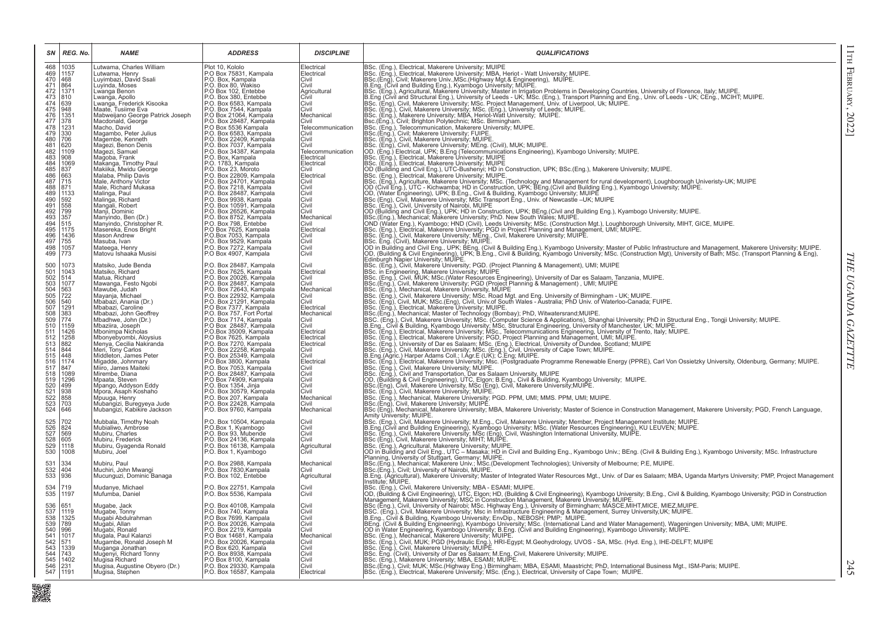| SN | REG. No. | NAME | ADDRESS | DISCIPLINE | QUALIFICATIONS |
|---|---|---|---|---|---|
| 468 | 1035 | Lutwama, Charles William | Plot 10, Kololo | Electrical | BSc. (Eng.), Electrical, Makerere University; MUIPE |
| 469 | 1157 | Lutwama, Henry | P.O Box 75831, Kampala | Electrical | BSc. (Eng.), Electrical, Makerere University; MBA, Heriot - Watt University; MUIPE. |
| 470 | 468 | Luyimbazi, David Ssali | P.O. Box, Kampala | Civil | BSc.(Eng), Civil; Makerere Univ.,MSc.(Highway Mgt.& Engineering), MUIPE. |
| 471 | 864 | Luyinda, Moses | P.O. Box 80, Wakiso | Civil | B.Eng. (Civil and Building Eng.), Kyambogo University; MUIPE. |
| 472 | 1371 | Lwanga Benon | P.O Box 102, Entebbe | Agricultural | BSc. (Eng.), Agricultural, Makerere University; Master in Irrigation Problems in Developing Countries, University of Florence, Italy; MUIPE. |
| 473 | 810 | Lwanga, Apollo | P.O. Box 380, Entebbe | Civil | B.Eng (Civil and Structural Eng.), University of Leeds - UK; MSc. (Eng.), Transport Planning and Eng., Univ. of Leeds - UK; CEng., MCIHT; MUIPE. |
| 474 | 639 | Lwanga, Frederick Kisooka | P.O. Box 6583, Kampala | Civil | BSc. (Eng), Civil, Makerere University; MSc. Project Management, Univ. of Liverpool, Uk; MUIPE. |
| 475 | 948 | Maate, Tusiime Eva | P.O. Box 7544, Kampala | Civil | BSc. (Eng.), Civil, Makerere University; MSc. (Eng.), University of Leeds; MUIPE. |
| 476 | 1351 | Mabweijano George Patrick Joseph | P.O Box 21064, Kampala | Mechanical | BSc. (Eng.), Makerere University; MBA, Heriot-Watt University; MUIPE. |
| 477 | 378 | Macdonald, George | P.O. Box 28487, Kampala | Civil | Bsc.(Eng.), Civil; Brighton Polytechnic; MSc. Birmingham. |
| 478 | 1231 | Macho, David | P.O Box 5536 Kampala | Telecommunication | BSc. (Eng.), Telecommunication, Makerere University; MUIPE. |
| 479 | 330 | Magambo, Peter Julius | P.O. Box 6583, Kampala | Civil | BSc.(Eng.), Civil; Makerere University; FUIPE. |
| 480 | 706 | Magembe, Kenneth | P.O. Box 22409, Kampala | Civil | BSc. (Eng.), Civil, Makerere University; MUIPE |
| 481 | 620 | Magezi, Benon Denis | P.O. Box 7037, Kampala | Civil | BSc. (Eng), Civil, Makerere University; MEng. (Civil), MUK; MUIPE. |
| 482 | 1109 | Magezi, Samuel | P.O. Box 34387, Kampala | Telecommunication | OD. (Eng.) Electrical, UPK; B.Eng (Telecommunications Engineering), Kyambogo University; MUIPE. |
| 483 | 908 | Magoba, Frank | P.O. Box, Kampala | Electrical | BSc. (Eng.), Electrical, Makerere University; MUIPE |
| 484 | 1069 | Makanga, Timothy Paul | P.O. 1783, Kampala | Electrical | BSc. (Eng.), Electrical, Makerere University; MUIPE |
| 485 | 837 | Makiika, Mwidu George | P.O. Box 23, Moroto | Civil | OD (Building and Civil Eng.), UTC-Bushenyi; HD in Construction, UPK; BSc.(Eng.), Makerere University; MUIPE. |
| 486 | 663 | Malaba, Philip Davis | P.O. Box 22809, Kampala | Electrical | BSc. (Eng.), Electrical, Makerere University; MUIPE. |
| 487 | 715 | Male, Anthony Victor | P.O. Box 24701, Kampala | Civil | BSc. (Eng.), Agriculture, Makerere University; MSc. (Technology and Management for rural development), Loughborough Univeristy-UK; MUIPE |
| 488 | 871 | Male, Richard Mukasa | P.O. Box 7218, Kampala | Civil | OD (Civil Eng.), UTC - Kichwamba; HD in Construction, UPK; BEng.(Civil and Building Eng.), Kyambogo University; MUIPE. |
| 489 | 1133 | Malinga, Paul | P.O. Box 28487, Kampala | Civil | OD, (Water Engineering), UPK; B.Eng., Civil & Building, Kyambogo University; MUIPE |
| 490 | 592 | Malinga, Richard | P.O. Box 9938, Kampala | Civil | BSc (Eng), Civil, Makerere University; MSc Transport Eng., Univ. of Newcastle –UK; MUIPE |
| 491 | 558 | Mangali, Robert | P.O. Box 10591, Kampala | Civil | BSc. (Eng.), Civil, University of Nairobi, MUIPE |
| 492 | 799 | Manji, Dominic | P.O. Box 26526, Kampala | Civil | OD (Building and Civil Eng.), UPK; HD in Construction, UPK; BEng.(Civil and Building Eng.), Kyambogo University; MUIPE. |
| 493 | 357 | Manyindo, Ben (Dr.) | P.O. Box 8752, Kampala | Mechanical | BSc.(Eng.), Mechanical; Makerere University; PhD. New South Wales; MUIPE. |
| 494 | 515 | Manyindo, Christopher R. | P.O. Box 798, Entebbe | Civil | OND (Water Eng.), Kyambogo; HND (Civil), Leeds University; MSc. (Construction Mgt.), Loughborough University, MIHT, GICE, MUIPE. |
| 495 | 1175 | Masereka, Enos Bright | P.O Box 7625, Kampala | Electrical | BSc. (Eng.), Electrical, Makerere University; PGD in Project Planning and Management, UMI; MUIPE. |
| 496 | 1436 | Mason Andrew | P.O.Box 7053, Kampala | Civil | BSc. (Eng.), Civil, Makerere University; MEng., Civil, Makerere University; MUIPE. |
| 497 | 755 | Masuba, Ivan | P.O. Box 9529, Kampala | Civil | BSc. Eng. (Civil), Makerere University; MUIPE. |
| 498 | 1057 | Mateega, Henry | P.O. Box 7272, Kampala | Civil | OD in Building and Civil Eng., UPK; BEng. (Civil & Building Eng.), Kyambogo University; Master of Public Infrastructure and Management, Makerere University; MUIPE. |
| 499 | 773 | Matovu Ishaaka Musisi | P.O Box 4907, Kampala | Civil | OD, (Building & Civil Engineering), UPK; B.Eng., Civil & Building, Kyambogo University; MSc. (Construction Mgt), University of Bath; MSc. (Transport Planning & Eng), Edinburgh Napier University; MUIPE. |
| 500 | 1073 | Matsiko, Jude Benda | P.O. Box 28487, Kampala | Civil | BSc. (Eng.), Civil, Makerere University; PGD. (Project Planning & Management), UMI; MUIPE |
| 501 | 1043 | Matsiko, Richard | P.O. Box 7625, Kampala | Electrical | BSc. in Engineering, Makerere University; MUIPE |
| 502 | 514 | Matua, Richard | P.O. Box 20026, Kampala | Civil | BSc. (Eng.), Civil, MUK; MSc.(Water Resources Engineering), University of Dar es Salaam, Tanzania, MUIPE. |
| 503 | 1077 | Mawanga, Festo Ngobi | P.O. Box 28487, Kampala | Civil | BSc.(Eng.), Civil, Makerere University; PGD (Project Planning & Management) , UMI; MUIPE |
| 504 | 563 | Mawube, Judah | P.O. Box 72643, Kampala | Mechanical | BSc. (Eng.), Mechanical, Makerere University, MUIPE |
| 505 | 722 | Mayanja, Michael | P.O. Box 22932, Kampala | Civil | BSc. (Eng.), Civil, Makerere University; MSc. Road Mgt. and Eng. University of Birmingham - UK; MUIPE. |
| 506 | 540 | Mbabazi, Anania (Dr.) | P.O. Box 21291, Kampala | Civil | BSc. (Eng) Civil, MUK; MSc.(Eng), Civil, Univ.of South Wales - Australia; PhD Univ. of Waterloo-Canada; FUIPE. |
| 507 | 1291 | Mbabazi, Caroline | P.O Box 7377, Kampala | Electrical | BSc. (Eng.), Electrical, Makerere University; MUIPE. |
| 508 | 383 | Mbabazi, John Geoffrey | P.O. Box 757, Fort Portal | Mechanical | BSc.(Eng.), Mechanical; Master of Technology (Bombay); PhD, Witwatersrand;MUIPE. |
| 509 | 774 | Mbadhwe, John (Dr.) | P.O. Box 7174, Kampala | Civil | BSC. (Eng.), Civil, Makerere University; MSc. (Computer Science & Applications), Shanghai University; PhD in Structural Eng., Tongji University; MUIPE. |
| 510 | 1159 | Mbaziira, Joseph | P.O Box 28487, Kampala | Civil | B.Eng., Civil & Building, Kyambogo University; MSc. Structural Engineering, University of Manchester, UK; MUIPE. |
| 511 | 1426 | Mbonimpa Nicholas | P.O.Box 35009, Kampala | Electrical | BSc. (Eng.), Electrical, Makerere University; MSc., Telecommunications Engineering, University of Trento, Italy; MUIPE. |
| 512 | 1258 | Mbonyebyombi, Aloysius | P.O Box 7625, Kampala | Electrical | BSc. (Eng.), Electrical, Makerere University; PGD, Project Planning and Management, UMI; MUIPE. |
| 513 | 882 | Menya, Cecilia Nakiranda | P.O. Box 7270, Kampala | Electrical | BSc. (Eng.), University of Dar es Salaam; MSc. (Eng.), Electrical, University of Dundee, Scotland; MUIPE |
| 514 | 844 | Meri, Tony Carlos | P.O. Box 22258, Kampala | Civil | BSc. (Eng.), Civil, Makerere University; MSc. (Eng.), Civil, University of Cape Town; MUIPE. |
| 515 | 448 | Middleton, James Peter | P.O. Box 25349, Kampala | Civil | B.Eng.(Agric.) Harper Adams Coll.; I.Agr.E (UK); C.Eng; MUIPE. |
| 516 | 1174 | Migadde, Johnmary | P.O Box 3800, Kampala | Electrical | BSc. (Eng.), Electrical, Makerere University; Msc. (Postgraduate Programme Renewable Energy (PPRE), Carl Von Ossietzky University, Oldenburg, Germany; MUIPE. |
| 517 | 847 | Miiro, James Maiteki | P.O. Box 7053, Kampala | Civil | BSc. (Eng.), Civil, Makerere University; MUIPE. |
| 518 | 1089 | Mirembe, Diana | P.O. Box 28487, Kampala | Civil | BSc. (Eng.), Civil and Transportation, Dar es Salaam University, MUIPE |
| 519 | 1296 | Mpaata, Steven | P.O Box 74909, Kampala | Civil | OD, (Building & Civil Engineering), UTC, Elgon; B.Eng., Civil & Building, Kyambogo University; MUIPE. |
| 520 | 499 | Mpango, Addyson Eddy | P.O. Box 1354, Jinja | Civil | BSc.(Eng), Civil, Makerere University, MSc (Eng), Civil, Makerere University;MUIPE. |
| 521 | 938 | Mpora, Asaph Koshaho | P.O. Box 30579, Kampala | Civil | BSc. (Eng.), Civil, Makerere University; MUIPE. |
| 522 | 858 | Mpuuga, Henry | P.O. Box 207, Kampala | Mechanical | BSc. (Eng.), Mechanical, Makerere University; PGD. PPM, UMI; MMS. PPM, UMI; MUIPE. |
| 523 | 703 | Mubangizi, Buregyeya Jude | P.O. Box 22428, Kampala | Civil | BSc.(Eng), Civil, Makerere University; MUIPE. |
| 524 | 646 | Mubangizi, Kabikire Jackson | P.O. Box 9760, Kampala | Mechanical | BSc (Eng), Mechanical, Makerere University; MBA, Makerere Univeristy; Master of Science in Construction Management, Makerere University; PGD, French Language, Amity University; MUIPE. |
| 525 | 702 | Mubbala, Timothy Noah | P.O. Box 10504, Kampala | Civil | BSc. (Eng.), Civil, Makerere University; M.Eng., Civil, Makerere University; Member, Project Management Institute; MUIPE. |
| 526 | 824 | Mubiaiiwo, Ambrose | P.O.Box 1, Kyambogo | Civil | B.Eng.(Civil and Building Engineering), Kyambogo University; MSc. (Water Resources Engineering), KU LEUVEN; MUIPE. |
| 527 | 569 | Mubiru, Charles | P.O. Box 93, Mubende | Civil | BSc. (Eng.), Civil, Makerere University, MSc (Eng), Civil, Washington International University, MUIPE. |
| 528 | 605 | Mubiru, Frederick | P.O. Box 24136, Kampala | Civil | BSc (Eng), Civil, Makerere University; MIHT; MUIPE. |
| 529 | 1118 | Mubiru, Gyagenda Ronald | P.O. Box 16138, Kampala | Agricultural | BSc. (Eng.), Agricultural, Makerere University; MUIPE. |
| 530 | 1008 | Mubiru, Joel | P.O. Box 1, Kyambogo | Civil | OD in Building and Civil Eng., UTC – Masaka; HD in Civil and Building Eng., Kyambogo Univ.; BEng. (Civil & Building Eng.), Kyambogo University; MSc. Infrastructure Planning, University of Stuttgart, Germany; MUIPE. |
| 531 | 334 | Mubiru, Paul | P.O. Box 2988, Kampala | Mechanical | BSc.(Eng.), Mechanical; Makerere Univ.; MSc.(Development Technologies); University of Melbourne; P.E, MUIPE. |
| 532 | 404 | Muchiri, John Mwangi | P.O. Box 7830,Kampala | Civil | BSc.(Eng.), Civil; University of Nairobi, MUIPE. |
| 533 | 936 | Mucunguzi, Dominic Banaga | P.O. Box 102, Entebbe | Agricultural | B.Eng. (Agricultural), Makerere University; Master of Integrated Water Resources Mgt., Univ. of Dar es Salaam; MBA, Uganda Martyrs University; PMP, Project Management Institute; MUIPE. |
| 534 | 719 | Mudanye, Michael | P.O. Box 22751, Kampala | Civil | BSc. (Eng.), Civil, Makerere University; MBA - ESAMI; MUIPE. |
| 535 | 1197 | Mufumba, Daniel | P.O. Box 5536, Kampala | Civil | OD, (Building & Civil Engineering), UTC, Elgon; HD, (Building & Civil Engineering), Kyambogo University; B.Eng., Civil & Building, Kyambogo University; PGD in Construction Management, Makerere University; MSC in Construction Management, Makerere University; MUIPE. |
| 536 | 651 | Mugabe, Jack | P.O. Box 40108, Kampala | Civil | BSc (Eng.), Civil, University of Nairobi; MSc. Highway Eng.), University of Birmingham; MASCE,MIHT,MICE, MIEZ,MUIPE. |
| 537 | 1119 | Mugabe, Tonny | P.O. Box 740, Kampala | Civil | BSC. (Eng.), Civil, Makerere University; Msc in Infrastructure Engineering & Management, Surrey University,UK; MUIPE. |
| 538 | 1325 | Mugabi Abdulrahman | P.O Box 7699, Kampala | Civil | B.Eng., Civil & Building, Kyambogo University; EnvDip., NEBOSH; PMP; MUIPE. |
| 539 | 789 | Mugabi, Allan | P.O. Box 20026, Kampala | Civil | BEng. (Civil & Building Engineering), Kyambogo University; MSc. (International Land and Water Management), Wageningen University; MBA, UMI; MUIPE. |
| 540 | 996 | Mugabi, Ronald | P.O. Box 2219, Kampala | Civil | OD in Water Engineering, Kyambogo University; B.Eng. (Civil and Building Engineering), Kyambogo University; MUIPE. |
| 541 | 1017 | Mugala, Paul Kalanzi | P.O Box 14681, Kampala | Mechanical | BSc. (Eng.), Mechanical, Makerere University; MUIPE. |
| 542 | 571 | Mugambe, Ronald Joseph M | P.O. Box 20026, Kampala | Civil | BSc. (Eng.), Civil, MUK; PGD (Hydraulic Eng.), HRI-Egypt; M.Geohydrology, UVOS - SA, MSc. (Hyd. Eng.), IHE-DELFT; MUIPE |
| 543 | 1339 | Muganga Jonathan | P.O Box 620, Kampala | Civil | BSc. (Eng.), Civil, Makerere University; MUIPE. |
| 544 | 743 | Mugenyi, Richard Tonny | P.O. Box 8938, Kampala | Civil | BSc. Eng. (Civil), University of Dar es Salaam; M.Eng, Civil, Makerere University; MUIPE. |
| 545 | 1402 | Mugisa Richard | P.O Box 8100, Kampala | Civil | BSc. (Eng.), Makerere University; MBA, ESAMI; MUIPE. |
| 546 | 231 | Mugisa, Augustine Obyero (Dr.) | P.O. Box 29330, Kampala | Civil | BSc.(Eng.), Civil; MUK; MSc.(Highway Eng.) Birmingham; MBA, ESAMI, Maastricht; PhD, International Business Mgt., ISM-Paris; MUIPE. |
| 547 | 1191 | Mugisa, Stephen | P.O. Box 16587, Kampala | Electrical | BSc. (Eng.), Electrical, Makerere University; MSc. (Eng.), Electrical, University of Cape Town; MUIPE. |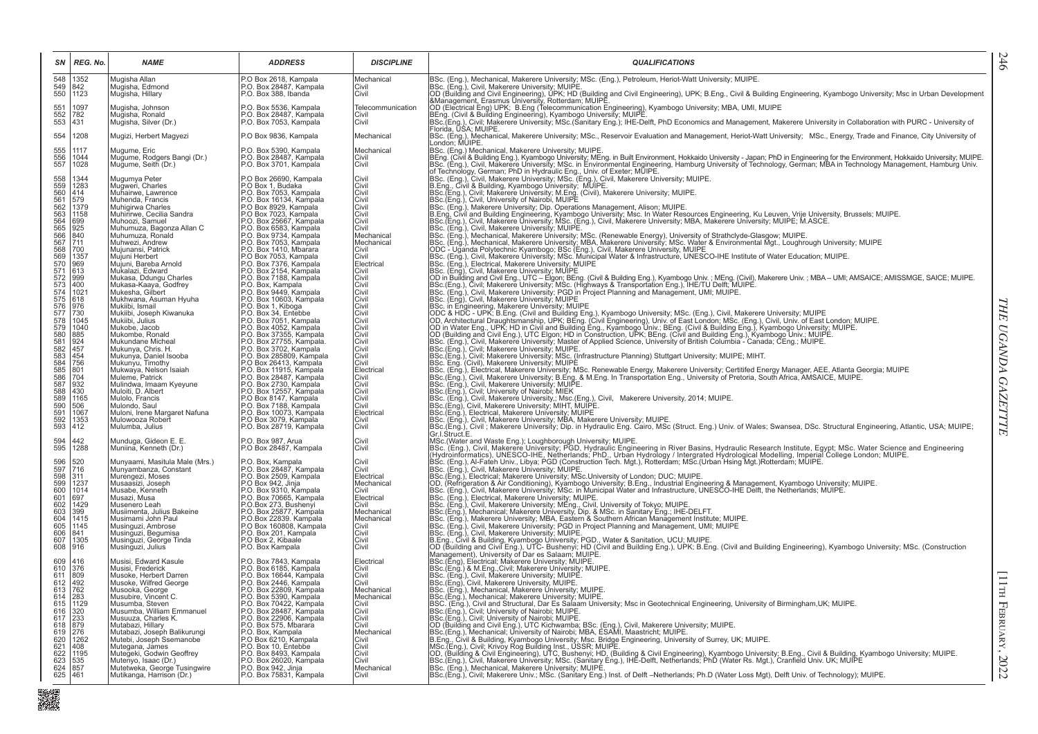| SN | REG. No. | NAME | ADDRESS | DISCIPLINE | QUALIFICATIONS |
|---|---|---|---|---|---|
| 548 | 1352 | Mugisha Allan | P.O Box 2618, Kampala | Mechanical | BSc. (Eng.), Mechanical, Makerere University; MSc. (Eng.), Petroleum, Heriot-Watt University; MUIPE. |
| 549 | 842 | Mugisha, Edmond | P.O. Box 28487, Kampala | Civil | BSc. (Eng.), Civil, Makerere University; MUIPE. |
| 550 | 1123 | Mugisha, Hillary | P.O. Box 388, Ibanda | Civil | OD (Building and Civil Engineering), UPK; HD (Building and Civil Engineering), UPK; B.Eng., Civil & Building Engineering, Kyambogo University; Msc in Urban Development &Management, Erasmus University, Rotterdam; MUIPE. |
| 551 | 1097 | Mugisha, Johnson | P.O. Box 5536, Kampala | Telecommunication | OD (Electrical Eng) UPK; B.Eng (Telecommunication Engineering), Kyambogo University; MBA, UMI, MUIPE |
| 552 | 782 | Mugisha, Ronald | P.O. Box 28487, Kampala | Civil | BEng. (Civil & Building Engineering), Kyambogo University; MUIPE. |
| 553 | 431 | Mugisha, Silver (Dr.) | P.O. Box 7053, Kampala | Civil | BSc.(Eng.), Civil; Makerere University; MSc.(Sanitary Eng.); IHE-Delft, PhD Economics and Management, Makerere University in Collaboration with PURC - University of Florida, USA; MUIPE. |
| 554 | 1208 | Mugizi, Herbert Magyezi | P.O Box 9836, Kampala | Mechanical | BSc. (Eng.), Mechanical, Makerere University; MSc., Reservoir Evaluation and Management, Heriot-Watt University; MSc., Energy, Trade and Finance, City University of London; MUIPE. |
| 555 | 1117 | Mugume, Eric | P.O. Box 5390, Kampala | Mechanical | BSc. (Eng.) Mechanical, Makerere University; MUIPE. |
| 556 | 1044 | Mugume, Rodgers Bangi (Dr.) | P.O. Box 28487, Kampala | Civil | BEng. (Civil & Building Eng.), Kyambogo University; MEng. in Built Environment, Hokkaido University - Japan; PhD in Engineering for the Environment, Hokkaido University; MUIPE. |
| 557 | 1028 | Mugume, Seith (Dr.) | P.O. Box 3701, Kampala | Civil | BSc. (Eng.), Civil, Makerere University; MSc. in Environmental Engineering, Hamburg University of Technology, German; MBA in Technology Management, Hamburg Univ. of Technology, German; PhD in Hydraulic Eng., Univ. of Exeter; MUIPE. |
| 558 | 1344 | Mugumya Peter | P.O Box 26690, Kampala | Civil | BSc. (Eng.), Civil, Makerere University; MSc. (Eng.), Civil, Makerere University; MUIPE. |
| 559 | 1283 | Mugweri, Charles | P.O Box 1, Budaka | Civil | B.Eng., Civil & Building, Kyambogo University; MUIPE. |
| 560 | 414 | Muhairwe, Lawrence | P.O. Box 7053, Kampala | Civil | BSc.(Eng.), Civil; Makerere University; M.Eng. (Civil), Makerere University; MUIPE. |
| 561 | 579 | Muhenda, Francis | P.O. Box 16134, Kampala | Civil | BSc.(Eng.), Civil, University of Nairobi; MUIPE |
| 562 | 1379 | Muhigirwa Charles | P.O Box 8929, Kampala | Civil | BSc. (Eng.), Makerere University; Dip. Operations Management, Alison; MUIPE. |
| 563 | 1158 | Muhirirwe, Cecilia Sandra | P.O Box 7023, Kampala | Civil | B.Eng. Civil and Building Engineering, Kyambogo University; Msc. In Water Resources Engineering, Ku Leuven, Vrije University, Brussels; MUIPE. |
| 564 | 699 | Muhoozi, Samuel | P.O. Box 25667, Kampala | Civil | BSc.(Eng.), Civil, Makerere University; MSc. (Eng.), Civil, Makerere University; MBA, Makerere University; MUIPE; M.ASCE. |
| 565 | 925 | Muhumuza, Bagonza Allan C | P.O. Box 6583, Kampala | Civil | BSc. (Eng.), Civil, Makerere University; MUIPE. |
| 566 | 840 | Muhumuza, Ronald | P.O. Box 9734, Kampala | Mechanical | BSc. (Eng.), Mechanical, Makerere University; MSc. (Renewable Energy), University of Strathclyde-Glasgow; MUIPE. |
| 567 | 711 | Muhwezi, Andrew | P.O. Box 7053, Kampala | Mechanical | BSc. (Eng.), Mechanical, Makerere University; MBA, Makerere University; MSc. Water & Environmental Mgt., Loughrough University; MUIPE |
| 568 | 700 | Mujunansi, Patrick | P.O. Box 1410, Mbarara | Civil | ODC - Uganda Polytechnic Kyambogo; BSc (Eng.), Civil, Makerere University, MUIPE |
| 569 | 1357 | Mujuni Herbert | P.O Box 7053, Kampala | Civil | BSc. (Eng.), Civil, Makerere University; MSc. Municipal Water & Infrastructure, UNESCO-IHE Institute of Water Education; MUIPE. |
| 570 | 969 | Mujuni, Bareba Arnold | P.O. Box 7376, Kampala | Electrical | BSc. (Eng.), Electrical, Makerere University; MUIPE |
| 571 | 613 | Mukalazi, Edward | P.O. Box 2154, Kampala | Civil | BSc. (Eng), Civil, Makerere University; MUIPE |
| 572 | 999 | Mukasa, Ddungu Charles | P.O. Box 7188, Kampala | Civil | OD in Building and Civil Eng., UTC – Elgon; BEng. (Civil & Building Eng.), Kyambogo Univ. ; MEng. (Civil), Makerere Univ. ; MBA – UMI; AMSAICE; AMISSMGE, SAICE; MUIPE. |
| 573 | 400 | Mukasa-Kaaya, Godfrey | P.O. Box, Kampala | Civil | BSc.(Eng.), Civil; Makerere University; MSc. (Highways & Transportation Eng.), IHE/TU Delft; MUIPE. |
| 574 | 1021 | Mukesha, Gilbert | P.O. Box 9449, Kampala | Civil | BSc. (Eng.), Civil, Makerere University; PGD in Project Planning and Management, UMI; MUIPE. |
| 575 | 618 | Mukhwana, Asuman Hyuha | P.O. Box 10603, Kampala | Civil | BSc. (Eng), Civil, Makerere University; MUIPE |
| 576 | 976 | Mukiibi, Ismail | P.O. Box 1, Kiboga | Civil | BSc. in Engineering, Makerere University; MUIPE |
| 577 | 730 | Mukiibi, Joseph Kiwanuka | P.O. Box 34, Entebbe | Civil | ODC & HDC - UPK; B.Eng. (Civil and Building Eng.), Kyambogo University; MSc. (Eng.), Civil, Makerere University; MUIPE |
| 578 | 1045 | Mukiibi, Julius | P.O. Box 7051, Kampala | Civil | OD, Architectural Draughtsmanship, UPK; BEng. (Civil Engineering), Univ. of East London; MSc. (Eng.), Civil, Univ. of East London; MUIPE. |
| 579 | 1040 | Mukobe, Jacob | P.O. Box 4052, Kampala | Civil | OD in Water Eng., UPK; HD in Civil and Building Eng., Kyambogo Univ.; BEng. (Civil & Building Eng.), Kyambogo University; MUIPE. |
| 580 | 885 | Mukombe, Ronald | P.O. Box 37355, Kampala | Civil | OD (Building and Civil Eng.), UTC Elgon; HD in Construction, UPK; BEng. (Civil and Building Eng.), Kyambogo Univ.; MUIPE. |
| 581 | 924 | Mukundane Micheal | P.O. Box 27755, Kampala. | Civil | BSc. (Eng.), Civil, Makerere University; Master of Applied Science, University of British Columbia - Canada; CEng.; MUIPE. |
| 582 | 457 | Mukunya, Chris. H. | P.O. Box 3702, Kampala | Civil | BSc.(Eng.), Civil; Makerere University; MUIPE. |
| 583 | 454 | Mukunya, Daniel Isooba | P.O. Box 285809, Kampala | Civil | BSc.(Eng.), Civil; Makerere University; MSc. (Infrastructure Planning) Stuttgart University; MUIPE; MIHT. |
| 584 | 756 | Mukunyu, Timothy | P.O Box 26413, Kampala | Civil | BSc. Eng. (Civil), Makerere University; MUIPE |
| 585 | 801 | Mukwaya, Nelson Isaiah | P.O. Box 11915, Kampala | Electrical | BSc. (Eng.), Electrical, Makerere University; MSc. Renewable Energy, Makerere University; Certitifed Energy Manager, AEE, Atlanta Georgia; MUIPE |
| 586 | 704 | Muleme, Patrick | P.O. Box 28487, Kampala | Civil | BSc.(Eng.), Civil, Makerere University; B.Eng. & M.Eng. In Transportation Eng., University of Pretoria, South Africa, AMSAICE, MUIPE. |
| 587 | 932 | Mulindwa, Imaam Kyeyune | P.O. Box 2730, Kampala | Civil | BSc. (Eng.), Civil, Makerere University; MUIPE. |
| 588 | 430 | Muloiti, D. Albert | P.O. Box 12557, Kampala | Civil | BSc.(Eng.), Civil; University of Nairobi; MIEK |
| 589 | 1165 | Mulolo, Francis | P.O Box 8147, Kampala | Civil | BSc. (Eng.), Civil, Makerere University,; Msc.(Eng.), Civil, Makerere University, 2014; MUIPE. |
| 590 | 506 | Mulondo, Saul | P.O. Box 7188, Kampala | Civil | BSc.(Eng), Civil, Makerere University; MIHT. MUIPE. |
| 591 | 1067 | Muloni, Irene Margaret Nafuna | P.O. Box 10073, Kampala | Electrical | BSc.(Eng.), Electrical, Makerere University; MUIPE |
| 592 | 1353 | Mulowooza Robert | P.O Box 3079, Kampala | Civil | BSc. (Eng.), Civil, Makerere University; MBA, Makerere University; MUIPE. |
| 593 | 412 | Mulumba, Julius | P.O. Box 28719, Kampala | Civil | BSc.(Eng.), Civil ; Makerere University; Dip. in Hydraulic Eng. Cairo, MSc (Struct. Eng.) Univ. of Wales; Swansea, DSc. Structural Engineering, Atlantic, USA; MUIPE; Gr.I.Struct.E. |
| 594 | 442 | Munduga, Gideon E. E. | P.O. Box 987, Arua | Civil | MSc.(Water and Waste Eng.); Loughborough University; MUIPE. |
| 595 | 1288 | Muniina, Kenneth (Dr.) | P.O Box 28487, Kampala | Civil | BSc. (Eng.), Civil, Makerere University; PGD, Hydraulic Engineering in River Basins, Hydraulic Research Institute, Egypt; MSc. Water Science and Engineering (Hydroinformatics), UNESCO-IHE, Netherlands; PhD , Urban Hydrology / Intergrated Hydrological Modelling, Imperial College London; MUIPE. |
| 596 | 520 | Munyaami, Masitula Male (Mrs.) | P.O. Box, Kampala | Civil | BSc. (Eng.), Al-Fateh Univ., Libya; PGD (Construction Tech. Mgt.), Rotterdam; MSc.(Urban Hsing Mgt.)Rotterdam; MUIPE. |
| 597 | 716 | Munyambanza, Constant | P.O. Box 28487, Kampala | Civil | BSc. (Eng.), Civil, Makerere University; MUIPE. |
| 598 | 311 | Murengezi, Moses | P.O. Box 2509, Kampala | Electrical | BSc.(Eng.), Electrical; Makerere University; MSc.University of London; DUC; MUIPE. |
| 599 | 1237 | Musaasizi, Joseph | P.O Box 942, Jinja | Mechanical | OD, (Refrigeration & Air Conditioning), Kyambogo University; B.Eng., Industrial Engineering & Management, Kyambogo University; MUIPE. |
| 600 | 1014 | Musabe, Kenneth | P.O. Box 9310, Kampala | Civil | BSc. (Eng.), Civil, Makerere University; MSc. in Municipal Water and Infrastructure, UNESCO-IHE Delft, the Netherlands; MUIPE. |
| 601 | 697 | Musazi, Musa | P.O. Box 70665, Kampala | Electrical | BSc. (Eng.), Electrical, Makerere University; MUIPE. |
| 602 | 1429 | Musenero Leah | P.O.Box 273, Bushenyi | Civil | BSc. (Eng.), Civil, Makerere University; MEng., Civil, University of Tokyo; MUIPE. |
| 603 | 399 | Musimenta, Julius Bakeine | P.O. Box 25877, Kampala | Mechanical | BSc.(Eng.), Mechanical; Makerere University, Dip. & MSc. in Sanitary Eng.; IHE-DELFT. |
| 604 | 1415 | Musimami John Paul | P.O.Box 22839. Kampala | Mechanical | BSc. (Eng.), Makerere University; MBA, Eastern & Southern African Management Institute; MUIPE. |
| 605 | 1145 | Musinguzi, Ambrose | P.O Box 160808, Kampala | Civil | BSc. (Eng.), Civil, Makerere University; PGD in Project Planning and Management, UMI; MUIPE |
| 606 | 841 | Musinguzi, Begumisa | P.O. Box 201, Kampala | Civil | BSc. (Eng.), Civil, Makerere University; MUIPE. |
| 607 | 1305 | Musinguzi, George Tinda | P.O Box 2, Kibaale | Civil | B.Eng., Civil & Building, Kyambogo University; PGD., Water & Sanitation, UCU; MUIPE. |
| 608 | 916 | Musinguzi, Julius | P.O. Box Kampala | Civil | OD (Building and Civil Eng.), UTC- Bushenyi; HD (Civil and Building Eng.), UPK; B.Eng. (Civil and Building Engineering), Kyambogo University; MSc. (Construction Management), University of Dar es Salaam; MUIPE. |
| 609 | 416 | Musisi, Edward Kasule | P.O. Box 7843, Kampala | Electrical | BSc.(Eng), Electrical; Makerere University; MUIPE. |
| 610 | 376 | Musisi, Frederick | P.O. Box 6185, Kampala | Civil | BSc.(Eng.) & M.Eng.,Civil; Makerere University; MUIPE. |
| 611 | 809 | Musoke, Herbert Darren | P.O. Box 16644, Kampala | Civil | BSc. (Eng.), Civil, Makerere University; MUIPE. |
| 612 | 492 | Musoke, Wilfred George | P.O. Box 2446, Kampala | Civil | BSc.(Eng), Civil, Makerere University, MUIPE. |
| 613 | 762 | Musooka, George | P.O. Box 22809, Kampala | Mechanical | BSc. (Eng.), Mechanical, Makerere University; MUIPE. |
| 614 | 283 | Musubire, Vincent C. | P.O. Box 5390, Kampala | Mechanical | BSc.(Eng.), Mechanical; Makerere University; MUIPE. |
| 615 | 1129 | Musumba, Steven | P.O. Box 70422, Kampala | Civil | BSC. (Eng.), Civil and Structural, Dar Es Salaam University; Msc in Geotechnical Engineering, University of Birmingham,UK; MUIPE. |
| 616 | 320 | Musumba, William Emmanuel | P.O. Box 28487, Kampala | Civil | BSc.(Eng.), Civil; University of Nairobi; MUIPE. |
| 617 | 233 | Musuuza, Charles K. | P.O. Box 22906, Kampala | Civil | BSc.(Eng.), Civil; University of Nairobi; MUIPE. |
| 618 | 879 | Mutabazi, Hillary | P.O. Box 575, Mbarara | Civil | OD (Building and Civil Eng.), UTC Kichwamba; BSc. (Eng.), Civil, Makerere University; MUIPE. |
| 619 | 276 | Mutabazi, Joseph Balikurungi | P.O. Box, Kampala | Mechanical | BSc.(Eng.), Mechanical; University of Nairobi; MBA, ESAMI, Maastricht; MUIPE. |
| 620 | 1262 | Mutebi, Joseph Ssemanobe | P.O Box 6210, Kampala | Civil | B.Eng., Civil & Building, Kyambogo University; MSc. Bridge Engineering, University of Surrey, UK; MUIPE. |
| 621 | 408 | Mutegana, James | P.O. Box 10, Entebbe | Civil | MSc.(Eng.), Civil; Krivoy Rog Building Inst., USSR; MUIPE. |
| 622 | 1195 | Mutegeki, Godwin Geoffrey | P.O. Box 8493, Kampala | Civil | OD, (Building & Civil Engineering), UTC, Bushenyi; HD, (Building & Civil Engineering), Kyambogo University; B.Eng., Civil & Building, Kyambogo University; MUIPE. |
| 623 | 535 | Mutenyo, Isaac (Dr.) | P.O. Box 26020, Kampala | Civil | BSc.(Eng.), Civil, Makerere University; MSc. (Sanitary Eng.), IHE-Delft, Netherlands; PhD (Water Rs. Mgt.), Cranfield Univ. UK; MUIPE |
| 624 | 857 | Mutetweka, George Tusingwire | P.O. Box 942, Jinja | Mechanical | BSc. (Eng.), Mechanical, Makerere University; MUIPE. |
| 625 | 461 | Mutikanga, Harrison (Dr.) | P.O. Box 75831, Kampala | Civil | BSc.(Eng.), Civil; Makerere Univ.; MSc. (Sanitary Eng.) Inst. of Delft –Netherlands; Ph.D (Water Loss Mgt), Delft Univ. of Technology); MUIPE. |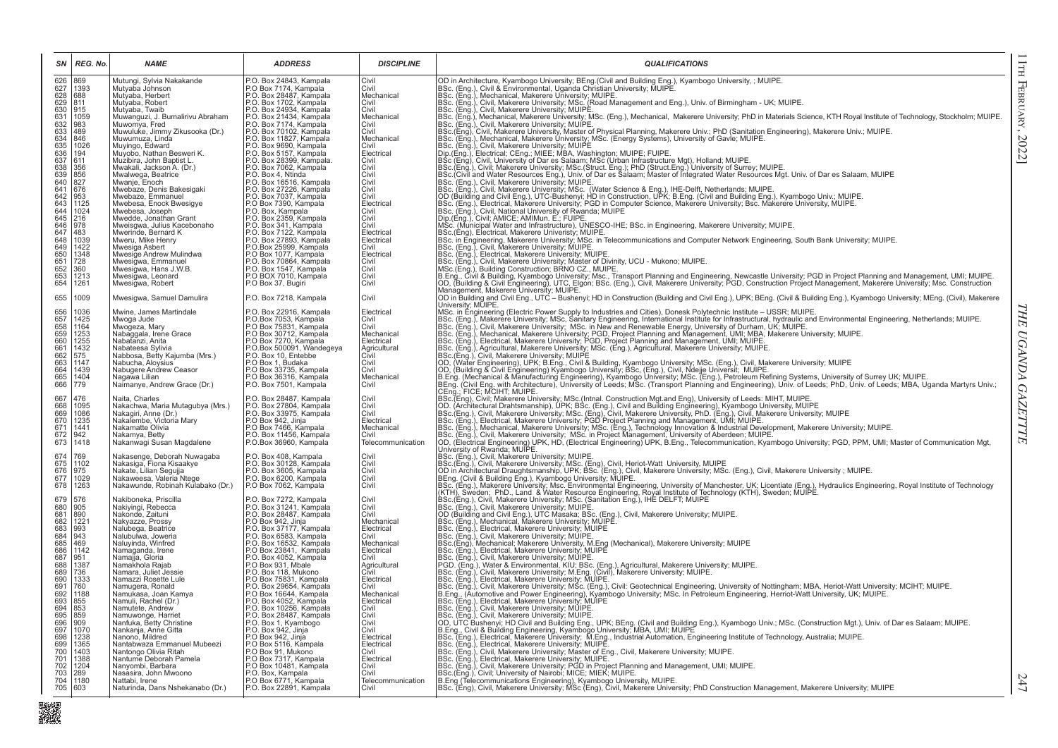| SN | REG. No. | NAME | ADDRESS | DISCIPLINE | QUALIFICATIONS |
|---|---|---|---|---|---|
| 626 | 869 | Mutungi, Sylvia Nakakande | P.O. Box 24843, Kampala | Civil | OD in Architecture, Kyambogo University; BEng.(Civil and Building Eng.), Kyambogo University, ; MUIPE. |
| 627 | 1393 | Mutyaba Johnson | P.O Box 7174, Kampala | Civil | BSc. (Eng.), Civil & Environmental, Uganda Christian University; MUIPE. |
| 628 | 688 | Mutyaba, Herbert | P.O. Box 28487, Kampala | Mechanical | BSc. (Eng.), Mechanical, Makerere University; MUIPE. |
| 629 | 811 | Mutyaba, Robert | P.O. Box 1702, Kampala | Civil | BSc. (Eng.), Civil, Makerere University; MSc. (Road Management and Eng.), Univ. of Birmingham - UK; MUIPE. |
| 630 | 915 | Mutyaba, Twaib | P.O. Box 24934, Kampala | Civil | BSc. (Eng.), Civil, Makerere University; MUIPE. |
| 631 | 1059 | Muwanguzi, J. Bumalirivu Abraham | P.O. Box 21434, Kampala | Mechanical | BSc. (Eng.), Mechanical, Makerere University; MSc. (Eng.), Mechanical, Makerere University; PhD in Materials Science, KTH Royal Institute of Technology, Stockholm; MUIPE. |
| 632 | 983 | Muwomya, Fred | P.O. Box 7174, Kampala | Civil | BSc. (Eng.), Civil, Makerere University; MUIPE. |
| 633 | 489 | Muwuluke, Jimmy Zikusooka (Dr.) | P.O. Box 70102, Kampala | Civil | BSc.(Eng), Civil, Makerere University, Master of Physical Planning, Makerere Univ.; PhD (Sanitation Engineering), Makerere Univ.; MUIPE. |
| 634 | 846 | Muwumuza, Linda | P.O. Box 11827, Kampala | Mechanical | BSc. (Eng.), Mechanical, Makerere University; MSc. (Energy Systems), University of Gavle; MUIPE. |
| 635 | 1026 | Muyingo, Edward | P.O. Box 9690, Kampala | Civil | BSc. (Eng.), Civil, Makerere University; MUIPE |
| 636 | 194 | Muyobo, Nathan Besweri K. | P.O. Box 5157, Kampala | Electrical | Dip.(Eng.), Electrical; CEng.; MIEE; MBA, Washington; MUIPE; FUIPE. |
| 637 | 611 | Muzibira, John Baptist L. | P.O. Box 28399, Kampala. | Civil | BSc (Eng), Civil, University of Dar es Salaam; MSc (Urban Infrastructure Mgt), Holland; MUIPE. |
| 638 | 356 | Mwakali, Jackson A. (Dr.) | P.O. Box 7062, Kampala | Civil | BSc.(Eng.), Civil; Makerere University; MSc.(Struct. Eng.); PhD (Struct.Eng.) University of Surrey; MUIPE. |
| 639 | 856 | Mwalwega, Beatrice | P.O. Box 4, Ntinda | Civil | BSc.(Civil and Water Resources Eng.), Univ. of Dar es Salaam; Master of Integrated Water Resources Mgt. Univ. of Dar es Salaam, MUIPE |
| 640 | 827 | Mwanje, Enoch | P.O. Box 16516, Kampala | Civil | BSc. (Eng.), Civil, Makerere University; MUIPE. |
| 641 | 676 | Mwebaze, Denis Bakesigaki | P.O. Box 27226, Kampala | Civil | BSc. (Eng.), Civil, Makerere University; MSc. (Water Science & Eng.), IHE-Delft, Netherlands; MUIPE. |
| 642 | 953 | Mwebaze, Emmanuel | P.O. Box 7037, Kampala | Civil | OD (Building and Civil Eng.), UTC-Bushenyi; HD in Construction, UPK; B.Eng. (Civil and Building Eng.), Kyambogo Univ.; MUIPE. |
| 643 | 1125 | Mwebesa, Enock Bwesigye | P.O Box 7390, Kampala | Electrical | BSc. (Eng.), Electrical, Makerere University; PGD in Computer Science, Makerere University; Bsc. Makerere University, MUIPE. |
| 644 | 1024 | Mwebesa, Joseph | P.O. Box, Kampala | Civil | BSc. (Eng.), Civil, National University of Rwanda; MUIPE |
| 645 | 216 | Mwedde, Jonathan Grant | P.O. Box 2359, Kampala | Civil | Dip.(Eng.), Civil; AMICE; AMIMun. E.; FUIPE. |
| 646 | 978 | Mweisgwa, Julius Kacebonaho | P.O. Box 341, Kampala | Civil | MSc. (Municipal Water and Infrastructure), UNESCO-IHE; BSc. in Engineering, Makerere University; MUIPE. |
| 647 | 483 | Mwerinde, Bernard K | P.O. Box 7122, Kampala | Electrical | BSc.(Eng), Electrical, Makerere Univeristy; MUIPE. |
| 648 | 1039 | Mweru, Mike Henry | P.O. Box 27893, Kampala | Electrical | BSc. in Engineering, Makerere University; MSc. in Telecommunications and Computer Network Engineering, South Bank University; MUIPE. |
| 649 | 1422 | Mwesiga Asbert | P.O.Box 25999, Kampala | Civil | BSc. (Eng.), Civil, Makerere University; MUIPE. |
| 650 | 1348 | Mwesige Andrew Mulindwa | P.O Box 1077, Kampala | Electrical | BSc. (Eng.), Electrical, Makerere University; MUIPE. |
| 651 | 728 | Mwesigwa, Emmanuel | P.O. Box 70864, Kampala | Civil | BSc. (Eng.), Civil, Makerere University; Master of Divinity, UCU - Mukono; MUIPE. |
| 652 | 360 | Mwesigwa, Hans J.W.B. | P.O. Box 1547, Kampala | Civil | MSc.(Eng.), Building Construction; BRNO CZ., MUIPE. |
| 653 | 1213 | Mwesigwa, Leonard | P.O BOX 7010, Kampala | Civil | B.Eng., Civil & Building, Kyambogo University; Msc., Transport Planning and Engineering, Newcastle University; PGD in Project Planning and Management, UMI; MUIPE. |
| 654 | 1261 | Mwesigwa, Robert | P.O Box 37, Bugiri | Civil | OD, (Building & Civil Engineering), UTC, Elgon; BSc. (Eng.), Civil, Makerere University; PGD, Construction Project Management, Makerere University; Msc. Construction Management, Makerere University; MUIPE. |
| 655 | 1009 | Mwesigwa, Samuel Damulira | P.O. Box 7218, Kampala | Civil | OD in Building and Civil Eng., UTC – Bushenyi; HD in Construction (Building and Civil Eng.), UPK; BEng. (Civil & Building Eng.), Kyambogo University; MEng. (Civil), Makerere University; MUIPE. |
| 656 | 1036 | Mwine, James Martindale | P.O. Box 22916, Kampala | Electrical | MSc. in Engineering (Electric Power Supply to Industries and Cities), Donesk Polytechnic Institute – USSR; MUIPE. |
| 657 | 1425 | Mwoga Jude | P.O.Box 7053, Kampala | Civil | BSc. (Eng.), Makerere University; MSc, Sanitary Engineering, International Institute for Infrastructural, hydraulic and Environmental Engineering, Netherlands; MUIPE. |
| 658 | 1164 | Mwogeza, Mary | P.O Box 75831, Kampala | Civil | BSc. (Eng.), Civil, Makerere University; MSc. in New and Renewable Energy, University of Durham, UK; MUIPE. |
| 659 | 1253 | Nabaggala, Irene Grace | P.O Box 30712, Kampala | Mechanical | BSc. (Eng.), Mechanical, Makerere University; PGD, Project Planning and Management, UMI; MBA, Makerere University; MUIPE. |
| 660 | 1255 | Nabatanzi, Anita | P.O Box 7270, Kampala | Electrical | BSc. (Eng.), Electrical, Makerere University; PGD, Project Planning and Management, UMI; MUIPE. |
| 661 | 1432 | Nabateesa Sylivia | P.O.Box 500091, Wandegeya | Agricultural | BSc. (Eng.), Agricultural, Makerere University; MSc. (Eng.), Agricultural, Makerere University; MUIPE. |
| 662 | 575 | Nabbosa, Betty Kajumba (Mrs.) | P.O. Box 10, Entebbe | Civil | BSc.(Eng.), Civil, Makerere University; MUIPE |
| 663 | 1147 | Nabucha, Aloysius | P.O Box 1, Budaka | Civil | OD, (Water Engineering), UPK; B.Eng., Civil & Building, Kyambogo University; MSc. (Eng.), Civil, Makerere University; MUIPE |
| 664 | 1439 | Nabugere Andrew Ceasor | P.O Box 33735, Kampala | Civil | OD, (Building & Civil Engineering) Kyambogo University; BSc, (Eng.), Civil, Ndejje Universit; MUIPE. |
| 665 | 1404 | Nagawa Lilian | P.O Box 36316, Kampala | Mechanical | B.Eng. (Mechanical & Manufacturing Engineering), Kyambogo University; MSc. (Eng.), Petroleum Refining Systems, University of Surrey UK; MUIPE. |
| 666 | 779 | Naimanye, Andrew Grace (Dr.) | P.O. Box 7501, Kampala | Civil | BEng. (Civil Eng. with Architecture), University of Leeds; MSc. (Transport Planning and Engineering), Univ. of Leeds; PhD, Univ. of Leeds; MBA, Uganda Martyrs Univ.; CEng.; FICE; MCIHT; MUIPE. |
| 667 | 476 | Naita, Charles | P.O. Box 28487, Kampala | Civil | BSc.(Eng), Civil; Makerere University; MSc.(Intnal. Construction Mgt.and Eng), University of Leeds: MIHT. MUIPE. |
| 668 | 1095 | Nakachwa, Maria Mutagubya (Mrs.) | P.O. Box 27804, Kampala | Civil | OD. (Architectural Drahtsmanship), UPK; BSc. (Eng.), Civil and Building Engineering), Kyambogo University, MUIPE |
| 669 | 1086 | Nakagiri, Anne (Dr.) | P.O. Box 33975, Kampala | Civil | BSc.(Eng.), Civil, Makerere University; MSc. (Eng.), Civil, Makerere University, PhD. (Eng.), Civil, Makerere University; MUIPE |
| 670 | 1235 | Nakalembe, Victoria Mary | P.O Box 942, Jinja | Electrical | BSc. (Eng.), Electrical, Makerere University; PGD Project Planning and Management, UMI; MUIPE. |
| 671 | 1441 | Nakamatte Olivia | P.O Box 7466, Kampala | Mechanical | BSc. (Eng.), Mechanical, Makerere University; MSc. (Eng.), Technology Innovation & Industrial Development, Makerere University; MUIPE. |
| 672 | 942 | Nakamya, Betty | P.O. Box 11456, Kampala | Civil | BSc. (Eng.), Civil, Makerere University; MSc. in Project Management, University of Aberdeen; MUIPE. |
| 673 | 1418 | Nakanwagi Susan Magdalene | P.O.Box 36960, Kampala | Telecommunication | OD, (Electrical Engineering) UPK, HD, (Electrical Engineering) UPK, B.Eng., Telecommunication, Kyambogo University; PGD, PPM, UMI; Master of Communication Mgt, University of Rwanda; MUIPE. |
| 674 | 769 | Nakasenge, Deborah Nuwagaba | P.O. Box 408, Kampala | Civil | BSc. (Eng.), Civil, Makerere University; MUIPE. |
| 675 | 1102 | Nakasiga, Fiona Kisaakye | P.O. Box 30128, Kampala | Civil | BSc.(Eng.), Civil, Makerere University; MSc. (Eng), Civil, Heriot-Watt University, MUIPE |
| 676 | 975 | Nakate, Lilian Segujja | P.O. Box 3605, Kampala | Civil | OD in Architectural Draughtsmanship, UPK; BSc. (Eng.), Civil, Makerere University; MSc. (Eng.), Civil, Makerere University ; MUIPE. |
| 677 | 1029 | Nakaweesa, Valeria Ntege | P.O. Box 6200, Kampala | Civil | BEng. (Civil & Building Eng.), Kyambogo University; MUIPE. |
| 678 | 1263 | Nakawunde, Robinah Kulabako (Dr.) | P.O Box 7062, Kampala | Civil | BSc. (Eng.), Makerere University; Msc. Environmental Engineering, University of Manchester, UK; Licentiate (Eng.), Hydraulics Engineering, Royal Institute of Technology (KTH), Sweden; PhD., Land & Water Resource Engineering, Royal Institute of Technology (KTH), Sweden; MUIPE. |
| 679 | 576 | Nakiboneka, Priscilla | P.O. Box 7272, Kampala | Civil | BSc.(Eng.), Civil, Makerere University; MSc. (Sanitation Eng.), IHE DELFT; MUIPE |
| 680 | 905 | Nakiyingi, Rebecca | P.O. Box 31241, Kampala | Civil | BSc. (Eng.), Civil, Makerere University; MUIPE. |
| 681 | 890 | Nakonde, Zaituni | P.O. Box 28487, Kampala | Civil | OD (Building and Civil Eng.), UTC Masaka; BSc. (Eng.), Civil, Makerere University; MUIPE. |
| 682 | 1221 | Nakyazze, Prossy | P.O Box 942, Jinja | Mechanical | BSc. (Eng.), Mechanical, Makerere University; MUIPE. |
| 683 | 993 | Nalubega, Beatrice | P.O. Box 37177, Kampala | Electrical | BSc. (Eng.), Electrical, Makerere University; MUIPE |
| 684 | 943 | Nalubulwa, Joweria | P.O. Box 6583, Kampala | Civil | BSc. (Eng.), Civil, Makerere University; MUIPE. |
| 685 | 469 | Naluyinda, Winfred | P.O. Box 16532, Kampala | Mechanical | BSc.(Eng), Mechanical; Makerere University, M.Eng (Mechanical), Makerere University; MUIPE |
| 686 | 1142 | Namaganda, Irene | P.O Box 23841, Kampala | Electrical | BSc. (Eng.), Electrical, Makerere University; MUIPE |
| 687 | 951 | Namajja, Gloria | P.O. Box 4052, Kampala | Civil | BSc. (Eng.), Civil, Makerere University; MUIPE. |
| 688 | 1387 | Namakhola Rajab | P.O Box 931, Mbale | Agricultural | PGD. (Eng.), Water & Environmental, KIU; BSc. (Eng.), Agricultural, Makerere University; MUIPE. |
| 689 | 736 | Namara, Juliet Jessie | P.O. Box 118, Mukono | Civil | BSc. (Eng.), Civil, Makerere University; M.Eng. (Civil), Makerere University; MUIPE. |
| 690 | 1333 | Namazzi Rosette Lule | P.O Box 75831, Kampala | Electrical | BSc. (Eng.), Electrical, Makerere University; MUIPE. |
| 691 | 760 | Namugera, Ronald | P.O. Box 29654, Kampala | Civil | BSc. (Eng.), Civil, Makerere University; MSc. (Eng.), Civil: Geotechnical Engineering, University of Nottingham; MBA, Heriot-Watt University; MCIHT; MUIPE. |
| 692 | 1188 | Namukasa, Joan Kamya | P.O Box 16644, Kampala | Mechanical | B.Eng., (Automotive and Power Engineering), Kyambogo University; MSc. In Petroleum Engineering, Herriot-Watt University, UK; MUIPE. |
| 693 | 855 | Namuli, Rachel (Dr.) | P.O. Box 4052, Kampala | Electrical | BSc. (Eng.), Electrical, Makerere University; MUIPE |
| 694 | 853 | Namutete, Andrew | P.O. Box 10256, Kampala | Civil | BSc. (Eng.), Civil, Makerere University; MUIPE. |
| 695 | 859 | Namuwonge, Harriet | P.O. Box 28487, Kampala | Civil | BSc. (Eng.), Civil, Makerere University; MUIPE. |
| 696 | 909 | Nanfuka, Betty Christine | P.O. Box 1, Kyambogo | Civil | OD, UTC Bushenyi; HD Civil and Building Eng., UPK; BEng. (Civil and Building Eng.), Kyambogo Univ.; MSc. (Construction Mgt.), Univ. of Dar es Salaam; MUIPE. |
| 697 | 1070 | Nankanja, Anne Gitta | P.O. Box 942, Jinja | Civil | B.Eng., Civil & Building Engineering, Kyambogo University; MBA, UMI; MUIPE |
| 698 | 1238 | Nanono, Mildred | P.O Box 942, Jinja | Electrical | BSc. (Eng.), Electrical, Makerere University; M.Eng., Industrial Automation, Engineering Institute of Technology, Australia; MUIPE. |
| 699 | 1365 | Nantabwaza Emmanuel Mubeezi | P.O Box 5116, Kampala | Electrical | BSc. (Eng.), Electrical, Makerere University; MUIPE. |
| 700 | 1403 | Nantongo Olivia Ritah | P.O Box 91, Mukono | Civil | BSc. (Eng.), Civil, Makerere University; Master of Eng., Civil, Makerere University; MUIPE. |
| 701 | 1388 | Nantume Deborah Pamela | P.O Box 7317, Kampala | Electrical | BSc. (Eng.), Electrical, Makerere University; MUIPE. |
| 702 | 1204 | Nanyombi, Barbara | P.O Box 10481, Kampala | Civil | BSc. (Eng.), Civil, Makerere University; PGD in Project Planning and Management, UMI; MUIPE. |
| 703 | 289 | Nasasira, John Mwoono | P.O. Box, Kampala | Civil | BSc.(Eng.), Civil; University of Nairobi; MICE; MIEK; MUIPE. |
| 704 | 1180 | Nattabi, Irene | P.O Box 6771, Kampala | Telecommunication | B.Eng (Telecommunications Engineering), Kyambogo University, MUIPE. |
| 705 | 603 | Naturinda, Dans Nshekanabo (Dr.) | P.O. Box 22891, Kampala | Civil | BSc. (Eng), Civil, Makerere University; MSc (Eng), Civil, Makerere University; PhD Construction Management, Makerere University; MUIPE |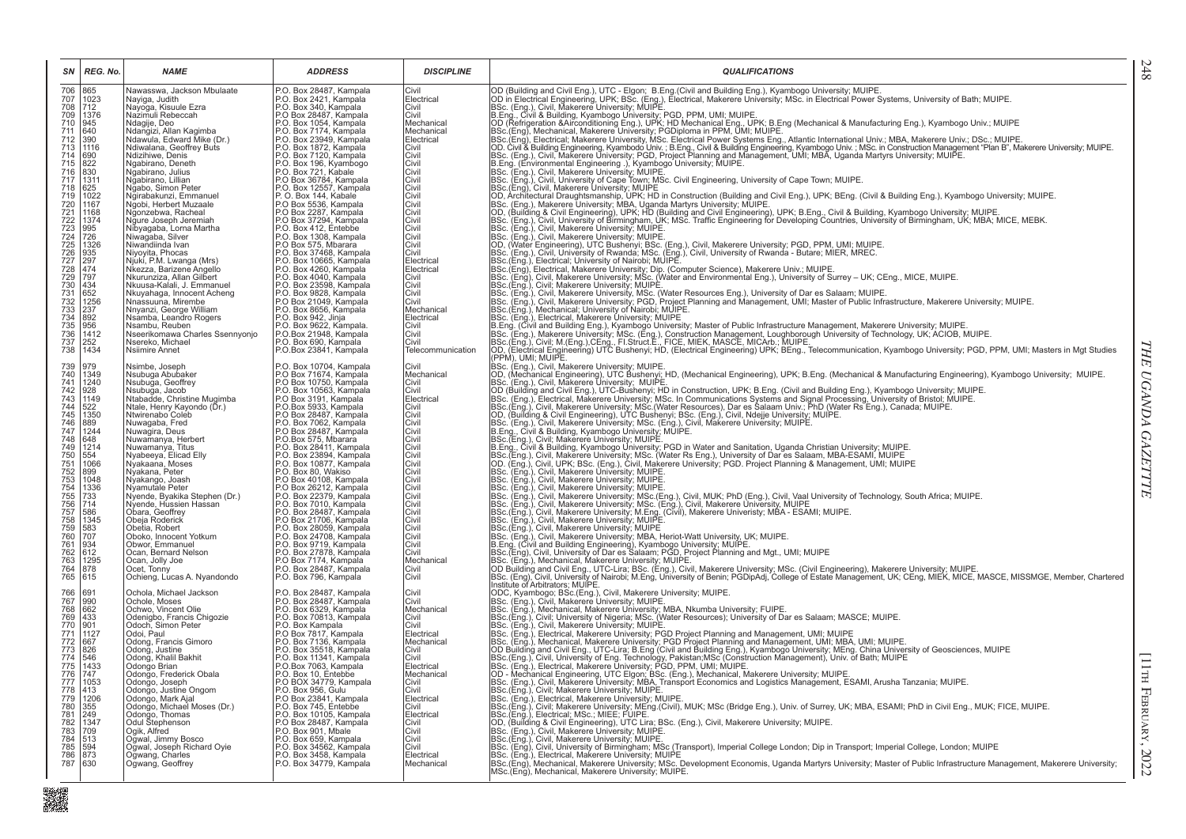| SN | REG. No. | NAME | ADDRESS | DISCIPLINE | QUALIFICATIONS |
|---|---|---|---|---|---|
| 706 | 865 | Nawasswa, Jackson Mbulaate | P.O. Box 28487, Kampala | Civil | OD (Building and Civil Eng.), UTC - Elgon; B.Eng.(Civil and Building Eng.), Kyambogo University; MUIPE. |
| 707 | 1023 | Nayiga, Judith | P.O. Box 2421, Kampala | Electrical | OD in Electrical Engineering, UPK; BSc. (Eng.), Electrical, Makerere University; MSc. in Electrical Power Systems, University of Bath; MUIPE. |
| 708 | 712 | Nayoga, Kisuule Ezra | P.O. Box 340, Kampala | Civil | BSc. (Eng.), Civil, Makerere University; MUIPE. |
| 709 | 1376 | Nazimuli Rebeccah | P.O Box 28487, Kampala | Civil | B.Eng., Civil & Building, Kyambogo University; PGD, PPM, UMI; MUIPE. |
| 710 | 945 | Ndagije, Deo | P.O. Box 1054, Kampala | Mechanical | OD (Refrigeration &Airconditioning Eng.), UPK; HD Mechanical Eng., UPK; B.Eng (Mechanical & Manufacturing Eng.), Kyambogo Univ.; MUIPE |
| 711 | 640 | Ndangizi, Allan Kagimba | P.O. Box 7174, Kampala | Mechanical | BSc.(Eng), Mechanical, Makerere University; PGDiploma in PPM, UMI; MUIPE. |
| 712 | 390 | Ndawula, Edward Mike (Dr.) | P.O. Box 23949, Kampala | Electrical | BSc.(Eng), Electrical; Makerere University, MSc. Electrical Power Systems Eng., Atlantic International Univ.; MBA, Makerere Univ.; DSc.; MUIPE. |
| 713 | 1116 | Ndiwalana, Geoffrey Buts | P.O. Box 1872, Kampala | Civil | OD. Civil & Building Engineering, Kyambodo Univ. ; B.Eng., Civil & Building Engineering, Kyambogo Univ. ; MSc. in Construction Management "Plan B", Makerere University; MUIPE. |
| 714 | 690 | Ndizihiwe, Denis | P.O. Box 7120, Kampala | Civil | BSc. (Eng.), Civil, Makerere University; PGD, Project Planning and Management, UMI; MBA, Uganda Martyrs University; MUIPE. |
| 715 | 822 | Ngabirano, Deneth | P.O. Box 196, Kyambogo | Civil | B.Eng. (Environmental Engineering ), Kyambogo University; MUIPE. |
| 716 | 830 | Ngabirano, Julius | P.O. Box 721, Kabale | Civil | BSc. (Eng.), Civil, Makerere University; MUIPE. |
| 717 | 1311 | Ngabirano, Lillian | P.O. Box 36784, Kampala | Civil | BSc. (Eng.), Civil, University of Cape Town; MSc. Civil Engineering, University of Cape Town; MUIPE. |
| 718 | 625 | Ngabo, Simon Peter | P.O. Box 12557, Kampala | Civil | BSc.(Eng), Civil, Makerere University; MUIPE. |
| 719 | 1022 | Ngirabakunzi, Emmanuel | P. O. Box 144, Kabale | Civil | OD, Architectural Draughtsmanship, UPK; HD in Construction (Building and Civil Eng.), UPK; BEng. (Civil & Building Eng.), Kyambogo University; MUIPE. |
| 720 | 1167 | Ngobi, Herbert Muzaale | P.O Box 5536, Kampala | Civil | BSc. (Eng.), Makerere University; MBA, Uganda Martyrs University; MUIPE. |
| 721 | 1168 | Ngonzebwa, Racheal | P.O Box 2287, Kampala | Civil | OD, (Building & Civil Engineering), UPK; HD (Building and Civil Engineering), UPK; B.Eng., Civil & Building, Kyambogo University; MUIPE. |
| 722 | 1374 | Ngure Joseph Jeremiah | P.O Box 37294, Kampala | Civil | BSc. (Eng.), Civil, University of Birmingham, UK; MSc. Traffic Engineering for Developing Countries, University of Birmingham, UK; MBA; MICE, MEBK. |
| 723 | 995 | Nibyagaba, Lorna Martha | P.O. Box 412, Entebbe | Civil | BSc. (Eng.), Civil, Makerere University; MUIPE. |
| 724 | 726 | Niwagaba, Silver | P.O. Box 1308, Kampala | Civil | BSc. (Eng.), Civil, Makerere University; MUIPE. |
| 725 | 1326 | Niwandiinda Ivan | P.O Box 575, Mbarara | Civil | OD, (Water Engineering), UTC Bushenyi; BSc. (Eng.), Civil, Makerere University; PGD, PPM, UMI; MUIPE. |
| 726 | 935 | Niyoyita, Phocas | P.O. Box 37468, Kampala | Civil | BSc. (Eng.), Civil, University of Rwanda; MSc. (Eng.), Civil, University of Rwanda - Butare; MIER, MREC. |
| 727 | 297 | Njuki, P.M. Lwanga (Mrs) | P.O. Box 10665, Kampala | Electrical | BSc.(Eng.), Electrical; University of Nairobi; MUIPE. |
| 728 | 474 | Nkezza, Barizene Angello | P.O. Box 4260, Kampala | Electrical | BSc.(Eng), Electrical, Makerere University; Dip. (Computer Science), Makerere Univ.; MUIPE. |
| 729 | 797 | Nkurunziza, Allan Gilbert | P.O. Box 4040, Kampala | Civil | BSc. (Eng), Civil, Makerere University; MSc. (Water and Environmental Eng.), University of Surrey – UK; CEng., MICE, MUIPE. |
| 730 | 434 | Nkuusa-Kalali, J. Emmanuel | P.O. Box 23598, Kampala | Civil | BSc.(Eng.), Civil, Makerere University; MUIPE. |
| 731 | 652 | Nkuyahaga, Innocent Acheng | P.O. Box 9828, Kampala | Civil | BSc. (Eng.), Civil, Makerere University, MSc. (Water Resources Eng.), University of Dar es Salaam; MUIPE. |
| 732 | 1256 | Nnassuuna, Mirembe | P.O Box 21049, Kampala | Civil | BSc. (Eng.), Civil, Makerere University; PGD, Project Planning and Management, UMI; Master of Public Infrastructure, Makerere University; MUIPE. |
| 733 | 237 | Nnyanzi, George William | P.O. Box 8656, Kampala | Mechanical | BSc.(Eng.), Mechanical; University of Nairobi; MUIPE. |
| 734 | 892 | Nsamba, Leandro Rogers | P.O. Box 942, Jinja | Electrical | BSc. (Eng.), Electrical, Makerere University; MUIPE |
| 735 | 956 | Nsambu, Reuben | P.O. Box 9622, Kampala. | Civil | B.Eng. (Civil and Building Eng.), Kyambogo University; Master of Public Infrastructure Management, Makerere University; MUIPE. |
| 736 | 1412 | Nseerikomawa Charles Ssennyonjo | P.O.Box 21948, Kampala | Civil | BSc. (Eng.), Makerere University; MSc. (Eng.), Construction Management, Loughborough University of Technology, UK; ACIOB, MUIPE. |
| 737 | 252 | Nsereko, Michael | P.O. Box 690, Kampala | Civil | BSc.(Eng), Civil; M.(Eng.),CEng., FI.Struct.E., FICE, MIEK, MASCE, MICArb.; MUIPE. |
| 738 | 1434 | Nsiimire Annet | P.O.Box 23841, Kampala | Telecommunication | OD, (Electrical Engineering) UTC Bushenyi; HD, (Electrical Engineering) UPK; BEng., Telecommunication, Kyambogo University; PGD, PPM, UMI; Masters in Mgt Studies (PPM), UMI; MUIPE. |
| 739 | 979 | Nsimbe, Joseph | P.O. Box 10704, Kampala | Civil | BSc. (Eng.), Civil, Makerere University; MUIPE. |
| 740 | 1349 | Nsubuga Abubaker | P.O Box 71674, Kampala | Mechanical | OD, (Mechanical Engineering), UTC Bushenyi; HD, (Mechanical Engineering), UPK; B.Eng. (Mechanical & Manufacturing Engineering), Kyambogo University; MUIPE. |
| 741 | 1240 | Nsubuga, Geoffrey | P.O. Box 10750, Kampala | Civil | BSc. (Eng.), Civil, Makerere University; MUIPE. |
| 742 | 928 | Nsubuga, Jacob | P.O. Box 10563, Kampala | Civil | OD (Building and Civil Eng.), UTC-Bushenyi; HD in Construction, UPK; B.Eng. (Civil and Building Eng.), Kyambogo University; MUIPE. |
| 743 | 1149 | Ntabadde, Christine Mugimba | P.O Box 3191, Kampala | Electrical | BSc. (Eng.), Electrical, Makerere University; MSc. In Communications Systems and Signal Processing, University of Bristol; MUIPE. |
| 744 | 522 | Ntale, Henry Kayondo (Dr.) | P.O.Box 6933, Kampala | Civil | BSc.(Eng.), Civil, Makerere University; MSc.(Water Resources), Dar es Salaam Univ.; PhD (Water Rs Eng.), Canada; MUIPE. |
| 745 | 1350 | Ntwirenabo Coleb | P.O Box 28487, Kampala | Civil | OD, (Building & Civil Engineering), UTC Bushenyi; BSc. (Eng.), Civil, Ndejje University; MUIPE. |
| 746 | 889 | Nuwagaba, Fred | P.O. Box 7062, Kampala | Civil | BSc. (Eng.), Civil, Makerere University; MSc. (Eng.), Civil, Makerere University; MUIPE. |
| 747 | 1244 | Nuwagira, Deus | P.O Box 28487, Kampala | Civil | B.Eng., Civil & Building, Kyambogo University; MUIPE. |
| 748 | 648 | Nuwamanya, Herbert | P.O.Box 575, Mbarara | Civil | BSc.(Eng.), Civil; Makerere University; MUIPE. |
| 749 | 1214 | Nuwamanya, Titus | P.O. Box 28411, Kampala | Civil | B.Eng., Civil & Building, Kyambogo University; PGD in Water and Sanitation, Uganda Christian University; MUIPE. |
| 750 | 554 | Nyabeeya, Elicad Elly | P.O. Box 23894, Kampala | Civil | BSc.(Eng.), Civil, Makerere University; MSc. (Water Rs Eng.), University of Dar es Salaam, MBA-ESAMI, MUIPE |
| 751 | 1066 | Nyakaana, Moses | P.O. Box 10877, Kampala | Civil | OD. (Eng.), Civil, UPK; BSc. (Eng.), Civil, Makerere University; PGD. Project Planning & Management, UMI; MUIPE |
| 752 | 899 | Nyakana, Peter | P.O. Box 80, Wakiso | Civil | BSc. (Eng.), Civil, Makerere University; MUIPE. |
| 753 | 1048 | Nyakango, Joash | P.O Box 40108, Kampala | Civil | BSc. (Eng.), Civil, Makerere University; MUIPE. |
| 754 | 1336 | Nyamutale Peter | P.O Box 26212, Kampala | Civil | BSc. (Eng.), Civil, Makerere University; MUIPE. |
| 755 | 733 | Nyende, Byakika Stephen (Dr.) | P.O. Box 22379, Kampala | Civil | BSc. (Eng.), Civil, Makerere University; MSc.(Eng.), Civil, MUK; PhD (Eng.), Civil, Vaal University of Technology, South Africa; MUIPE. |
| 756 | 714 | Nyende, Hussien Hassan | P.O. Box 7010, Kampala | Civil | BSc. (Eng.), Civil, Makerere University; MSc. (Eng.), Civil, Makerere University, MUIPE |
| 757 | 586 | Obara, Geoffrey | P.O. Box 28487, Kampala | Civil | BSc.(Eng.), Civil, Makerere University; M.Eng. (Civil), Makerere Univeristy; MBA - ESAMI; MUIPE. |
| 758 | 1345 | Obeja Roderick | P.O Box 21706, Kampala | Civil | BSc. (Eng.), Civil, Makerere University; MUIPE. |
| 759 | 583 | Obetia, Robert | P.O. Box 28059, Kampala | Civil | BSc.(Eng.), Civil, Makerere University; MUIPE |
| 760 | 707 | Oboko, Innocent Yotkum | P.O. Box 24708, Kampala | Civil | BSc. (Eng.), Civil, Makerere University; MBA, Heriot-Watt University, UK; MUIPE. |
| 761 | 934 | Obwor, Emmanuel | P.O. Box 9719, Kampala | Civil | B.Eng. (Civil and Building Engineering), Kyambogo University; MUIPE. |
| 762 | 612 | Ocan, Bernard Nelson | P.O. Box 27878, Kampala | Civil | BSc.(Eng), Civil, University of Dar es Salaam; PGD, Project Planning and Mgt., UMI; MUIPE |
| 763 | 1295 | Ocan, Jolly Joe | P.O Box 7174, Kampala | Mechanical | BSc. (Eng.), Mechanical, Makerere University; MUIPE. |
| 764 | 878 | Ocet, Tonny | P.O. Box 28487, Kampala | Civil | OD Building and Civil Eng., UTC-Lira; BSc. (Eng.), Civil, Makerere University; MSc. (Civil Engineering), Makerere University; MUIPE. |
| 765 | 615 | Ochieng, Lucas A. Nyandondo | P.O. Box 796, Kampala | Civil | BSc. (Eng), Civil, University of Nairobi; M.Eng, University of Benin; PGDipAdj, College of Estate Management, UK; CEng, MIEK, MICE, MASCE, MISSMGE, Member, Chartered Institute of Arbitrators; MUIPE. |
| 766 | 691 | Ochola, Michael Jackson | P.O. Box 28487, Kampala | Civil | ODC, Kyambogo; BSc.(Eng.), Civil, Makerere University; MUIPE. |
| 767 | 990 | Ochole, Moses | P.O. Box 28487, Kampala | Civil | BSc. (Eng.), Civil, Makerere University; MUIPE. |
| 768 | 662 | Ochwo, Vincent Olie | P.O. Box 6329, Kampala | Mechanical | BSc. (Eng.), Mechanical, Makerere University; MBA, Nkumba University; FUIPE. |
| 769 | 433 | Odenigbo, Francis Chigozie | P.O. Box 70813, Kampala | Civil | BSc.(Eng.), Civil; University of Nigeria; MSc. (Water Resources); University of Dar es Salaam; MASCE; MUIPE. |
| 770 | 901 | Odoch, Simon Peter | P.O. Box Kampala | Civil | BSc. (Eng.), Civil, Makerere University; MUIPE. |
| 771 | 1127 | Odoi, Paul | P.O Box 7817, Kampala | Electrical | BSc. (Eng.), Electrical, Makerere University; PGD Project Planning and Management, UMI; MUIPE |
| 772 | 667 | Odong, Francis Gimoro | P.O. Box 7136, Kampala | Mechanical | BSc. (Eng.), Mechanical, Makerere University; PGD Project Planning and Management, UMI; MBA, UMI; MUIPE. |
| 773 | 826 | Odong, Justine | P.O. Box 35518, Kampala | Civil | OD Building and Civil Eng., UTC-Lira; B.Eng (Civil and Building Eng.), Kyambogo University; MEng. China University of Geosciences, MUIPE |
| 774 | 546 | Odong, Khalil Bakhit | P.O. Box 11341, Kampala | Civil | BSc.(Eng.), Civil, University of Eng. Technology, Pakistan;MSc (Construction Management), Univ. of Bath; MUIPE |
| 775 | 1433 | Odongo Brian | P.O.Box 7063, Kampala | Electrical | BSc. (Eng.), Electrical, Makerere University; PGD, PPM, UMI; MUIPE. |
| 776 | 747 | Odongo, Frederick Obala | P.O. Box 10, Entebbe | Mechanical | OD - Mechanical Engineering, UTC Elgon; BSc. (Eng.), Mechanical, Makerere University; MUIPE. |
| 777 | 1053 | Odongo, Joseph | P.O BOX 34779, Kampala | Civil | BSc. (Eng.), Civil, Makerere University; MBA, Transport Economics and Logistics Management, ESAMI, Arusha Tanzania; MUIPE. |
| 778 | 413 | Odongo, Justine Ongom | P.O. Box 956, Gulu | Civil | BSc.(Eng.), Civil; Makerere University; MUIPE. |
| 779 | 1206 | Odongo, Mark Ajal | P.O Box 23841, Kampala | Electrical | BSc. (Eng.), Electrical, Makerere University; MUIPE. |
| 780 | 355 | Odongo, Michael Moses (Dr.) | P.O. Box 745, Entebbe | Civil | BSc.(Eng.), Civil; Makerere University; MEng.(Civil), MUK; MSc (Bridge Eng.), Univ. of Surrey, UK; MBA, ESAMI; PhD in Civil Eng., MUK; FICE, MUIPE. |
| 781 | 249 | Odongo, Thomas | P.O. Box 10105, Kampala | Electrical | BSc.(Eng.), Electrical; MSc.; MIEE; FUIPE. |
| 782 | 1347 | Odul Stephenson | P.O Box 28487, Kampala | Civil | OD, (Building & Civil Engineering), UTC Lira; BSc. (Eng.), Civil, Makerere University; MUIPE. |
| 783 | 709 | Ogik, Alfred | P.O. Box 901, Mbale | Civil | BSc. (Eng.), Civil, Makerere University; MUIPE. |
| 784 | 513 | Ogwal, Jimmy Bosco | P.O. Box 659, Kampala | Civil | BSc.(Eng.), Civil, Makerere University; MUIPE. |
| 785 | 594 | Ogwal, Joseph Richard Oyie | P.O. Box 34562, Kampala | Civil | BSc. (Eng), Civil, University of Birmingham; MSc (Transport), Imperial College London; Dip in Transport; Imperial College, London; MUIPE |
| 786 | 873 | Ogwang, Charles | P.O. Box 3458, Kampala | Electrical | BSc. (Eng.), Electrical, Makerere University; MUIPE |
| 787 | 630 | Ogwang, Geoffrey | P.O. Box 34779, Kampala | Mechanical | BSc.(Eng), Mechanical, Makerere University; MSc. Development Economis, Uganda Martyrs University; Master of Public Infrastructure Management, Makerere University; MSc.(Eng), Mechanical, Makerere University; MUIPE. |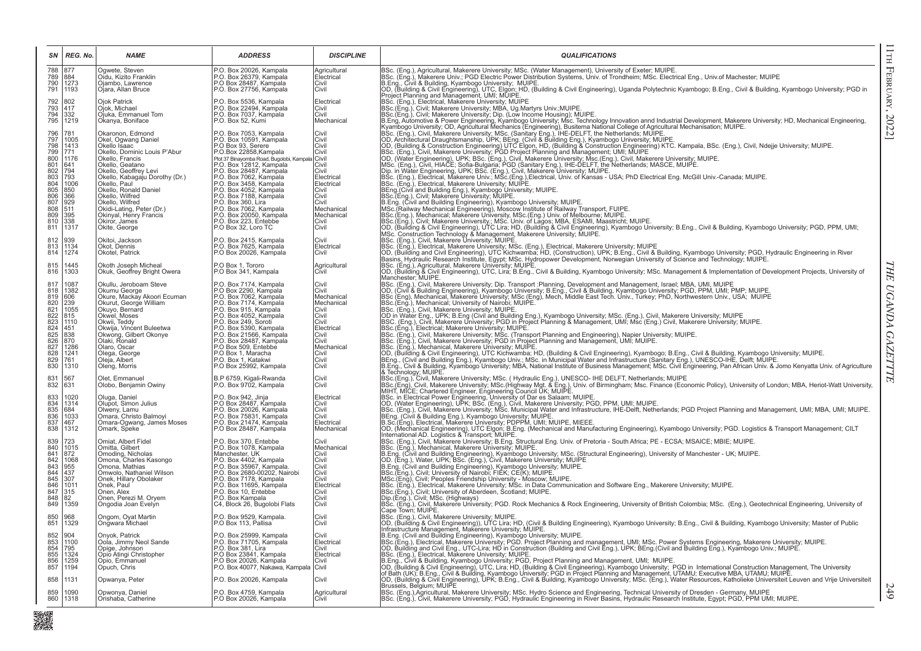| SN | REG. No. | NAME | ADDRESS | DISCIPLINE | QUALIFICATIONS |
|---|---|---|---|---|---|
| 788 | 877 | Ogwete, Steven | P.O. Box 20026, Kampala | Agricultural | BSc. (Eng.), Agricultural, Makerere University; MSc. (Water Management), University of Exeter; MUIPE. |
| 789 | 884 | Oidu, Kizito Franklin | P.O. Box 26379, Kampala | Electrical | BSc. (Eng.), Makerere Univ.; PGD Electric Power Distribution Systems, Univ. of Trondheim; MSc. Electrical Eng., Univ.of Machester; MUIPE |
| 790 | 1273 | Ojambo, Lawrence | P.O Box 28487, Kampala | Civil | B.Eng., Civil & Building, Kyambogo University; MUIPE. |
| 791 | 1193 | Ojara, Allan Bruce | P.O. Box 27756, Kampala | Civil | OD, (Building & Civil Engineering), UTC, Elgon; HD, (Building & Civil Engineering), Uganda Polytechnic Kyambogo; B.Eng., Civil & Building, Kyambogo University; PGD in Project Planning and Management, UMI; MUIPE. |
| 792 | 802 | Ojok Patrick | P.O. Box 5536, Kampala | Electrical | BSc. (Eng.), Electrical, Makerere University; MUIPE |
| 793 | 417 | Ojok, Michael | P.O. Box 22494, Kampala | Civil | BSc.(Eng.), Civil; Makerere University; MBA, Ug.Martyrs Univ.;MUIPE. |
| 794 | 332 | Ojuka, Emmanuel Tom | P.O. Box 7037, Kampala | Civil | BSc.(Eng.), Civil; Makerere University; Dip. (Low Income Housing); MUIPE. |
| 795 | 1219 | Okanya, Boniface | P.O. Box 52, Kumi | Mechanical | B.Eng, Automotive & Power Engineering, Kyambogo University; Msc. Technology Innovation annd Industrial Development, Makerere University; HD, Mechanical Engineering, Kyambogo University; OD, Agricultural Mechanics (Engineering), Busitema National College of Agricultural Mechanisation; MUIPE. |
| 796 | 781 | Okaronon, Edmond | P.O. Box 7053, Kampala | Civil | BSc. (Eng.), Civil, Makerere University; MSc. (Sanitary Eng.), IHE-DELFT, the Netherlands; MUIPE. |
| 797 | 1005 | Okel, Ogwang Daniel | P.O. Box 10591, Kampala | Civil | OD, Architectural Draughtsmanship, UPK; BEng. (Civil & Building Eng.), Kyambogo University; MUIPE. |
| 798 | 1413 | Okello Isaac | P.O Box 93, Serere | Civil | OD. (Building & Construction Engineering) UTC Elgon, HD, (Building & Construction Engineering) KTC. Kampala, BSc. (Eng.), Civil, Ndejje University; MUIPE. |
| 799 | 771 | Okello, Dominic Louis P'Abur | P.O.Box 22858,Kampala | Civil | BSc. (Eng.), Civil, Makerere University; PGD Project Planning and Management; UMI; MUIPE |
| 800 | 1176 | Okello, Francis | Plot 37 Binayomba Road, Bugolobi, Kampala | Civil | OD, (Water Engineering), UPK; BSc. (Eng.), Civil, Makerere University; Msc.(Eng.), Civil, Makerere University; MUIPE. |
| 801 | 641 | Okello, Geatano | P.O. Box 12812, Kampala | Civil | MSc. (Eng.), Civil, HIACE; Sofia-Bulgaria; PGD (Sanitary Eng.), IHE-DELFT, the Netherlands; MASCE, MUIPE. |
| 802 | 794 | Okello, Geoffrey Levi | P.O. Box 28487, Kampala | Civil | Dip. in Water Engineering, UPK; BSc. (Eng.), Civil, Makerere University; MUIPE. |
| 803 | 793 | Okello, Kabagaju Dorothy (Dr.) | P.O. Box 7062, Kampala | Electrical | BSc. (Eng.), Electrical, Makerere Univ.; MSc.(Eng.),Electrical, Univ. of Kansas - USA; PhD Electrical Eng. McGill Univ.-Canada; MUIPE. |
| 804 | 1006 | Okello, Paul | P.O. Box 3458, Kampala | Electrical | BSc. (Eng.), Electrical, Makerere University; MUIPE. |
| 805 | 850 | Okello, Ronald Daniel | P.O. Box 4052, Kampala | Civil | BEng.(Civil and Building Eng.), Kyambogo University; MUIPE. |
| 806 | 366 | Okello, Wilfred | P.O. Box 7188, Kampala | Civil | BSc.(Eng.), Civil; Makerere University; MUIPE. |
| 807 | 929 | Okello, Wilfred | P.O. Box 360, Lira | Civil | B.Eng. (Civil and Building Engineering), Kyambogo University; MUIPE. |
| 808 | 511 | Okidi-Lating, Peter (Dr.) | P.O. Box 7062, Kampala | Mechanical | MSc.(Railway Mechanical Engineering) Moscow Institute of Railway Transport, FUIPE. |
| 809 | 395 | Okinyal, Henry Francis | P.O. Box 20050, Kampala | Mechanical | BSc.(Eng.), Mechanical; Makerere University, MSc.(Eng.) Univ. of Melbourne; MUIPE. |
| 810 | 338 | Okiror, James | P.O. Box 223, Entebbe | Civil | BSc.(Eng.), Civil; Makerere University.; MSc. Univ. of Lagos; MBA, ESAMI, Maastricht; MUIPE. |
| 811 | 1317 | Okite, George | P.O Box 32, Loro TC | Civil | OD, (Building & Civil Engineering), UTC Lira; HD, (Building & Civil Engineering), Kyambogo University; B.Eng., Civil & Building, Kyambogo University; PGD, PPM, UMI; MSc. Construction Technology & Management, Makerere University; MUIPE. |
| 812 | 939 | Okitoi, Jackson | P.O. Box 2415, Kampala | Civil | BSc. (Eng.), Civil, Makerere University; MUIPE. |
| 813 | 1134 | Okot, Dennis | P.O. Box 7625, Kampala | Electrical | BSc. (Eng.), Electrical, Makerere University; MSc. (Eng.), Electrical, Makerere University; MUIPE |
| 814 | 1274 | Okotel, Patrick | P.O Box 20026, Kampala | Civil | OD, (Building and Civil Engineering), UTC Kichwamba; HD, (Construction), UPK; B.Eng., Civil & Building, Kyambogo University; PGD, Hydraulic Engineering in River Basins, Hydraulic Research Institute, Egypt; MSc. Hydropower Development, Norwegian University of Science and Technology; MUIPE. |
| 815 | 1445 | Okoth Joseph Micheal | P.O Box 1, Tororo | Agricultural | BSc. (Eng.), Agricultural, Makerere University; MUIPE. |
| 816 | 1303 | Okuk, Geoffrey Bright Owera | P.O Box 341, Kampala | Civil | OD, (Building & Civil Engineering), UTC, Lira; B.Eng., Civil & Building, Kyambogo University; MSc. Management & Implementation of Development Projects, University of Manchester; MUIPE. |
| 817 | 1087 | Okullu, Jeroboam Steve | P.O. Box 7174, Kampala | Civil | BSc. (Eng.), Civil, Makerere University; Dip. Transport :Planning, Development and Management, Israel; MBA, UMI, MUIPE |
| 818 | 1382 | Okumu George | P.O Box 2290, Kampala | Civil | OD, (Civil & Building Engineering), Kyambogo University; B.Eng., Civil & Building, Kyambogo University; PGD, PPM, UMI; PMP; MUIPE. |
| 819 | 606 | Okure, Mackay Akoori Ecuman | P.O. Box 7062, Kampala | Mechanical | BSc (Eng), Mechanical, Makerere University; MSc (Eng), Mech, Middle East Tech. Univ., Turkey; PhD, Northwestern Univ., USA; MUIPE |
| 820 | 239 | Okurut, George William | P.O. Box 7174, Kampala | Mechanical | BSc.(Eng.), Mechanical; University of Nairobi; MUIPE. |
| 821 | 1055 | Okuyo, Bernard | P.O. Box 915, Kampala | Civil | BSc. (Eng.), Civil, Makerere University; MUIPE. |
| 822 | 815 | Okwel, Moses | P.O. Box 4052, Kampala | Civil | OD in Water Eng., UPK; B.Eng (Civil and Building Eng.), Kyambogo University; MSc. (Eng.), Civil, Makerere University; MUIPE |
| 823 | 1110 | Okwii, Teddy | P.O. Box 249, Soroti | Civil | BSC. (Eng.), Civil, Makerere University; PGD in Project Planning & Management, UMI; Msc (Eng.) Civil, Makerere University; MUIPE. |
| 824 | 451 | Okwija, Vincent Buleetwa | P.O. Box 5390, Kampala | Electrical | BSc.(Eng.), Electrical; Makerere University; MUIPE. |
| 825 | 838 | Okwong, Gilbert Okonye | P.O. Box 21566, Kampala | Civil | BSc. (Eng.), Civil, Makerere University; MSc. (Transport Planning and Engineering), Napier University; MUIPE. |
| 826 | 870 | Olaki, Ronald | P.O. Box 28487, Kampala | Civil | BSc. (Eng.), Civil, Makerere University; PGD in Project Planning and Management, UMI; MUIPE. |
| 827 | 1286 | Olaro, Oscar | P.O Box 509, Entebbe | Mechanical | BSc. (Eng.), Mechanical, Makerere University; MUIPE. |
| 828 | 1241 | Olega, George | P.O Box 1, Maracha | Civil | OD, (Building & Civil Engineering), UTC Kichwamba; HD, (Building & Civil Engineering), Kyambogo; B.Eng., Civil & Building, Kyambogo University; MUIPE. |
| 829 | 761 | Oleja, Albert | P.O. Box 1, Katakwi | Civil | BEng., (Civil and Building Eng.), Kyambogo Univ.; MSc. in Municipal Water and Infrastructure (Sanitary Eng.), UNESCO-IHE, Delft; MUIPE. |
| 830 | 1310 | Oleng, Morris | P.O Box 25992, Kampala | Civil | B.Eng., Civil & Building, Kyambogo University; MBA, National Institute of Business Management; MSc. Civil Engineering, Pan African Univ. & Jomo Kenyatta Univ. of Agriculture & Technology; MUIPE. |
| 831 | 567 | Olet, Emmanuel | B.P 6759, Kigali-Rwanda | Civil | BSc.(Eng.), Civil, Makerere University; MSc. ( Hydraulic Eng.), UNESCO- IHE DELFT, Netherlands; MUIPE |
| 832 | 631 | Olobo, Benjamin Owiny | P.O. Box 9702, Kampala | Civil | BSc.(Eng), Civil, Makerere University; MSc.(Highway Mgt. & Eng.), Univ. of Birmingham; Msc. Finance (Economic Policy), University of London; MBA, Heriot-Watt University, MIHT, MICE; Chartered Engineer, Engineering Council UK; MUIPE. |
| 833 | 1020 | Oluga, Daniel | P.O. Box 942, Jinja | Electrical | BSc. in Electrical Power Engineering, University of Dar es Salaam; MUIPE. |
| 834 | 1314 | Olupot, Simon Julius | P.O Box 28487, Kampala | Civil | OD. (Water Engineering), UPK; BSc. (Eng.), Civil, Makerere University; PGD, PPM, UMI; MUIPE. |
| 835 | 684 | Olweny, Lamu | P.O. Box 20026, Kampala | Civil | BSc. (Eng.), Civil, Makerere University; MSc. Municipal Water and Infrastructure, IHE-Delft, Netherlands; PGD Project Planning and Management, UMI; MBA, UMI; MUIPE. |
| 836 | 1033 | Omara, Christo Balmoyi | P.O. Box 75831, Kampala | Civil | BEng. (Civil & Building Eng.), Kyambogo University; MUIPE. |
| 837 | 467 | Omara-Ogwang, James Moses | P.O. Box 21474, Kampala | Electrical | B.Sc(Eng), Electrical, Makerere University; PDPPM, UMI; MUIPE, MIEEE. |
| 838 | 1312 | Omark, Speke | P.O Box 28487, Kampala | Mechanical | OD, (Mechanical Engineering), UTC Elgon; B.Eng. (Mechanical and Manufacturing Engineering), Kyambogo University; PGD. Logistics & Transport Management; CILT International AD. Logistics & Transport; MUIPE. |
| 839 | 723 | Omiat, Albert Fidel | P.O. Box 370, Entebbe | Civil | BSc. (Eng.), Civil, Makerere University; B.Eng. Structural Eng. Univ. of Pretoria - South Africa; PE - ECSA; MSAICE; MBIE; MUIPE. |
| 840 | 1015 | Omitta, Gilbert | P.O. Box 1078, Kampala | Mechanical | BSc. (Eng.), Mechanical, Makerere University; MUIPE. |
| 841 | 872 | Omoding, Nicholas | Manchester, UK | Civil | B.Eng. (Civil and Building Engineering), Kyambogo University; MSc. (Structural Engineering), University of Manchester - UK; MUIPE. |
| 842 | 1068 | Omona, Charles Kasongo | P.O. Box 4402, Kampala | Civil | OD. (Eng.), Water, UPK; BSc. (Eng.), Civil, Makerere University; MUIPE |
| 843 | 955 | Omona, Mathias | P.O. Box 35967, Kampala. | Civil | B.Eng. (Civil and Building Engineering), Kyambogo University; MUIPE. |
| 844 | 437 | Omwolo, Nathaniel Wilson | P.O. Box 2680-00202, Nairobi | Civil | BSc.(Eng.), Civil; University of Nairobi; FIEK; CE(K); MUIPE. |
| 845 | 307 | Onek, Hillary Obolaker | P.O. Box 7178, Kampala | Civil | MSc.(Eng), Civil; Peoples Friendship University - Moscow; MUIPE. |
| 846 | 1011 | Onek, Paul | P.O. Box 11695, Kampala | Electrical | BSc. (Eng.), Electrical, Makerere University; MSc. in Data Communication and Software Eng., Makerere University; MUIPE. |
| 847 | 315 | Onen, Alex | P.O. Box 10, Entebbe | Civil | BSc.(Eng.), Civil; University of Aberdeen, Scotland; MUIPE. |
| 848 | 82 | Onen, Perezi M. Oryem | P.O. Box Kampala | Civil | Dip.(Eng.), Civil; MSc. (Highways) |
| 849 | 1359 | Ongodia Joan Evelyn | C4, Block 26, Bugolobi Flats | Civil | BSc. (Eng.), Civil, Makerere University; PGD. Rock Mechanics & Rock Engineering, University of British Colombia; MSc. (Eng.), Geotechnical Engineering, University of Cape Town; MUIPE. |
| 850 | 968 | Ongom, Oyat Martin | P.O. Box 9529, Kampala. | Civil | BSc. (Eng.), Civil, Makerere University; MUIPE. |
| 851 | 1329 | Ongwara Michael | P.O Box 113, Pallisa | Civil | OD, (Building & Civil Engineering)), UTC Lira; HD, (Civil & Building Engineering), Kyambogo University; B.Eng., Civil & Building, Kyambogo University; Master of Public Infrastructure Management, Makerere University; MUIPE. |
| 852 | 904 | Onyok, Patrick | P.O. Box 25999, Kampala | Civil | B.Eng. (Civil and Building Engineering), Kyambogo University; MUIPE. |
| 853 | 1100 | Oola, Jimmy Neol Sande | P.O. Box 71705, Kampala | Electrical | BSc.(Eng.), Electrical, Makerere University; PGD. Project Planning and management, UMI; MSc. Power Systems Engineering, Makerere University; MUIPE. |
| 854 | 795 | Opige, Johnson | P.O. Box 381, Lira | Civil | OD, Building and Civil Eng., UTC-Lira; HD in Construction (Building and Civil Eng.), UPK; BEng.(Civil and Building Eng.), Kyambogo Univ.; MUIPE. |
| 855 | 1324 | Opio Atingi Christopher | P.O Box 23841, Kampala | Electrical | BSc. (Eng.), Electrical, Makerere University; MUIPE. |
| 856 | 1259 | Opio, Emmanuel | P.O Box 20026, Kampala | Civil | B.Eng., Civil & Building, Kyambogo University; PGD, Project Planning and Management, UMI; MUIPE. |
| 857 | 1194 | Opuch, Chris | P.O. Box 40077, Nakawa, Kampala | Civil | OD, (Building & Civil Engineering), UTC, Lira; HD, (Building & Civil Engineering), Kyambogo University; PGD in International Construction Management, The University of Bath (UK); B.Eng., Civil & Building, Kyambogo University; PGD in Project Planning and Management, UTAMU; Executive MBA, UTAMU; MUIPE. |
| 858 | 1131 | Opwanya, Peter | P.O. Box 20026, Kampala | Civil | OD, (Building & Civil Engineering), UPK; B.Eng., Civil & Building, Kyambogo University; MSc. (Eng.), Water Resources, Katholieke Universiteit Leuven and Vrije Universiteit Brussels, Belgium; MUIPE |
| 859 | 1090 | Opwonya, Daniel | P.O. Box 4759, Kampala | Agricultural | BSc. (Eng.),Agricultural, Makerere University; MSc. Hydro Science and Engineering, Technical University of Dresden - Germany, MUIPE |
| 860 | 1318 | Orishaba, Catherine | P.O Box 20026, Kampala | Civil | BSc. (Eng.), Civil, Makerere University; PGD, Hydraulic Engineering in River Basins, Hydraulic Research Institute, Egypt; PGD, PPM UMI; MUIPE. |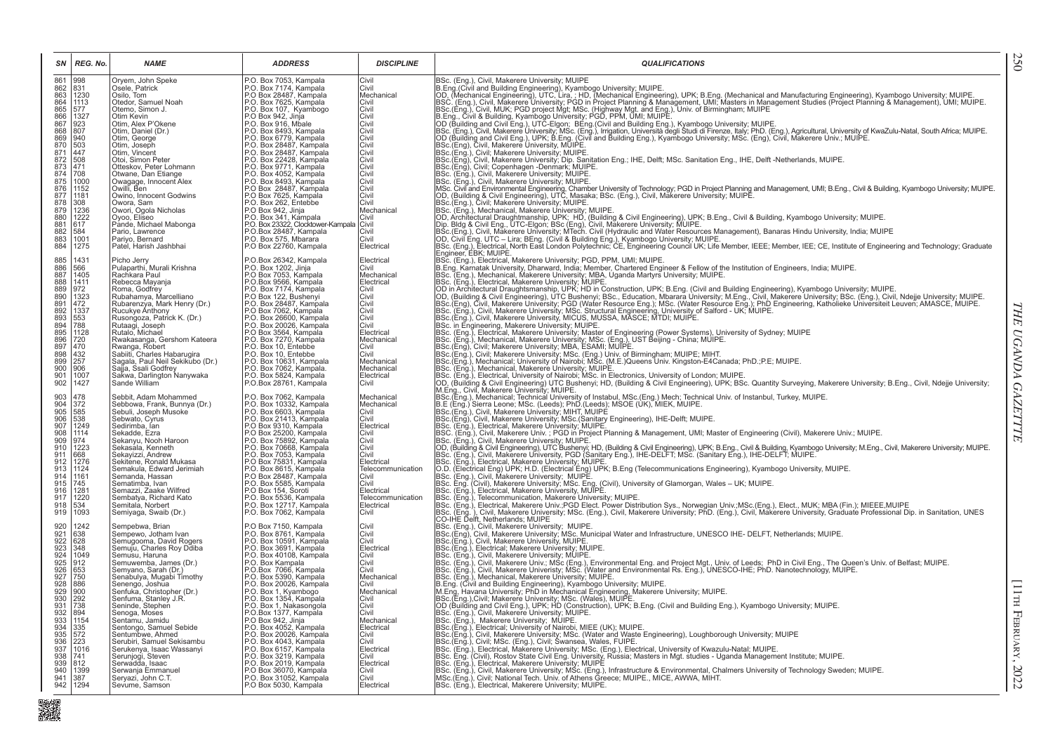| SN | REG. No. | NAME | ADDRESS | DISCIPLINE | QUALIFICATIONS |
|---|---|---|---|---|---|
| 861 | 998 | Oryem, John Speke | P.O. Box 7053, Kampala | Civil | BSc. (Eng.), Civil, Makerere University; MUIPE |
| 862 | 831 | Osele, Patrick | P.O. Box 7174, Kampala | Civil | B.Eng.(Civil and Building Engineering), Kyambogo University; MUIPE. |
| 863 | 1230 | Osilo, Tom | P.O Box 28487, Kampala | Mechanical | OD, (Mechanical Engineering), UTC, Lira. ; HD, (Mechanical Engineering), UPK; B.Eng. (Mechanical and Manufacturing Engineering), Kyambogo University; MUIPE. |
| 864 | 1113 | Otedor, Samuel Noah | P.O. Box 7625, Kampala | Civil | BSC. (Eng.), Civil, Makerere University; PGD in Project Planning & Management, UMI; Masters in Management Studies (Project Planning & Management), UMI; MUIPE. |
| 865 | 577 | Otemo, Simon J. | P.O. Box 107, Kyambogo | Civil | BSc.(Eng.), Civil, MUK; PGD project Mgt; MSc. (Highway Mgt. and Eng.), Univ. of Birmingham; MUIPE |
| 866 | 1327 | Otim Kevin | P.O Box 942, Jinja | Civil | B.Eng., Civil & Building, Kyambogo University; PGD, PPM, UMI; MUIPE. |
| 867 | 923 | Otim, Alex P'Okene | P.O. Box 916, Mbale | Civil | OD (Building and Civil Eng.), UTC-Elgon; BEng.(Civil and Building Eng.), Kyambogo University; MUIPE. |
| 868 | 807 | Otim, Daniel (Dr.) | P.O. Box 8493, Kampala | Civil | BSc. (Eng.), Civil, Makerere University; MSc. (Eng.), Irrigation, Università degli Studi di Firenze, Italy; PhD. (Eng.), Agricultural, University of KwaZulu-Natal, South Africa; MUIPE. |
| 869 | 940 | Otim, George | P.O. Box 6779, Kampala | Civil | OD (Building and Civil Eng.), UPK; B.Eng. (Civil and Building Eng.), Kyambogo University; MSc. (Eng.), Civil, Makerere Univ.; MUIPE. |
| 870 | 503 | Otim, Joseph | P.O. Box 28487, Kampala | Civil | BSc.(Eng), Civil, Makerere University, MUIPE. |
| 871 | 447 | Otim, Vincent | P.O. Box 28487, Kampala | Civil | BSc.(Eng.), Civil; Makerere University; MUIPE. |
| 872 | 508 | Otoi, Simon Peter | P.O. Box 22428, Kampala | Civil | BSc.(Eng), Civil, Makerere University; Dip. Sanitation Eng.; IHE, Delft; MSc. Sanitation Eng., IHE, Delft -Netherlands, MUIPE. |
| 873 | 471 | Otteskov, Peter Lohmann | P.O. Box 9771, Kampala | Civil | BSc.(Eng), Civil; Copenhagen -Denmark; MUIPE. |
| 874 | 708 | Otwane, Dan Etange | P.O. Box 4052, Kampala | Civil | BSc. (Eng.), Civil, Makerere University; MUIPE. |
| 875 | 1000 | Owagage, Innocent Alex | P.O. Box 8493, Kampala | Civil | BSc. (Eng.), Civil, Makerere University; MUIPE. |
| 876 | 1152 | Owilli, Ben | P.O Box 28487, Kampala | Civil | MSc. Civil and Environmental Engineering, Chamber University of Technology; PGD in Project Planning and Management, UMI; B.Eng., Civil & Building, Kyambogo University; MUIPE. |
| 877 | 1181 | Owino, Innocent Godwins | P.O Box 7625, Kampala | Civil | OD, (Building & Civil Engineering), UTC, Masaka; BSc. (Eng.), Civil, Makerere University; MUIPE. |
| 878 | 308 | Owora, Sam | P.O. Box 262, Entebbe | Civil | BSc.(Eng.), Civil; Makerere University; MUIPE. |
| 879 | 1236 | Owori, Ogola Nicholas | P.O Box 942, Jinja | Mechanical | BSc. (Eng.), Mechanical, Makerere University; MUIPE. |
| 880 | 1222 | Oyoo, Eliseo | P.O. Box 341, Kampala | Civil | OD, Architectural Draughtmanship, UPK; HD, (Building & Civil Engineering), UPK; B.Eng., Civil & Building, Kyambogo University; MUIPE. |
| 881 | 617 | Pande, Michael Mabonga | P.O.Box 23322,Clocktower-Kampala | Civil | Dip. Bldg & Civil Eng., UTC-Elgon; BSc (Eng), Civil, Makerere University; MUIPE. |
| 882 | 584 | Pario, Lawrence | P.O.Box 28487, Kampala | Civil | BSc.(Eng.), Civil, Makerere University; MTech. Civil (Hydraulic and Water Resources Management), Banaras Hindu University, India; MUIPE |
| 883 | 1001 | Pariyo, Bernard | P.O. Box 575, Mbarara | Civil | OD, Civil Eng. UTC – Lira; BEng. (Civil & Building Eng.), Kyambogo University; MUIPE. |
| 884 | 1275 | Patel, Harish Jashbhai | P.O Box 22760, Kampala | Electrical | BSc. (Eng.), Electrical, North East London Polytechnic; CE, Engineering Council UK; Life Member, IEEE; Member, IEE; CE, Institute of Engineering and Technology; Graduate Engineer, EBK; MUIPE. |
| 885 | 1431 | Picho Jerry | P.O.Box 26342, Kampala | Electrical | BSc. (Eng.), Electrical, Makerere University; PGD, PPM, UMI; MUIPE. |
| 886 | 566 | Pulaparthi, Murali Krishna | P.O. Box 1202, Jinja | Civil | B.Eng. Karnatak University, Dharward, India; Member, Chartered Engineer & Fellow of the Institution of Engineers, India; MUIPE. |
| 887 | 1405 | Rachkara Paul | P.O Box 7053, Kampala | Mechanical | BSc. (Eng.), Mechanical, Makerere University; MBA, Uganda Martyrs University; MUIPE. |
| 888 | 1411 | Rebecca Mayanja | P.O.Box 9566, Kampala | Electrical | BSc. (Eng.), Electrical, Makerere University; MUIPE. |
| 889 | 972 | Roma, Godfrey | P.O. Box 7174, Kampala | Civil | OD in Architectural Draughtsmanship, UPK; HD in Construction, UPK; B.Eng. (Civil and Building Engineering), Kyambogo University; MUIPE. |
| 890 | 1323 | Rubahamya, Marcelliano | P.O Box 122, Bushenyi | Civil | OD, (Building & Civil Engineering), UTC Bushenyi; BSc., Education, Mbarara University; M.Eng., Civil, Makerere University; BSc. (Eng.), Civil, Ndejje University; MUIPE. |
| 891 | 472 | Rubarenzya, Mark Henry (Dr.) | P.O. Box 28487, Kampala | Civil | BSc.(Eng), Civil, Makerere University; PGD (Water Resource Eng.); MSc. (Water Resource Eng.); PhD Engineering, Katholieke Universiteit Leuven; AMASCE, MUIPE. |
| 892 | 1337 | Rucukye Anthony | P.O Box 7062, Kampala | Civil | BSc. (Eng.), Civil, Makerere University; MSc. Structural Engineering, University of Salford - UK; MUIPE. |
| 893 | 553 | Rusongoza, Patrick K. (Dr.) | P.O. Box 26600, Kampala | Civil | BSc.(Eng.), Civil, Makerere University, MICUS, MUSSA, MASCE; MTDI; MUIPE. |
| 894 | 788 | Rutaagi, Joseph | P.O. Box 20026, Kampala | Civil | BSc. in Engineering, Makerere University; MUIPE. |
| 895 | 1128 | Rutalo, Michael | P.O Box 3564, Kampala | Electrical | BSc. (Eng.), Electrical, Makerere University; Master of Engineering (Power Systems), University of Sydney; MUIPE |
| 896 | 720 | Rwakasanga, Gershom Kateera | P.O. Box 7270, Kampala | Mechanical | BSc. (Eng.), Mechanical, Makerere University; MSc. (Eng.), UST Beijing - China; MUIPE. |
| 897 | 470 | Rwanga, Robert | P.O. Box 10, Entebbe | Civil | BSc.(Eng), Civil; Makerere University; MBA, ESAMI; MUIPE. |
| 898 | 432 | Sabiiti, Charles Habarugira | P.O. Box 10, Entebbe | Civil | BSc.(Eng.), Civil; Makerere University; MSc. (Eng.) Univ. of Birmingham; MUIPE; MIHT. |
| 899 | 257 | Sagala, Paul Neil Sekikubo (Dr.) | P.O. Box 10631, Kampala | Mechanical | BSc.(Eng.),Mechanical; University of Nairobi; MSc. (M.E.)Queens Univ. Kingston-E4Canada; PhD.;P.E; MUIPE. |
| 900 | 906 | Sajja, Ssali Godfrey | P.O. Box 7062, Kampala. | Mechanical | BSc. (Eng.), Mechanical, Makerere University; MUIPE. |
| 901 | 1007 | Sakwa, Darlington Nanywaka | P.O. Box 5824, Kampala | Electrical | BSc. (Eng.), Electrical, University of Nairobi; MSc. in Electronics, University of London; MUIPE. |
| 902 | 1427 | Sande William | P.O.Box 28761, Kampala | Civil | OD, (Building & Civil Engineering) UTC Bushenyi; HD, (Building & Civil Engineering), UPK; BSc. Quantity Surveying, Makerere University; B.Eng., Civil, Ndejje University; M.Eng., Civil, Makerere University; MUIPE. |
| 903 | 478 | Sebbit, Adam Mohammed | P.O. Box 7062, Kampala | Mechanical | BSc.(Eng.), Mechanical; Technical University of Instabul, MSc.(Eng.) Mech; Technical Univ. of Instanbul, Turkey, MUIPE. |
| 904 | 372 | Sebbowa, Frank, Bunnya (Dr.) | P.O. Box 10332, Kampala | Mechanical | B.E (Eng.) Sierra Leone; MSc. (Leeds); PhD.(Leeds); MSOE (UK), MIEK, MUIPE. |
| 905 | 585 | Sebuli, Joseph Musoke | P.O. Box 6603, Kampala | Civil | BSc.(Eng.), Civil, Makerere University; MIHT, MUIPE |
| 906 | 538 | Sebwato, Cyrus | P.O. Box 21413, Kampala | Civil | BSc.(Eng), Civil, Makerere University; MSc.(Sanitary Engineering), IHE-Delft; MUIPE. |
| 907 | 1249 | Sedirimba, Ian | P.O Box 9310, Kampala | Electrical | BSc. (Eng.), Electrical, Makerere University; MUIPE. |
| 908 | 1114 | Sekadde, Ezra | P.O Box 25200, Kampala | Civil | BSC. (Eng.), Civil, Makerere Univ. ; PGD in Project Planning & Management, UMI; Master of Engineering (Civil), Makerere Univ.; MUIPE. |
| 909 | 974 | Sekanyu, Nooh Haroon | P.O. Box 75892, Kampala | Civil | BSc. (Eng.), Civil, Makerere University; MUIPE. |
| 910 | 1223 | Sekasala, Kenneth | P.O. Box 70668, Kampala | Civil | OD, (Building & Civil Engineering), UTC Bushenyi; HD, (Building & Civil Engineering), UPK; B.Eng., Civil & Building, Kyambogo University; M.Eng., Civil, Makerere University; MUIPE. |
| 911 | 668 | Sekayizzi, Andrew | P.O. Box 7053, Kampala | Civil | BSc. (Eng.), Civil, Makerere University, PGD (Sanitary Eng.), IHE-DELFT; MSc. (Sanitary Eng.), IHE-DELFT; MUIPE. |
| 912 | 1276 | Sekitene, Ronald Mukasa | P.O Box 75831, Kampala | Electrical | BSc. (Eng.), Electrical, Makerere University; MUIPE. |
| 913 | 1124 | Semakula, Edward Jerimiah | P.O. Box 8615, Kampala | Telecommunication | O.D. (Electrical Eng) UPK; H.D. (Electrical Eng) UPK; B.Eng (Telecommunications Engineering), Kyambogo University, MUIPE. |
| 914 | 1161 | Semanda, Hassan | P.O Box 28487, Kampala | Civil | BSc. (Eng.), Civil, Makerere University; MUIPE. |
| 915 | 745 | Sematimba, Ivan | P.O. Box 5585, Kampala | Civil | BSc. Eng. (Civil), Makerere University; MSc. Eng. (Civil), University of Glamorgan, Wales – UK; MUIPE. |
| 916 | 1281 | Semazzi, Zaake Wilfred | P.O Box 154, Soroti | Electrical | BSc. (Eng.), Electrical, Makerere University, MUIPE. |
| 917 | 1220 | Sembatya, Richard Kato | P.O. Box 5536, Kampala | Telecommunication | BSc. (Eng.), Telecommunication, Makerere University; MUIPE. |
| 918 | 534 | Semitala, Norbert | P.O. Box 12717, Kampala | Electrical | BSc. (Eng.), Electrical, Makerere Univ.;PGD Elect. Power Distribution Sys., Norwegian Univ.;MSc.(Eng.), Elect., MUK; MBA (Fin.); MIEEE,MUIPE |
| 919 | 1093 | Semiyaga, Swaib (Dr.) | P.O. Box 7062, Kampala | Civil | BSc. (Eng. ), Civil, Makerere University; MSc. (Eng.), Civil, Makerere University; PhD. (Eng.), Civil, Makerere University, Graduate Professional Dip. in Sanitation, UNES CO-IHE Delft, Netherlands; MUIPE |
| 920 | 1242 | Sempebwa, Brian | P.O Box 7150, Kampala | Civil | BSc. (Eng.), Civil, Makerere University; MUIPE. |
| 921 | 638 | Sempewo, Jotham Ivan | P.O. Box 8761, Kampala | Civil | BSc.(Eng), Civil, Makerere University; MSc. Municipal Water and Infrastructure, UNESCO IHE- DELFT, Netherlands; MUIPE. |
| 922 | 628 | Semugooma, David Rogers | P.O. Box 10591, Kampala | Civil | BSc.(Eng.), Civil, Makerere University, MUIPE. |
| 923 | 348 | Semuju, Charles Roy Ddiba | P.O. Box 3691, Kampala | Electrical | BSc.(Eng.), Electrical; Makerere University; MUIPE. |
| 924 | 1049 | Semusu, Haruna | P.O. Box 40108, Kampala | Civil | BSc. (Eng.), Civil, Makerere University; MUIPE. |
| 925 | 912 | Semuwemba, James (Dr.) | P.O. Box Kampala | Civil | BSc. (Eng.), Civil, Makerere Univ.; MSc (Eng.), Environmental Eng. and Project Mgt., Univ. of Leeds; PhD in Civil Eng., The Queen's Univ. of Belfast; MUIPE. |
| 926 | 653 | Senyano, Sarah (Dr.) | P.O.Box 7066, Kampala | Civil | BSc. (Eng.), Civil, Makerere University; MSc. (Water and Environmental Rs. Eng.), UNESCO-IHE; PhD. Nanotechnology, MUIPE. |
| 927 | 750 | Senabulya, Mugabi Timothy | P.O. Box 5390, Kampala | Mechanical | BSc. (Eng.), Mechanical, Makerere University; MUIPE. |
| 928 | 886 | Senengo, Joshua | P.O. Box 20026, Kampala | Civil | B.Eng. (Civil and Building Engineering), Kyambogo University; MUIPE. |
| 929 | 900 | Senfuka, Christopher (Dr.) | P.O. Box 1, Kyambogo | Mechanical | M.Eng, Havana University; PhD in Mechanical Engineering, Makerere University; MUIPE. |
| 930 | 292 | Senfuma, Stanley J.R. | P.O. Box 1354, Kampala | Civil | BSc.(Eng.),Civil; Makerere University; MSc. (Wales), MUIPE. |
| 931 | 738 | Seninde, Stephen | P.O. Box 1, Nakasongola | Civil | OD (Building and Civil Eng.), UPK; HD (Construction), UPK; B.Eng. (Civil and Building Eng.), Kyambogo University; MUIPE. |
| 932 | 894 | Senoga, Moses | P.O.Box 1377, Kampala | Civil | BSc. (Eng.), Civil, Makerere University; MUIPE. |
| 933 | 1154 | Sentamu, Jamidu | P.O Box 942, Jinja | Mechanical | BSc. (Eng.), Makerere University; MUIPE. |
| 934 | 335 | Sentongo, Samuel Sebide | P.O. Box 4052, Kampala | Electrical | BSc.(Eng.), Electrical; University of Nairobi, MIEE (UK); MUIPE. |
| 935 | 572 | Sentumbwe, Ahmed | P.O. Box 20026, Kampala | Civil | BSc.(Eng.), Civil, Makerere University; MSc. (Water and Waste Engineering), Loughborough University; MUIPE |
| 936 | 223 | Serubiri, Samuel Sekisambu | P.O. Box 4043, Kampala | Civil | BSc.(Eng.), Civil; MSc. (Eng.), Civil; Swansea, Wales, FUIPE. |
| 937 | 1016 | Serukenya, Isaac Wassanyi | P.O. Box 6157, Kampala | Electrical | BSc. (Eng.), Electrical, Makerere University; MSc. (Eng.), Electrical, University of Kwazulu-Natal; MUIPE. |
| 938 | 741 | Serunjogi, Steven | P.O. Box 3219, Kampala | Civil | BSc. Eng. (Civil), Rostov State Civil Eng. University, Russia; Masters in Mgt. studies - Uganda Management Institute; MUIPE. |
| 939 | 812 | Serwadda, Isaac | P.O. Box 2019, Kampala | Electrical | BSc. (Eng.), Electrical, Makerere University; MUIPE |
| 940 | 1399 | Serwanja Emmanuel | P.O Box 36070, Kampala | Civil | BSc. (Eng.), Civil, Makerere University; MSc. (Eng.), Infrastructure & Environmental, Chalmers University of Technology Sweden; MUIPE. |
| 941 | 387 | Seryazi, John C.T. | P.O. Box 31052, Kampala | Civil | MSc.(Eng.), Civil; National Tech. Univ. of Athens Greece; MUIPE., MICE, AWWA, MIHT. |
| 942 | 1294 | Sevume, Samson | P.O Box 5030, Kampala | Electrical | BSc. (Eng.), Electrical, Makerere University; MUIPE. |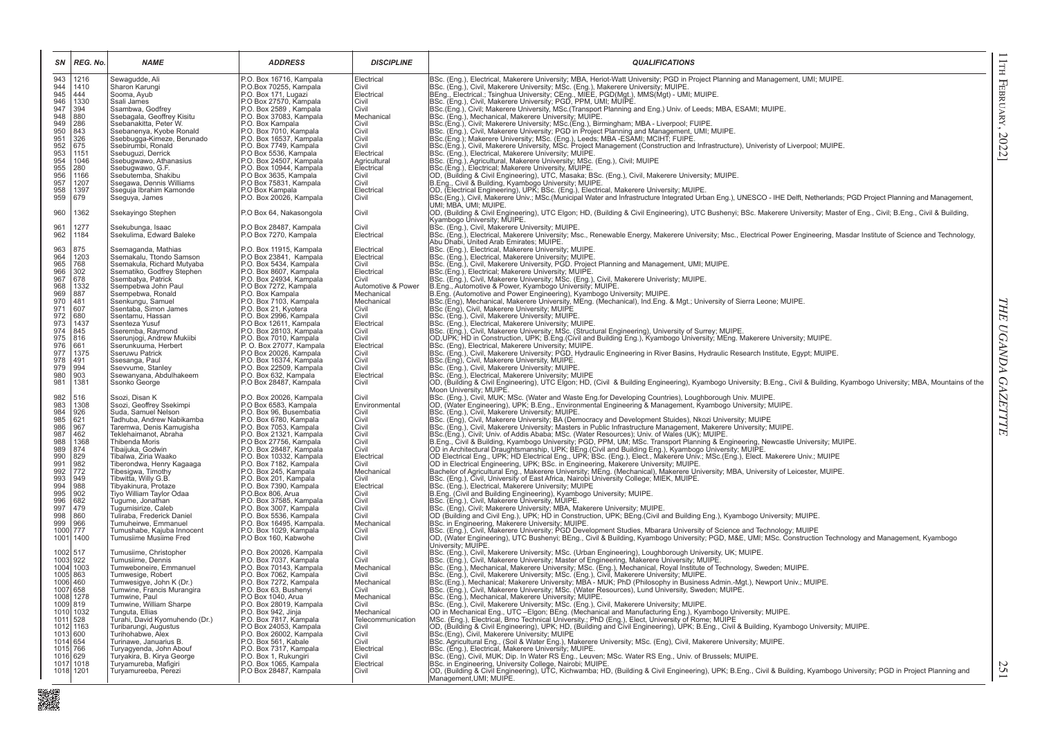| SN | REG. No. | NAME | ADDRESS | DISCIPLINE | QUALIFICATIONS |
|---|---|---|---|---|---|
| 943 | 1216 | Sewagudde, Ali | P.O. Box 16716, Kampala | Electrical | BSc. (Eng.), Electrical, Makerere University; MBA, Heriot-Watt University; PGD in Project Planning and Management, UMI; MUIPE. |
| 944 | 1410 | Sharon Karungi | P.O.Box 70255, Kampala | Civil | BSc. (Eng.), Civil, Makerere University; MSc. (Eng.), Makerere University; MUIPE. |
| 945 | 444 | Sooma, Ayub | P.O. Box 171, Lugazi | Electrical | BEng., Electrical.; Tsinghua University; CEng., MIEE, PGD(Mgt.), MMS(Mgt) - UMI; MUIPE. |
| 946 | 1330 | Ssali James | P.O Box 27570, Kampala | Civil | BSc. (Eng.), Civil, Makerere University; PGD, PPM, UMI; MUIPE. |
| 947 | 394 | Ssambwa, Godfrey | P.O. Box 2589 , Kampala | Civil | BSc.(Eng.), Civil; Makerere University, MSc.(Transport Planning and Eng.) Univ. of Leeds; MBA, ESAMI; MUIPE. |
| 948 | 880 | Ssebagala, Geoffrey Kisitu | P.O. Box 37083, Kampala | Mechanical | BSc. (Eng.), Mechanical, Makerere University; MUIPE. |
| 949 | 286 | Ssebanakitta, Peter W. | P.O. Box Kampala | Civil | BSc.(Eng.), Civil; Makerere University; MSc.(Eng.), Birmingham; MBA - Liverpool; FUIPE. |
| 950 | 843 | Ssebanenya, Kyobe Ronald | P.O. Box 7010, Kampala | Civil | BSc. (Eng.), Civil, Makerere University; PGD in Project Planning and Management, UMI; MUIPE. |
| 951 | 326 | Ssebbugga-Kimeze, Berunado | P.O. Box 16537, Kampala | Civil | BSc.(Eng.); Makerere University; MSc. (Eng.), Leeds; MBA -ESAMI; MCIHT; FUIPE. |
| 952 | 675 | Ssebirumbi, Ronald | P.O. Box 7749, Kampala | Civil | BSc.(Eng.), Civil, Makerere University, MSc. Project Management (Construction and Infrastructure), Univeristy of Liverpool; MUIPE. |
| 953 | 1151 | Ssebuguzi, Derrick | P.O Box 5536, Kampala | Electrical | BSc. (Eng.), Electrical, Makerere University; MUIPE. |
| 954 | 1046 | Ssebugwawo, Athanasius | P.O. Box 24507, Kampala | Agricultural | BSc. (Eng.), Agricultural, Makerere University; MSc. (Eng.), Civil; MUIPE |
| 955 | 280 | Ssebugwawo, G.F. | P.O. Box 10944, Kampala | Electrical | BSc.(Eng.), Electrical; Makerere University, MUIPE. |
| 956 | 1166 | Ssebutemba, Shakibu | P.O Box 3635, Kampala | Civil | OD, (Building & Civil Engineering), UTC, Masaka; BSc. (Eng.), Civil, Makerere University; MUIPE. |
| 957 | 1207 | Ssegawa, Dennis Williams | P.O Box 75831, Kampala | Civil | B.Eng., Civil & Building, Kyambogo University; MUIPE. |
| 958 | 1397 | Sseguja Ibrahim Kamonde | P.O Box Kampala | Electrical | OD, (Electrical Engineering), UPK; BSc. (Eng.), Electrical, Makerere University; MUIPE. |
| 959 | 679 | Sseguya, James | P.O. Box 20026, Kampala | Civil | BSc.(Eng.), Civil, Makerere Univ.; MSc.(Municipal Water and Infrastructure Integrated Urban Eng.), UNESCO - IHE Delft, Netherlands; PGD Project Planning and Management, UMI; MBA, UMI; MUIPE. |
| 960 | 1362 | Ssekayingo Stephen | P.O Box 64, Nakasongola | Civil | OD, (Building & Civil Engineering), UTC Elgon; HD, (Building & Civil Engineering), UTC Bushenyi; BSc. Makerere University; Master of Eng., Civil; B.Eng., Civil & Building, Kyambogo University; MUIPE. |
| 961 | 1277 | Ssekubunga, Isaac | P.O Box 28487, Kampala | Civil | BSc. (Eng.), Civil, Makerere University; MUIPE. |
| 962 | 1184 | Ssekulima, Edward Baleke | P.O Box 7270, Kampala | Electrical | BSc. (Eng.), Electrical, Makerere University; Msc., Renewable Energy, Makerere University; Msc., Electrical Power Engineering, Masdar Institute of Science and Technology, Abu Dhabi, United Arab Emirates; MUIPE. |
| 963 | 875 | Ssemaganda, Mathias | P.O. Box 11915, Kampala | Electrical | BSc. (Eng.), Electrical, Makerere University; MUIPE. |
| 964 | 1203 | Ssemakalu, Ttondo Samson | P.O Box 23841, Kampala | Electrical | BSc. (Eng.), Electrical, Makerere University; MUIPE. |
| 965 | 768 | Ssemakula, Richard Mutyaba | P.O. Box 5434, Kampala | Civil | BSc. (Eng.), Civil, Makerere University, PGD. Project Planning and Management, UMI; MUIPE. |
| 966 | 302 | Ssematiko, Godfrey Stephen | P.O. Box 8607, Kampala | Electrical | BSc.(Eng.), Electrical; Makerere University; MUIPE. |
| 967 | 678 | Ssembatya, Patrick | P.O. Box 24934, Kampala | Civil | BSc. (Eng.), Civil, Makerere University; MSc. (Eng.), Civil, Makerere University; MUIPE. |
| 968 | 1332 | Ssempebwa John Paul | P.O Box 7272, Kampala | Automotive & Power | B.Eng., Automotive & Power, Kyambogo University; MUIPE. |
| 969 | 887 | Ssempebwa, Ronald | P.O. Box Kampala | Mechanical | B.Eng. (Automotive and Power Engineering), Kyambogo University; MUIPE. |
| 970 | 481 | Ssenkungu, Samuel | P.O. Box 7103, Kampala | Mechanical | BSc.(Eng), Mechanical, Makerere University, MEng. (Mechanical), Ind.Eng. & Mgt.; University of Sierra Leone; MUIPE. |
| 971 | 607 | Ssentaba, Simon James | P.O. Box 21, Kyotera | Civil | BSc (Eng), Civil, Makerere University; MUIPE |
| 972 | 680 | Ssentamu, Hassan | P.O. Box 2996, Kampala | Civil | BSc. (Eng.), Civil, Makerere University; MUIPE. |
| 973 | 1437 | Ssenteza Yusuf | P.O Box 12611, Kampala | Electrical | BSc. (Eng.), Electrical, Makerere University; MUIPE. |
| 974 | 845 | Sseremba, Raymond | P.O. Box 28103, Kampala | Civil | BSc. (Eng.), Civil, Makerere University; MSc. (Structural Engineering), University of Surrey; MUIPE. |
| 975 | 816 | Sserunjogi, Andrew Mukiibi | P.O. Box 7010, Kampala | Civil | OD,UPK; HD in Construction, UPK; B.Eng.(Civil and Building Eng.), Kyambogo University; MEng. Makerere University; MUIPE. |
| 976 | 661 | Sserunkuuma, Herbert | P. O. Box 27077, Kampala | Electrical | BSc. (Eng), Electrical, Makerere University; MUIPE. |
| 977 | 1375 | Sseruwu Patrick | P.O Box 20026, Kampala | Civil | BSc. (Eng.), Civil, Makerere University; PGD, Hydraulic Engineering in River Basins, Hydraulic Research Institute, Egypt; MUIPE. |
| 978 | 491 | Ssesanga, Paul | P.O. Box 16374, Kampala | Civil | BSc.(Eng), Civil, Makerere University, MUIPE. |
| 979 | 994 | Ssevvume, Stanley | P.O. Box 22509, Kampala | Civil | BSc. (Eng.), Civil, Makerere University; MUIPE. |
| 980 | 903 | Ssewanyana, Abdulhakeem | P.O. Box 632, Kampala | Electrical | BSc. (Eng.), Electrical, Makerere University; MUIPE |
| 981 | 1381 | Ssonko George | P.O Box 28487, Kampala | Civil | OD, (Building & Civil Engineering), UTC Elgon; HD, (Civil & Building Engineering), Kyambogo University; B.Eng., Civil & Building, Kyambogo University; MBA, Mountains of the Moon University; MUIPE. |
| 982 | 516 | Ssozi, Disan K | P.O. Box 20026, Kampala | Civil | BSc. (Eng.), Civil, MUK; MSc. (Water and Waste Eng.for Developing Countries), Loughborough Univ. MUIPE. |
| 983 | 1308 | Ssozi, Geoffrey Ssekimpi | P.O Box 6583, Kampala | Environmental | OD, (Water Engineering), UPK; B.Eng., Environmental Engineering & Management, Kyambogo University; MUIPE. |
| 984 | 926 | Suda, Samuel Nelson | P.O. Box 96, Busembatia | Civil | BSc. (Eng.), Civil, Makerere University; MUIPE. |
| 985 | 621 | Tadhuba, Andrew Nabikamba | P.O. Box 6780, Kampala | Civil | BSc. (Eng), Civil, Makerere University; BA (Democracy and Development Stuides), Nkozi University; MUIPE |
| 986 | 967 | Taremwa, Denis Kamugisha | P.O. Box 7053, Kampala | Civil | BSc. (Eng.), Civil, Makerere University; Masters in Public Infrastructure Management, Makerere University; MUIPE. |
| 987 | 462 | Teklehaimanot, Abraha | P.O. Box 21321, Kampala | Civil | BSc.(Eng.), Civil; Univ. of Addis Ababa; MSc. (Water Resources); Univ. of Wales (UK); MUIPE. |
| 988 | 1368 | Thibenda Moris | P.O Box 27756, Kampala | Civil | B.Eng., Civil & Building, Kyambogo University; PGD, PPM, UM; MSc. Transport Planning & Engineering, Newcastle University; MUIPE. |
| 989 | 874 | Tibaijuka, Godwin | P.O. Box 28487, Kampala | Civil | OD in Architectural Draughtsmanship, UPK; BEng.(Civil and Building Eng.), Kyambogo University; MUIPE. |
| 990 | 829 | Tibalwa, Ziria Waako | P.O. Box 10332, Kampala | Electrical | OD Electrical Eng., UPK; HD Electrical Eng., UPK; BSc. (Eng.), Elect., Makerere Univ.; MSc.(Eng.), Elect. Makerere Univ.; MUIPE |
| 991 | 982 | Tiberondwa, Henry Kagaaga | P.O. Box 7182, Kampala | Civil | OD in Electrical Engineering, UPK; BSc. in Engineering, Makerere University; MUIPE. |
| 992 | 772 | Tibesigwa, Timothy | P.O. Box 245, Kampala | Mechanical | Bachelor of Agricultural Eng., Makerere University; MEng. (Mechanical), Makerere University; MBA, University of Leicester, MUIPE. |
| 993 | 949 | Tibwitta, Willy G.B. | P.O. Box 201, Kampala | Civil | BSc. (Eng.), Civil, University of East Africa, Nairobi University College; MIEK, MUIPE. |
| 994 | 988 | Tibyakinura, Protaze | P.O. Box 7390, Kampala | Electrical | BSc. (Eng.), Electrical, Makerere University; MUIPE |
| 995 | 902 | Tiyo William Taylor Odaa | P.O.Box 806, Arua | Civil | B.Eng. (Civil and Building Engineering), Kyambogo University; MUIPE. |
| 996 | 682 | Tugume, Jonathan | P.O. Box 37585, Kampala | Civil | BSc. (Eng.), Civil, Makerere University; MUIPE. |
| 997 | 479 | Tugumisirize, Caleb | P.O. Box 3007, Kampala | Civil | BSc. (Eng), Civil; Makerere University; MBA, Makerere University; MUIPE. |
| 998 | 860 | Tuliraba, Frederick Daniel | P.O. Box 5536, Kampala | Civil | OD (Building and Civil Eng.), UPK; HD in Construction, UPK; BEng.(Civil and Building Eng.), Kyambogo University; MUIPE. |
| 999 | 966 | Tumuheirwe, Emmanuel | P.O. Box 16495, Kampala. | Mechanical | BSc. in Engineering, Makerere University; MUIPE. |
| 1000 | 777 | Tumushabe, Kajuba Innocent | P.O. Box 1029, Kampala | Civil | BSc. (Eng.), Civil, Makerere University; PGD Development Studies, Mbarara University of Science and Technology; MUIPE |
| 1001 | 1400 | Tumusiime Musiime Fred | P.O Box 160, Kabwohe | Civil | OD, (Water Engineering), UTC Bushenyi; BEng., Civil & Building, Kyambogo University; PGD, M&E, UMI; MSc. Construction Technology and Management, Kyambogo University; MUIPE. |
| 1002 | 517 | Tumusiime, Christopher | P.O. Box 20026, Kampala | Civil | BSc. (Eng.), Civil, Makerere University; MSc. (Urban Engineering), Loughborough University, UK; MUIPE. |
| 1003 | 922 | Tumusiime, Dennis | P.O. Box 7037, Kampala | Civil | BSc. (Eng.), Civil, Makerere University; Master of Engineering, Makerere University; MUIPE. |
| 1004 | 1003 | Tumweboneire, Emmanuel | P.O. Box 70143, Kampala | Mechanical | BSc. (Eng.), Mechanical, Makerere University; MSc. (Eng.), Mechanical, Royal Institute of Technology, Sweden; MUIPE. |
| 1005 | 863 | Tumwesige, Robert | P.O. Box 7062, Kampala | Civil | BSc. (Eng.), Civil, Makerere University; MSc. (Eng.), Civil, Makerere University; MUIPE. |
| 1006 | 460 | Tumwesigye, John K (Dr.) | P.O. Box 7272, Kampala | Mechanical | BSc.(Eng.), Mechanical; Makerere University; MBA - MUK; PhD (Philosophy in Business Admin.-Mgt.), Newport Univ.; MUIPE. |
| 1007 | 658 | Tumwine, Francis Murangira | P.O. Box 63, Bushenyi | Civil | BSc. (Eng), Civil, Makerere University; MSc. (Water Resources), Lund University, Sweden; MUIPE. |
| 1008 | 1278 | Tumwine, Paul | P.O Box 1040, Arua | Mechanical | BSc. (Eng.), Mechanical, Makerere University; MUIPE. |
| 1009 | 819 | Tumwine, William Sharpe | P.O. Box 28019, Kampala | Civil | BSc. (Eng.), Civil, Makerere University; MSc. (Eng.), Civil, Makerere University; MUIPE. |
| 1010 | 1032 | Tunguta, Ellias | P.O. Box 942, Jinja | Mechanical | OD in Mechanical Eng., UTC –Elgon; BEng. (Mechanical and Manufacturing Eng.), Kyambogo University; MUIPE. |
| 1011 | 528 | Turahi, David Kyomuhendo (Dr.) | P.O. Box 7817, Kampala | Telecommunication | MSc. (Eng.), Electrical, Brno Technical University.; PhD (Eng.), Elect, University of Rome; MUIPE |
| 1012 | 1163 | Turibarungi, Augustus | P.O Box 24053, Kampala | Civil | OD, (Building & Civil Engineering), UPK; HD, (Building and Civil Engineering), UPK; B.Eng., Civil & Building, Kyambogo University; MUIPE. |
| 1013 | 600 | Turihohabwe, Alex | P.O. Box 26002, Kampala | Civil | BSc.(Eng), Civil, Makerere University; MUIPE |
| 1014 | 654 | Turinawe, Januarius B. | P.O. Box 561, Kabale | Civil | BSc. Agricultural Eng., (Soil & Water Eng.), Makerere University; MSc. (Eng), Civil, Makerere University; MUIPE. |
| 1015 | 766 | Turyagyenda, John Abouf | P.O. Box 7317, Kampala | Electrical | BSc. (Eng.), Electrical, Makerere University; MUIPE. |
| 1016 | 629 | Turyakira, B. Kirya George | P.O. Box 1, Rukungiri | Civil | BSc. (Eng), Civil, MUK; Dip. In Water RS Eng., Leuven; MSc. Water RS Eng., Univ. of Brussels; MUIPE. |
| 1017 | 1018 | Turyamureba, Mafigiri | P.O. Box 1065, Kampala | Electrical | BSc. in Engineering, University College, Nairobi; MUIPE. |
| 1018 | 1201 | Turyamureeba, Perezi | P.O Box 28487, Kampala | Civil | OD, (Building & Civil Engineering), UTC, Kichwamba; HD, (Building & Civil Engineering), UPK; B.Eng., Civil & Building, Kyambogo University; PGD in Project Planning and Management,UMI; MUIPE. |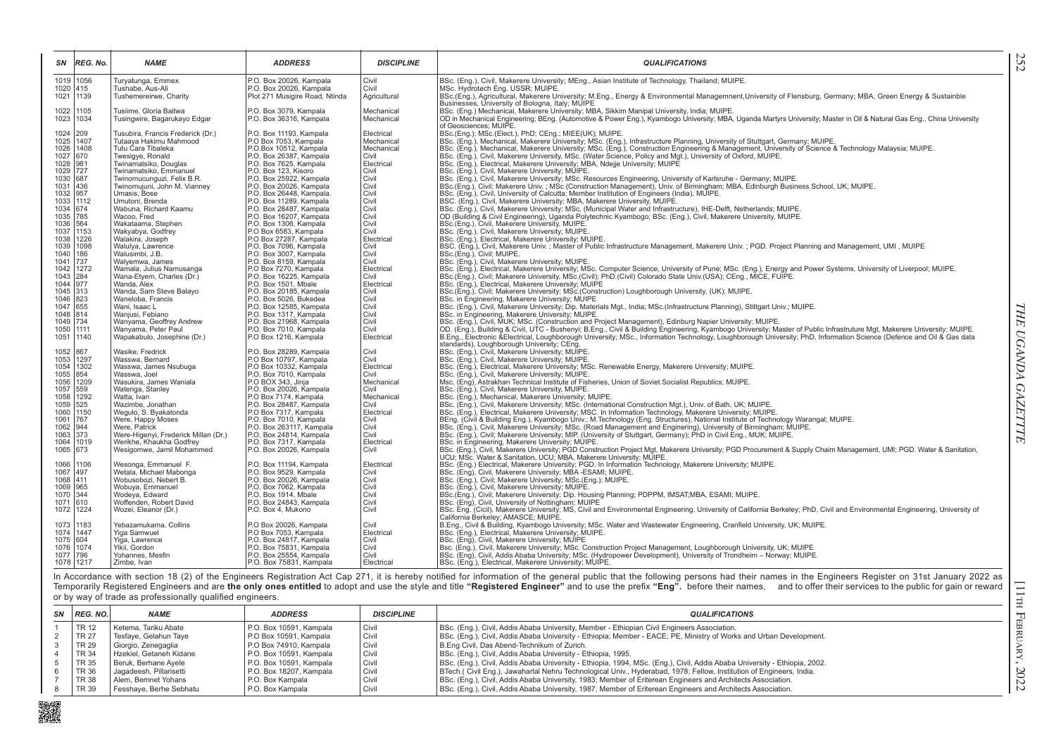| SN | REG. No. | NAME | ADDRESS | DISCIPLINE | QUALIFICATIONS |
|---|---|---|---|---|---|
| 1019 | 1056 | Turyatunga, Emmex | P.O. Box 20026, Kampala | Civil | BSc. (Eng.), Civil, Makerere University; MEng., Asian Institute of Technology, Thailand; MUIPE. |
| 1020 | 415 | Tushabe, Aus-Ali | P.O. Box 20026, Kampala | Civil | MSc. Hydrotech Eng. USSR; MUIPE. |
| 1021 | 1139 | Tushemereirwe, Charity | Plot 271 Musigire Road, Ntinda | Agricultural | BSc.(Eng.), Agricultural, Makerere University; M.Eng., Energy & Environmental Managemnent,University of Flensburg, Germany; MBA, Green Energy & Sustainble Businesses, University of Bologna, Italy; MUIPE |
| 1022 | 1105 | Tusiime, Gloria Baitwa | P.O. Box 3079, Kampala | Mechanical | BSc. (Eng.) Mechanical, Makerere University; MBA, Sikkim Manipal University, India; MUIPE. |
| 1023 | 1034 | Tusingwire, Bagarukayo Edgar | P.O. Box 36316, Kampala | Mechanical | OD in Mechanical Engineering; BEng. (Automotive & Power Eng.), Kyambogo University; MBA, Uganda Martyrs University; Master in Oil & Natural Gas Eng., China University of Geosciences; MUIPE. |
| 1024 | 209 | Tusubira, Francis Frederick (Dr.) | P.O. Box 11193, Kampala | Electrical | BSc.(Eng.); MSc.(Elect.), PhD; CEng.; MIEE(UK); MUIPE. |
| 1025 | 1407 | Tutaaya Hakimu Mahmood | P.O Box 7053, Kampala | Mechanical | BSc. (Eng.), Mechanical, Makerere University; MSc. (Eng.), Infrastructure Planning, University of Stuttgart, Germany; MUIPE. |
| 1026 | 1408 | Tutu Cara Tibaleka | P.O.Box 10512, Kampala | Mechanical | BSc. (Eng.), Mechanical, Makerere University; MSc. (Eng.), Construction Engineering & Management, University of Science & Technology Malaysia; MUIPE. |
| 1027 | 670 | Twesigye, Ronald | P.O. Box 26387, Kampala | Civil | BSc. (Eng.), Civil, Makerere University, MSc. (Water Science, Policy and Mgt.), University of Oxford, MUIPE. |
| 1028 | 981 | Twinamatsiko, Douglas | P.O. Box 7625, Kampala | Electrical | BSc. (Eng.), Electrical, Makerere University; MBA, Ndejje University; MUIPE |
| 1029 | 727 | Twinamatsiko, Emmanuel | P.O. Box 123, Kisoro | Civil | BSc. (Eng.), Civil, Makerere University; MUIPE. |
| 1030 | 687 | Twinomucunguzi, Felix B.R. | P.O. Box 25922, Kampala | Civil | BSc. (Eng.), Civil, Makerere University; MSc. Resources Engineering, University of Karlsruhe - Germany; MUIPE. |
| 1031 | 436 | Twinomujuni, John M. Vianney | P.O. Box 20026, Kampala | Civil | BSc.(Eng.), Civil; Makerere Univ. ; MSc (Construction Management), Univ. of Birmingham; MBA, Edinburgh Business School, UK; MUIPE. |
| 1032 | 957 | Umasis, Bose | P.O. Box 26448, Kampala. | Civil | BSc. (Eng.), Civil, University of Calcutta; Member Institution of Engineers (India), MUIPE. |
| 1033 | 1112 | Umutoni, Brenda | P.O. Box 11289, Kampala | Civil | BSC. (Eng.), Civil, Makerere University; MBA, Makerere University, MUIPE. |
| 1034 | 674 | Wabuna, Richard Kaamu | P.O. Box 28487, Kampala | Civil | BSc. (Eng.), Civil, Makerere University; MSc. (Municipal Water and Infrastructure), IHE-Delft, Netherlands; MUIPE. |
| 1035 | 785 | Wacoo, Fred | P.O. Box 16207, Kampala | Civil | OD (Building & Civil Engineering), Uganda Polytechnic Kyambogo; BSc. (Eng.), Civil, Makerere University, MUIPE. |
| 1036 | 564 | Wakataama, Stephen | P.O. Box 1306, Kampala | Civil | BSc.(Eng.), Civil, Makerere University; MUIPE. |
| 1037 | 1153 | Wakyabya, Godfrey | P.O Box 6583, Kampala | Civil | BSc. (Eng.), Civil, Makerere University; MUIPE. |
| 1038 | 1226 | Walakira, Joseph | P.O Box 27287, Kampala | Electrical | BSc. (Eng.), Electrical, Makerere University; MUIPE. |
| 1039 | 1098 | Walulya, Lawrence | P.O. Box 7096, Kampala | Civil | BSC. (Eng.), Civil, Makerere Univ. ; Master of Public Infrastructure Management, Makerere Univ. ; PGD. Project Planning and Management, UMI , MUIPE |
| 1040 | 186 | Walusimbi, J.B. | P.O. Box 3007, Kampala | Civil | BSc.(Eng.), Civil; MUIPE. |
| 1041 | 737 | Walyemwa, James | P.O. Box 8159, Kampala | Civil | BSc. (Eng.), Civil, Makerere University; MUIPE. |
| 1042 | 1272 | Wamala, Julius Namusanga | P.O Box 7270, Kampala | Electrical | BSc. (Eng.), Electrical, Makerere University; MSc. Computer Science, University of Pune; MSc. (Eng.), Energy and Power Systems, University of Liverpool; MUIPE. |
| 1043 | 284 | Wana-Etyem, Charles (Dr.) | P.O. Box 16225, Kampala | Civil | BSc.(Eng.), Civil; Makerere University, MSc.(Civil); PhD.(Civil) Colorado State Univ.(USA); CEng., MICE, FUIPE. |
| 1044 | 977 | Wanda, Alex | P.O. Box 1501, Mbale | Electrical | BSc. (Eng.), Electrical, Makerere University; MUIPE |
| 1045 | 313 | Wanda, Sam Steve Balayo | P.O. Box 20185, Kampala | Civil | BSc.(Eng.), Civil; Makerere University; MSc.(Construction) Loughborough University, (UK); MUIPE. |
| 1046 | 823 | Waneloba, Francis | P.O. Box 5026, Bukedea | Civil | BSc. in Engineering, Makerere University; MUIPE |
| 1047 | 655 | Wani, Isaac L | P.O. Box 12585, Kampala | Civil | BSc. (Eng.), Civil, Makerere University; Dip. Materials Mgt., India; MSc.(Infrastructure Planning), Stittgart Univ.; MUIPE. |
| 1048 | 814 | Wanjusi, Febiano | P.O. Box 1317, Kampala | Civil | BSc. in Engineering, Makerere University; MUIPE. |
| 1049 | 734 | Wanyama, Geoffrey Andrew | P.O. Box 21968, Kampala | Civil | BSc. (Eng.), Civil, MUK; MSc. (Construction and Project Management), Edinburgh Napier University; MUIPE. |
| 1050 | 1111 | Wanyama, Peter Paul | P.O. Box 7010, Kampala | Civil | OD. (Eng.), Building & Civil, UTC - Bushenyi; B.Eng., Civil & Building Engineering, Kyambogo University; Master of Public Infrastruture Mgt, Makerere University; MUIPE. |
| 1051 | 1140 | Wapakabulo, Josephine (Dr.) | P.O Box 1216, Kampala | Electrical | B.Eng., Electronic &Electrical, Loughborough University; MSc., Information Technology, Loughborough University; PhD, Information Science (Defence and Oil & Gas data standards), Loughborough University; CEng. |
| 1052 | 867 | Wasike, Fredrick | P.O. Box 28289, Kampala | Civil | BSc. (Eng.), Civil, Makerere University; MUIPE. |
| 1053 | 1297 | Wasswa, Bernard | P.O Box 10797, Kampala | Civil | BSc. (Eng.), Civil, Makerere University; MUIPE. |
| 1054 | 1302 | Wasswa, James Nsubuga | P.O Box 10332, Kampala | Electrical | BSc. (Eng.), Electrical, Makerere University; MSc. Renewable Energy, Makerere University; MUIPE. |
| 1055 | 854 | Wasswa, Joel | P.O. Box 7010, Kampala | Civil | BSc. (Eng.), Civil, Makerere University; MUIPE. |
| 1056 | 1209 | Wasukira, James Waniala | P.O BOX 343, Jinja | Mechanical | Msc. (Eng), Astrakhan Technical Institute of Fisheries, Union of Soviet Socialist Republics; MUIPE. |
| 1057 | 559 | Watenga, Stanley | P.O. Box 20026, Kampala | Civil | BSc. (Eng.), Civil, Makerere University, MUIPE. |
| 1058 | 1292 | Watta, Ivan | P.O Box 7174, Kampala | Mechanical | BSc. (Eng.), Mechanical, Makerere University; MUIPE. |
| 1059 | 525 | Wazimbe, Jonathan | P.O. Box 28487, Kampala | Civil | BSc. (Eng.), Civil, Makerere University; MSc. (International Construction Mgt.), Univ. of Bath, UK; MUIPE. |
| 1060 | 1150 | Wegulo, S. Byakatonda | P.O Box 7317, Kampala | Electrical | BSc. (Eng.), Electrical, Makerere University; MSC. In Information Technology, Makerere University; MUIPE. |
| 1061 | 767 | Were, Happy Moses | P.O. Box 7010, Kampala | Civil | BEng. (Civil & Building Eng.), Kyambogo Univ.; M.Technology (Eng. Structures), National Institute of Technology Warangal; MUIPE. |
| 1062 | 944 | Were, Patrick | P.O. Box 263117, Kampala | Civil | BSc. (Eng.), Civil, Makerere University; MSc. (Road Management and Enginering), University of Birmingham; MUIPE. |
| 1063 | 373 | Were-Higenyi, Frederick Millan (Dr.) | P.O. Box 24814, Kampala | Civil | BSc. (Eng.), Civil; Makerere University; MIP. (University of Stuttgart, Germany); PhD in Civil Eng., MUK; MUIPE. |
| 1064 | 1019 | Werikhe, Khaukha Godfrey | P.O. Box 7317, Kampala | Electrical | BSc. in Engineering, Makerere University; MUIPE. |
| 1065 | 673 | Wesigomwe, Jamil Mohammed | P.O. Box 20026, Kampala | Civil | BSc. (Eng.), Civil, Makerere University; PGD Construction Project Mgt, Makerere University; PGD Procurement & Supply Chaim Management, UMI; PGD. Water & Sanitation, UCU; MSc. Water & Sanitation, UCU; MBA, Makerere University; MUIPE. |
| 1066 | 1106 | Wesonga, Emmanuel F. | P.O. Box 11194, Kampala | Electrical | BSc. (Eng.) Electrical, Makerere University; PGD. In Information Technology, Makerere University; MUIPE. |
| 1067 | 497 | Wetala, Michael Mabonga | P.O. Box 9529, Kampala | Civil | BSc. (Eng), Civil, Makerere University; MBA -ESAMI; MUIPE. |
| 1068 | 411 | Wobusobozi, Nebert B. | P.O. Box 20026, Kampala | Civil | BSc. (Eng.), Civil; Makerere University; MSc.(Eng.); MUIPE. |
| 1069 | 965 | Wobuya, Emmanuel | P.O. Box 7062, Kampala | Civil | BSc. (Eng.), Civil, Makerere University; MUIPE. |
| 1070 | 344 | Wodeya, Edward | P.O. Box 1914, Mbale | Civil | BSc.(Eng.), Civil; Makerere University; Dip. Housing Planning; PDPPM, IMSAT;MBA, ESAMI; MUIPE. |
| 1071 | 610 | Woffenden, Robert David | P.O. Box 24843, Kampala | Civil | BSc. (Eng), Civil, University of Nottingham; MUIPE |
| 1072 | 1224 | Wozei, Eleanor (Dr.) | P.O. Box 4, Mukono | Civil | BSc. Eng. (Cicil), Makerere University; MS, Civil and Environmental Engineering, University of California Berkeley; PhD, Civil and Environmental Engineering, University of California Berkeley; AMASCE; MUIPE. |
| 1073 | 1183 | Yebazamukama, Collins | P.O Box 20026, Kampala | Civil | B.Eng., Civil & Building, Kyambogo University; MSc. Water and Wastewater Engineering, Cranfield University, UK; MUIPE. |
| 1074 | 1447 | Yiga Samwuel | P.O Box 7053, Kampala | Electrical | BSc. (Eng.), Electrical, Makerere University; MUIPE. |
| 1075 | 604 | Yiga, Lawrence | P.O. Box 24817, Kampala | Civil | BSc. (Eng), Civil, Makerere University; MUIPE |
| 1076 | 1074 | Yikii, Gordon | P.O. Box 75831, Kampala | Civil | Bsc. (Eng.), Civil, Makerere University; MSc. Construction Project Management, Loughborough University, UK; MUIPE |
| 1077 | 796 | Yohannes, Mesfin | P.O. Box 25554, Kampala | Civil | BSc. (Eng), Civil, Addis Ababa University; MSc. (Hydropower Development), University of Trondheim – Norway; MUIPE. |
| 1078 | 1217 | Zimbe, Ivan | P.O. Box 75831, Kampala | Electrical | BSc. (Eng.), Electrical, Makerere University; MUIPE. |

In Accordance with section 18 (2) of the Engineers Registration Act Cap 271, it is hereby notified for information of the general public that the following persons had their names in the Engineers Register on 31st January 2022 as Temporarily Registered Engineers and are **the only ones entitled** to adopt and use the style and title **"Registered Engineer"** and to use the prefix **"Eng".** before their names, and to offer their services to the public for gain or reward or by way of trade as professionally qualified engineers.

| SN | REG. NO. | NAME | ADDRESS | DISCIPLINE | QUALIFICATIONS |
|---|---|---|---|---|---|
| 1 | TR 12 | Ketema, Tariku Abate | P.O. Box 10591, Kampala | Civil | BSc. (Eng.), Civil, Addis Ababa University, Member - Ethiopian Civil Engineers Association. |
| 2 | TR 27 | Tesfaye, Gelahun Taye | P.O Box 10591, Kampala | Civil | BSc. (Eng.), Civil, Addis Ababa University - Ethiopia; Member - EACE; PE, Ministry of Works and Urban Development. |
| 3 | TR 29 | Giorgio, Zenegaglia | P.O Box 74910, Kampala | Civil | B.Eng Civil, Das Abend-Technikum of Zurich. |
| 4 | TR 34 | Hzekiel, Getaneh Kidane | P.O. Box 10591, Kampala | Civil | BSc. (Eng.), Civil, Addis Ababa University - Ethiopia, 1995. |
| 5 | TR 35 | Beruk, Berhane Ayele | P.O. Box 10591, Kampala | Civil | BSc. (Eng.), Civil, Addis Ababa University - Ethiopia, 1994, MSc. (Eng.), Civil, Addis Ababa University - Ethiopia, 2002. |
| 6 | TR 36 | Jagadeesh, Pillarisetti | P.O. Box 18207, Kampala | Civil | BTech.( Civil Eng.), Jawaharlal Nehru Technological Univ., Hyderabad, 1978; Fellow, Institution of Engineers, India. |
| 7 | TR 38 | Alem, Bemnet Yohans | P.O. Box Kampala | Civil | BSc. (Eng.), Civil, Addis Ababa University, 1983; Member of Eriterean Engineers and Architects Association. |
| 8 | TR 39 | Fesshaye, Berhe Sebhatu | P.O. Box Kampala | Civil | BSc. (Eng.), Civil, Addis Ababa University, 1987; Member of Eriterean Engineers and Architects Association. |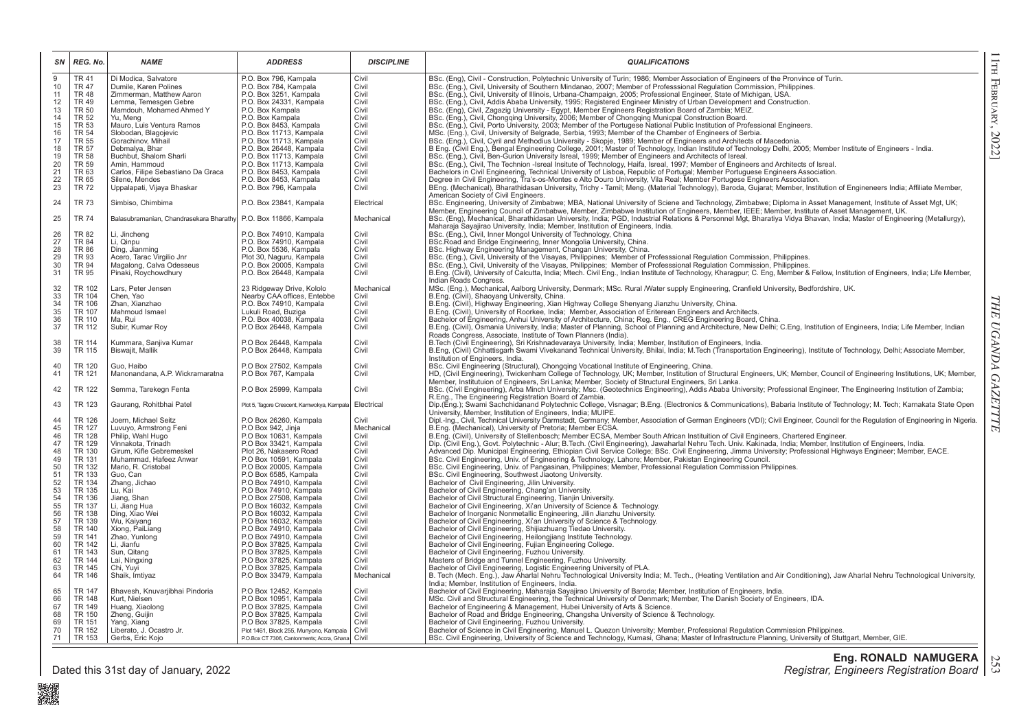| SN | REG. No. | NAME | ADDRESS | DISCIPLINE | QUALIFICATIONS |
|---|---|---|---|---|---|
| 9 | TR 41 | Di Modica, Salvatore | P.O. Box 796, Kampala | Civil | BSc. (Eng), Civil - Construction, Polytechnic University of Turin; 1986; Member Association of Engineers of the Pronvince of Turin. |
| 10 | TR 47 | Dumile, Karen Polines | P.O. Box 784, Kampala | Civil | BSc. (Eng.), Civil, University of Southern Mindanao, 2007; Member of Professsional Regulation Commission, Philippines. |
| 11 | TR 48 | Zimmerman, Matthew Aaron | P.O. Box 3251, Kampala | Civil | BSc. (Eng.), Civil, University of Illinois, Urbana-Champaign, 2005; Professional Engineer, State of Michigan, USA. |
| 12 | TR 49 | Lemma, Temesgen Gebre | P.O. Box 24331, Kampala | Civil | BSc. (Eng.), Civil, Addis Ababa University, 1995; Registered Engineer Ministry of Urban Development and Construction. |
| 13 | TR 50 | Mamdouh, Mohamed Ahmed Y | P.O. Box Kampala | Civil | BSc. (Eng), Civil, Zagazig University - Egypt, Member Engineers Registration Board of Zambia; MEIZ. |
| 14 | TR 52 | Yu, Meng | P.O. Box Kampala | Civil | BSc. (Eng.), Civil, Chongqing University, 2006; Member of Chongqing Municpal Construction Board. |
| 15 | TR 53 | Mauro, Luis Ventura Ramos | P.O. Box 8453, Kampala | Civil | BSc. (Eng.), Civil, Porto University, 2003; Member of the Portugese National Public Institution of Professional Engineers. |
| 16 | TR 54 | Slobodan, Blagojevic | P.O. Box 11713, Kampala | Civil | MSc. (Eng.), Civil, University of Belgrade, Serbia, 1993; Member of the Chamber of Engineers of Serbia. |
| 17 | TR 55 | Gorachinov, Mihail | P.O. Box 11713, Kampala | Civil | BSc. (Eng.), Civil, Cyril and Methodius University - Skopje, 1989; Member of Engineers and Architects of Macedonia. |
| 18 | TR 57 | Debmalya, Bhar | P.O. Box 26448, Kampala | Civil | B Eng. (Civil Eng.), Bengal Engineering College, 2001; Master of Technology, Indian Institute of Technology Delhi, 2005; Member Institute of Engineers - India. |
| 19 | TR 58 | Buchbut, Shalom Sharli | P.O. Box 11713, Kampala | Civil | BSc. (Eng.), Civil, Ben-Gurion University Isreal, 1999; Member of Engineers and Architects of Isreal. |
| 20 | TR 59 | Amin, Hammoud | P.O. Box 11713, Kampala | Civil | BSc. (Eng.), Civil, The Technion -Isreal Insitute of Technology, Haifa, Isreal, 1997; Member of Engineers and Architects of Isreal. |
| 21 | TR 63 | Carlos, Filipe Sebastiano Da Graca | P.O. Box 8453, Kampala | Civil | Bachelors in Civil Engineering, Technical University of Lisboa, Republic of Portugal; Member Portuguese Engineers Association. |
| 22 | TR 65 | Silene, Mendes | P.O. Box 8453, Kampala | Civil | Degree in Civil Engineering, Tra's-os-Montes e Alto Douro University, Vila Real; Member Portugese Engineers Association. |
| 23 | TR 72 | Uppalapati, Vijaya Bhaskar | P.O. Box 796, Kampala | Civil | BEng. (Mechanical), Bharathidasan University, Trichy - Tamil; Meng. (Material Technology), Baroda, Gujarat; Member, Institution of Engineneers India; Affiliate Member, American Society of Civil Engineers. |
| 24 | TR 73 | Simbiso, Chimbima | P.O. Box 23841, Kampala | Electrical | BSc. Engineering, University of Zimbabwe; MBA, National University of Sciene and Technology, Zimbabwe; Diploma in Asset Management, Institute of Asset Mgt, UK; Member, Engineering Council of Zimbabwe, Member, Zimbabwe Institution of Engineers, Member, IEEE; Member, Institute of Asset Management, UK. |
| 25 | TR 74 | Balasubramanian, Chandrasekara Bharathy | P.O. Box 11866, Kampala | Mechanical | BSc. (Eng), Mechanical, Bharathidasan University, India; PGD, Industrial Relations & Personnel Mgt, Bharatiya Vidya Bhavan, India; Master of Engineering (Metallurgy), Maharaja Sayajirao University, India; Member, Institution of Engineers, India. |
| 26 | TR 82 | Li, Jincheng | P.O. Box 74910, Kampala | Civil | BSc. (Eng.), Civil, Inner Mongol University of Technology, China |
| 27 | TR 84 | Li, Qinpu | P.O. Box 74910, Kampala | Civil | BSc.Road and Bridge Engineering, Inner Mongolia University, China. |
| 28 | TR 86 | Ding, Jianming | P.O. Box 5536, Kampala | Civil | BSc. Highway Engineering Management, Changan University, China. |
| 29 | TR 93 | Acero, Tarac Virgilio Jnr | Plot 30, Naguru, Kampala | Civil | BSc. (Eng.), Civil, University of the Visayas, Philippines; Member of Professsional Regulation Commission, Philippines. |
| 30 | TR 94 | Magalong, Calva Odesseus | P.O. Box 20005, Kampala | Civil | BSc. (Eng.), Civil, University of the Visayas, Philippines; Member of Professsional Regulation Commission, Philippines. |
| 31 | TR 95 | Pinaki, Roychowdhury | P.O. Box 26448, Kampala | Civil | B.Eng. (Civil), University of Calcutta, India; Mtech. Civil Eng., Indian Institute of Technology, Kharagpur; C. Eng, Member & Fellow, Institution of Engineers, India; Life Member, Indian Roads Congress. |
| 32 | TR 102 | Lars, Peter Jensen | 23 Ridgeway Drive, Kololo | Mechanical | MSc. (Eng.), Mechanical, Aalborg University, Denmark; MSc. Rural /Water supply Engineering, Cranfield University, Bedfordshire, UK. |
| 33 | TR 104 | Chen, Yao | Nearby CAA offices, Entebbe | Civil | B.Eng. (Civil), Shaoyang University, China. |
| 34 | TR 106 | Zhan, Xianzhao | P.O. Box 74910, Kampala | Civil | B.Eng. (Civil), Highway Engineering, Xian Highway College Shenyang Jianzhu University, China. |
| 35 | TR 107 | Mahmoud Ismael | Lukuli Road, Buziga | Civil | B.Eng. (Civil), University of Roorkee, India; Member, Association of Eriterean Engineers and Architects. |
| 36 | TR 110 | Ma, Rui | P.O. Box 40038, Kampala | Civil | Bachelor of Engineering, Anhui University of Architecture, China; Reg. Eng., CREG Engineering Board, China. |
| 37 | TR 112 | Subir, Kumar Roy | P.O Box 26448, Kampala | Civil | B.Eng. (Civil), Osmania University, India; Master of Planning, School of Planning and Architecture, New Delhi; C.Eng, Institution of Engineers, India; Life Member, Indian Roads Congress, Associate, Institute of Town Planners (India). |
| 38 | TR 114 | Kummara, Sanjiva Kumar | P.O Box 26448, Kampala | Civil | B.Tech (Civil Engineering), Sri Krishnadevaraya University, India; Member, Institution of Engineers, India. |
| 39 | TR 115 | Biswajit, Mallik | P.O Box 26448, Kampala | Civil | B.Eng. (Civil) Chhattisgarh Swami Vivekanand Technical University, Bhilai, India; M.Tech (Transportation Engineering), Institute of Technology, Delhi; Associate Member, Institution of Engineers, India. |
| 40 | TR 120 | Guo, Haibo | P.O Box 27502, Kampala | Civil | BSc. Civil Engineering (Structural), Chongqing Vocational Institute of Engineering, China. |
| 41 | TR 121 | Manonandana, A.P. Wickramaratna | P.O Box 767, Kampala | Civil | HD, (Civil Engineering), Twickenham College of Technology, UK; Member, Institution of Structural Engineers, UK; Member, Council of Engineering Institutions, UK; Member, Member, Institutuion of Engineers, Sri Lanka; Member, Society of Structural Engineers, Sri Lanka. |
| 42 | TR 122 | Semma, Tarekegn Fenta | P.O Box 25999, Kampala | Civil | BSc. (Civil Engineering), Arba Minch University; Msc. (Geotechnics Engineering), Addis Ababa University; Professional Engineer, The Engineering Institution of Zambia; R.Eng., The Engineering Registration Board of Zambia. |
| 43 | TR 123 | Gaurang, Rohitbhai Patel | Plot 5, Tagore Crescent, Kamwokya, Kampala | Electrical | Dip.(Eng.); Swami Sachchidanand Polytechnic College, Visnagar; B.Eng. (Electronics & Communications), Babaria Institute of Technology; M. Tech; Karnakata State Open University, Member, Institution of Engineers, India; MUIPE. |
| 44 | TR 126 | Joern, Michael Seitz | P.O Box 26260, Kampala | Civil | Dipl.-Ing., Civil, Technical University Darmstadt, Germany; Member, Association of German Engineers (VDI); Civil Engineer, Council for the Regulation of Engineering in Nigeria. |
| 45 | TR 127 | Luvuyo, Armstrong Feni | P.O Box 942, Jinja | Mechanical | B.Eng. (Mechanical), University of Pretoria; Member ECSA. |
| 46 | TR 128 | Philip, Wahl Hugo | P.O Box 10631, Kampala | Civil | B.Eng. (Civil), University of Stellenbosch; Member ECSA, Member South African Instituition of Civil Engineers, Chartered Engineer. |
| 47 | TR 129 | Vinnakota, Trinadh | P.O Box 33421, Kampala | Civil | Dip. (Civil Eng.), Govt. Polytechnic - Alur; B.Tech. (Civil Engineering), Jawaharlal Nehru Tech. Univ. Kakinada, India; Member, Institution of Engineers, India. |
| 48 | TR 130 | Girum, Kifle Gebremeskel | Plot 26, Nakasero Road | Civil | Advanced Dip. Municipal Engineering, Ethiopian Civil Service College; BSc. Civil Engineering, Jimma University; Professional Highways Engineer; Member, EACE. |
| 49 | TR 131 | Muhammad, Hafeez Anwar | P.O Box 10591, Kampala | Civil | BSc. Civil Engineering, Univ. of Engineering & Technology, Lahore; Member, Pakistan Engineering Council. |
| 50 | TR 132 | Mario, R. Cristobal | P.O Box 20005, Kampala | Civil | BSc. Civil Engineering, Univ. of Pangasinan, Philippines; Member, Professional Regulation Commission Philippines. |
| 51 | TR 133 | Guo, Can | P.O Box 6585, Kampala | Civil | BSc. Civil Engineering, Southwest Jiaotong University. |
| 52 | TR 134 | Zhang, Jichao | P.O Box 74910, Kampala | Civil | Bachelor of Civil Engineering, Jilin University. |
| 53 | TR 135 | Lu, Kai | P.O Box 74910, Kampala | Civil | Bachelor of Civil Engineering, Chang'an University. |
| 54 | TR 136 | Jiang, Shan | P.O Box 27508, Kampala | Civil | Bachelor of Civil Structural Engineering, Tianjin University. |
| 55 | TR 137 | Li, Jiang Hua | P.O Box 16032, Kampala | Civil | Bachelor of Civil Engineering, Xi'an University of Science & Technology. |
| 56 | TR 138 | Ding, Xiao Wei | P.O Box 16032, Kampala | Civil | Bachelor of Inorganic Nonmetallic Engineering, Jilin Jianzhu University. |
| 57 | TR 139 | Wu, Kaiyang | P.O Box 16032, Kampala | Civil | Bachelor of Civil Engineering, Xi'an University of Science & Technology. |
| 58 | TR 140 | Xiong, PaiLiang | P.O Box 74910, Kampala | Civil | Bachelor of Civil Engineering, Shijiazhuang Tiedao University. |
| 59 | TR 141 | Zhao, Yunlong | P.O Box 74910, Kampala | Civil | Bachelor of Civil Engineering, Heilongjiang Institute Technology. |
| 60 | TR 142 | Li, Jianfu | P.O Box 37825, Kampala | Civil | Bachelor of Civil Engineering, Fujian Engineering College. |
| 61 | TR 143 | Sun, Qitang | P.O Box 37825, Kampala | Civil | Bachelor of Civil Engineering, Fuzhou University. |
| 62 | TR 144 | Lai, Ningxing | P.O Box 37825, Kampala | Civil | Masters of Bridge and Tunnel Engineering, Fuzhou University. |
| 63 | TR 145 | Chi, Yuyi | P.O Box 37825, Kampala | Civil | Bachelor of Civil Engineering, Logistic Engineering University of PLA. |
| 64 | TR 146 | Shaik, Imtiyaz | P.O Box 33479, Kampala | Mechanical | B. Tech (Mech. Eng.), Jaw Aharlal Nehru Technological University India; M. Tech., (Heating Ventilation and Air Conditioning), Jaw Aharlal Nehru Technological University, India; Member, Institution of Engineers, India. |
| 65 | TR 147 | Bhavesh, Knuvarjibhai Pindoria | P.O Box 12452, Kampala | Civil | Bachelor of Civil Engineering, Maharaja Sayajirao University of Baroda; Member, Institution of Engineers, India. |
| 66 | TR 148 | Kurt, Nielsen | P.O Box 10951, Kampala | Civil | MSc. Civil and Structural Engineering, the Technical University of Denmark; Member, The Danish Society of Engineers, IDA. |
| 67 | TR 149 | Huang, Xiaolong | P.O Box 37825, Kampala | Civil | Bachelor of Engineering & Management, Hubei University of Arts & Science. |
| 68 | TR 150 | Zheng, Guijin | P.O Box 37825, Kampala | Civil | Bachelor of Road and Bridge Engineering, Changsha University of Science & Technology. |
| 69 | TR 151 | Yang, Xiang | P.O Box 37825, Kampala | Civil | Bachelor of Civil Engineering, Fuzhou University. |
| 70 | TR 152 | Liberato, J. Ocastro Jr. | Plot 1461, Block 255, Munyono, Kampala | Civil | Bachelor of Science in Civil Engineering, Manuel L. Quezon University; Member, Professional Regulation Commission Philippines. |
| 71 | TR 153 | Gerbs, Eric Kojo | P.O.Box CT 7306, Cantonments; Accra, Ghana | Civil | BSc. Civil Engineering, University of Science and Technology, Kumasi, Ghana; Master of Infrastructure Planning, University of Stuttgart, Member, GIE. |

Dated this 31st day of January, 2022

**Eng. RONALD NAMUGERA**
*Registrar, Engineers Registration Board*